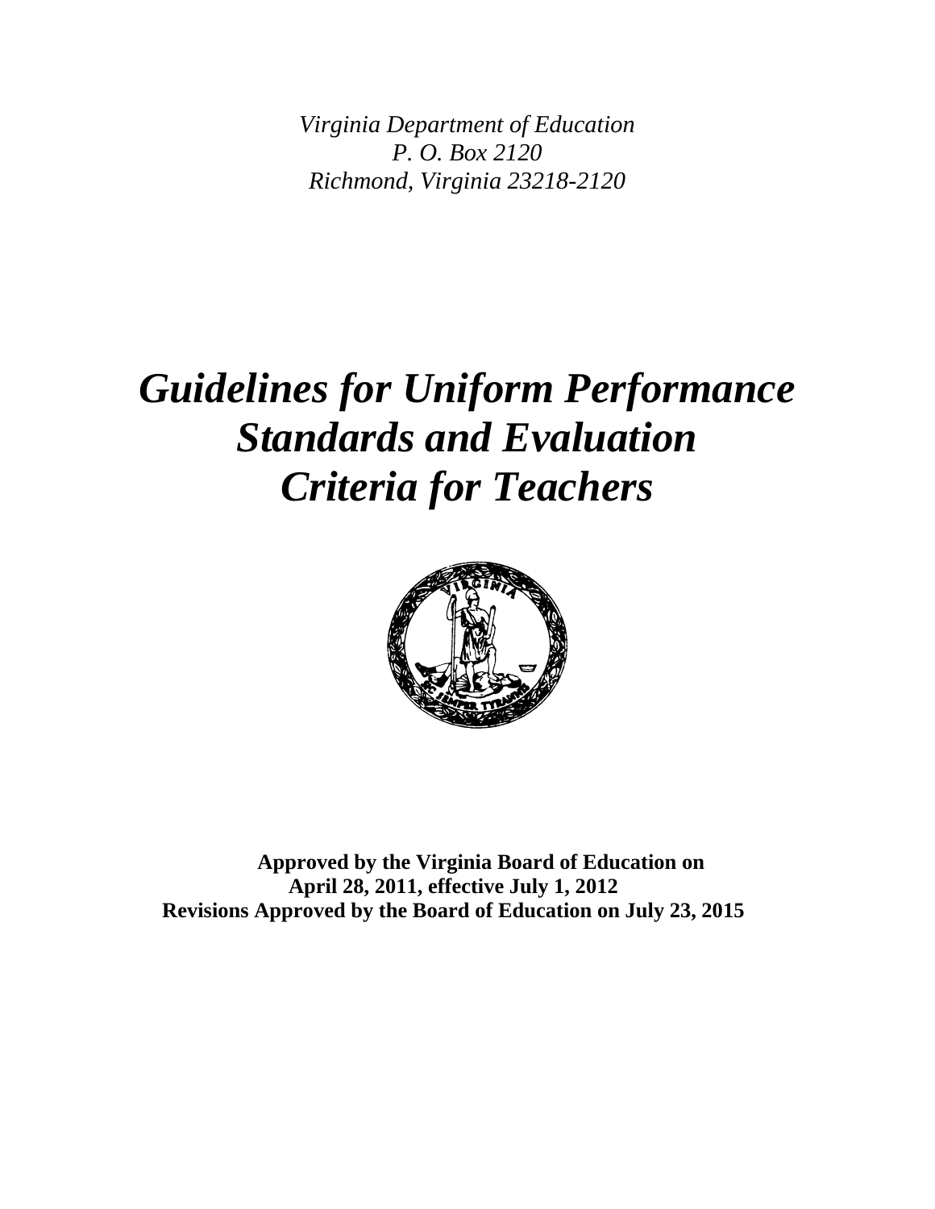*Virginia Department of Education*
*P. O. Box 2120*
*Richmond, Virginia 23218-2120*

# *Guidelines for Uniform Performance Standards and Evaluation Criteria for Teachers*

**Approved by the Virginia Board of Education on April 28, 2011, effective July 1, 2012**
**Revisions Approved by the Board of Education on July 23, 2015**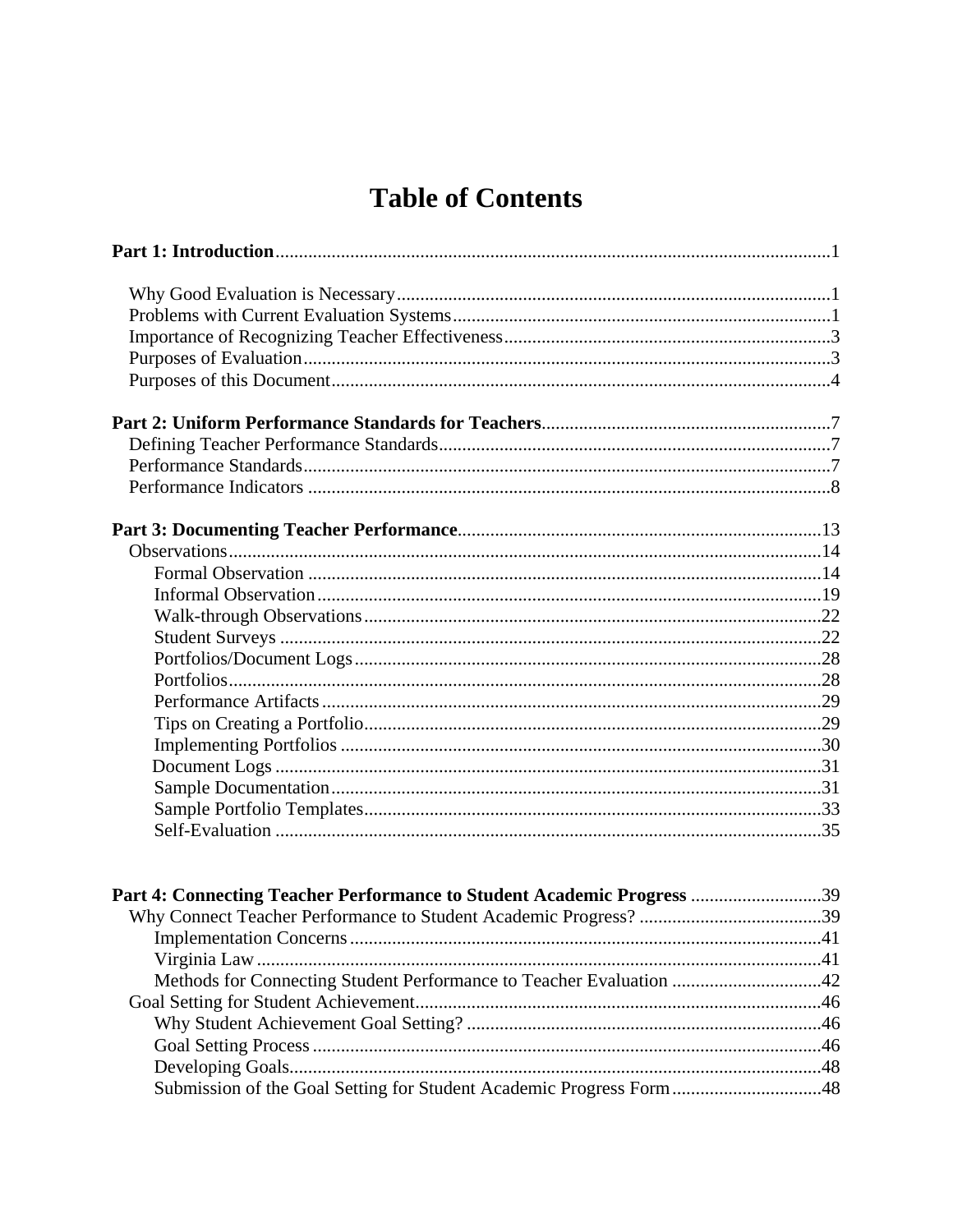# Table of Contents

**Part 1: Introduction** ....................................................................................................1

- Why Good Evaluation is Necessary ....................................................................................1
- Problems with Current Evaluation Systems ....................................................................1
- Importance of Recognizing Teacher Effectiveness ..........................................................3
- Purposes of Evaluation ......................................................................................................3
- Purposes of this Document ................................................................................................4

**Part 2: Uniform Performance Standards for Teachers** ..............................................7

- Defining Teacher Performance Standards ..........................................................................7
- Performance Standards ......................................................................................................7
- Performance Indicators ......................................................................................................8

**Part 3: Documenting Teacher Performance** ................................................................13

- Observations ......................................................................................................................14
  - Formal Observation ......................................................................................................14
  - Informal Observation ....................................................................................................19
  - Walk-through Observations ..........................................................................................22
  - Student Surveys ............................................................................................................22
  - Portfolios/Document Logs ............................................................................................28
  - Portfolios ......................................................................................................................28
  - Performance Artifacts ...................................................................................................29
  - Tips on Creating a Portfolio ..........................................................................................29
  - Implementing Portfolios ................................................................................................30
  - Document Logs ..............................................................................................................31
  - Sample Documentation ..................................................................................................31
  - Sample Portfolio Templates ..........................................................................................33
  - Self-Evaluation ..............................................................................................................35

**Part 4: Connecting Teacher Performance to Student Academic Progress** ..................39

- Why Connect Teacher Performance to Student Academic Progress? ............................39
  - Implementation Concerns ..............................................................................................41
  - Virginia Law ..................................................................................................................41
  - Methods for Connecting Student Performance to Teacher Evaluation ..........................42
- Goal Setting for Student Achievement ...........................................................................46
  - Why Student Achievement Goal Setting? ......................................................................46
  - Goal Setting Process .....................................................................................................46
  - Developing Goals ...........................................................................................................48
  - Submission of the Goal Setting for Student Academic Progress Form ..........................48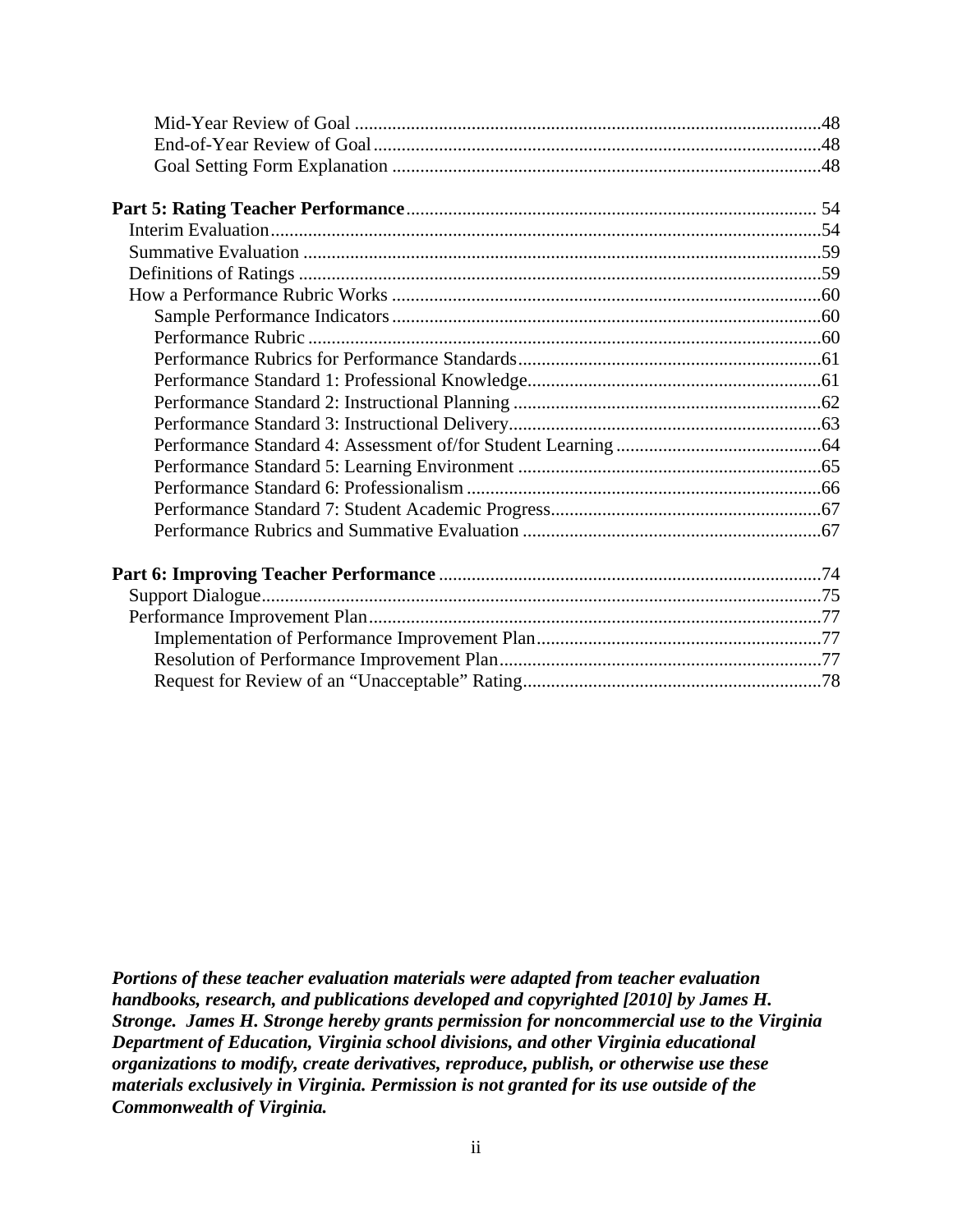Mid-Year Review of Goal ....48
End-of-Year Review of Goal ....48
Goal Setting Form Explanation ....48

**Part 5: Rating Teacher Performance** .... 54
Interim Evaluation ....54
Summative Evaluation ....59
Definitions of Ratings ....59
How a Performance Rubric Works ....60
Sample Performance Indicators ....60
Performance Rubric ....60
Performance Rubrics for Performance Standards ....61
Performance Standard 1: Professional Knowledge ....61
Performance Standard 2: Instructional Planning ....62
Performance Standard 3: Instructional Delivery ....63
Performance Standard 4: Assessment of/for Student Learning ....64
Performance Standard 5: Learning Environment ....65
Performance Standard 6: Professionalism ....66
Performance Standard 7: Student Academic Progress ....67
Performance Rubrics and Summative Evaluation ....67

**Part 6: Improving Teacher Performance** ....74
Support Dialogue ....75
Performance Improvement Plan ....77
Implementation of Performance Improvement Plan ....77
Resolution of Performance Improvement Plan ....77
Request for Review of an "Unacceptable" Rating ....78

***Portions of these teacher evaluation materials were adapted from teacher evaluation handbooks, research, and publications developed and copyrighted [2010] by James H. Stronge. James H. Stronge hereby grants permission for noncommercial use to the Virginia Department of Education, Virginia school divisions, and other Virginia educational organizations to modify, create derivatives, reproduce, publish, or otherwise use these materials exclusively in Virginia. Permission is not granted for its use outside of the Commonwealth of Virginia.***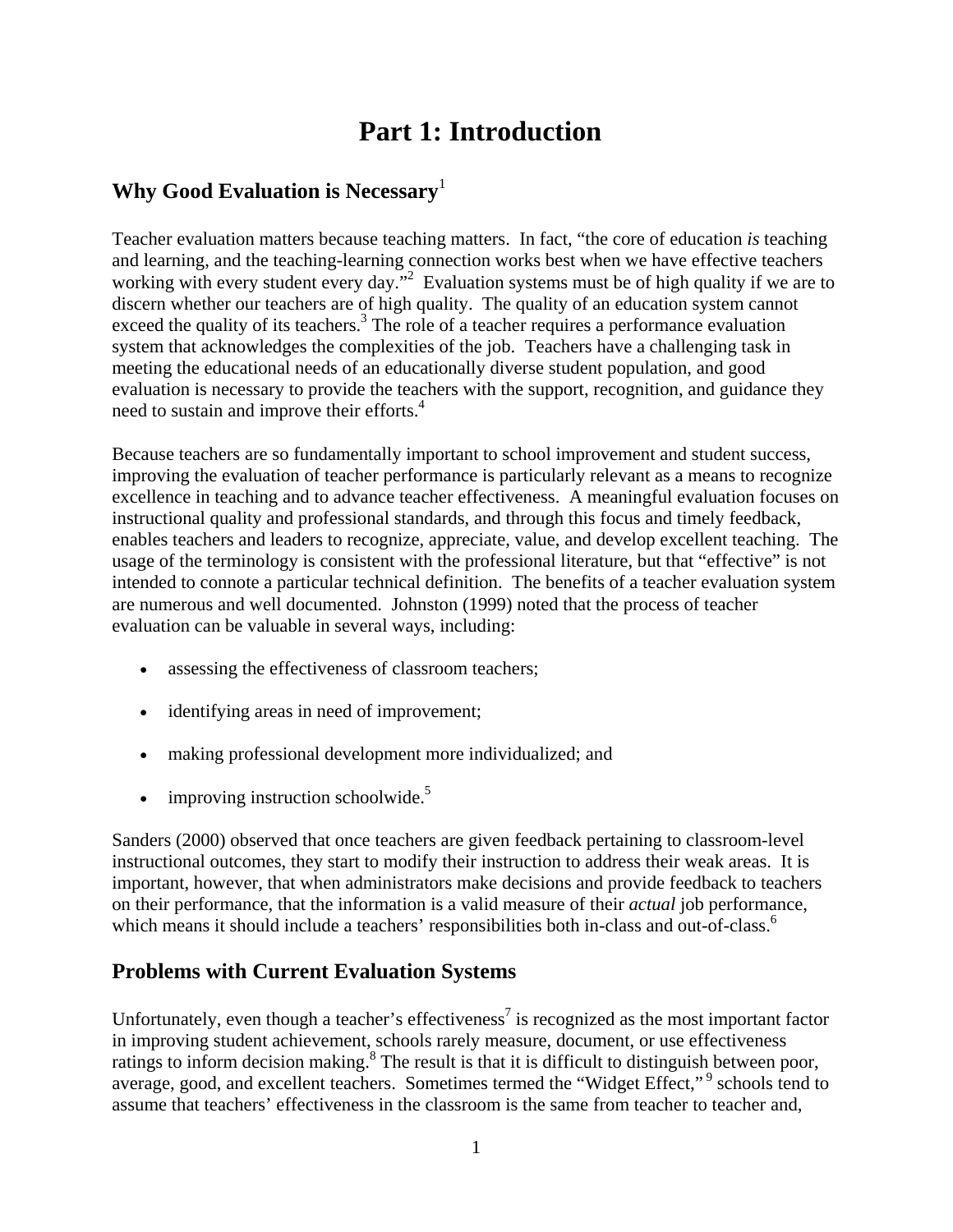# Part 1: Introduction

## Why Good Evaluation is Necessary[1]

Teacher evaluation matters because teaching matters. In fact, "the core of education *is* teaching and learning, and the teaching-learning connection works best when we have effective teachers working with every student every day."[2] Evaluation systems must be of high quality if we are to discern whether our teachers are of high quality. The quality of an education system cannot exceed the quality of its teachers.[3] The role of a teacher requires a performance evaluation system that acknowledges the complexities of the job. Teachers have a challenging task in meeting the educational needs of an educationally diverse student population, and good evaluation is necessary to provide the teachers with the support, recognition, and guidance they need to sustain and improve their efforts.[4]

Because teachers are so fundamentally important to school improvement and student success, improving the evaluation of teacher performance is particularly relevant as a means to recognize excellence in teaching and to advance teacher effectiveness. A meaningful evaluation focuses on instructional quality and professional standards, and through this focus and timely feedback, enables teachers and leaders to recognize, appreciate, value, and develop excellent teaching. The usage of the terminology is consistent with the professional literature, but that "effective" is not intended to connote a particular technical definition. The benefits of a teacher evaluation system are numerous and well documented. Johnston (1999) noted that the process of teacher evaluation can be valuable in several ways, including:

- assessing the effectiveness of classroom teachers;
- identifying areas in need of improvement;
- making professional development more individualized; and
- improving instruction schoolwide.[5]

Sanders (2000) observed that once teachers are given feedback pertaining to classroom-level instructional outcomes, they start to modify their instruction to address their weak areas. It is important, however, that when administrators make decisions and provide feedback to teachers on their performance, that the information is a valid measure of their *actual* job performance, which means it should include a teachers' responsibilities both in-class and out-of-class.[6]

## Problems with Current Evaluation Systems

Unfortunately, even though a teacher's effectiveness[7] is recognized as the most important factor in improving student achievement, schools rarely measure, document, or use effectiveness ratings to inform decision making.[8] The result is that it is difficult to distinguish between poor, average, good, and excellent teachers. Sometimes termed the "Widget Effect,"[9] schools tend to assume that teachers' effectiveness in the classroom is the same from teacher to teacher and,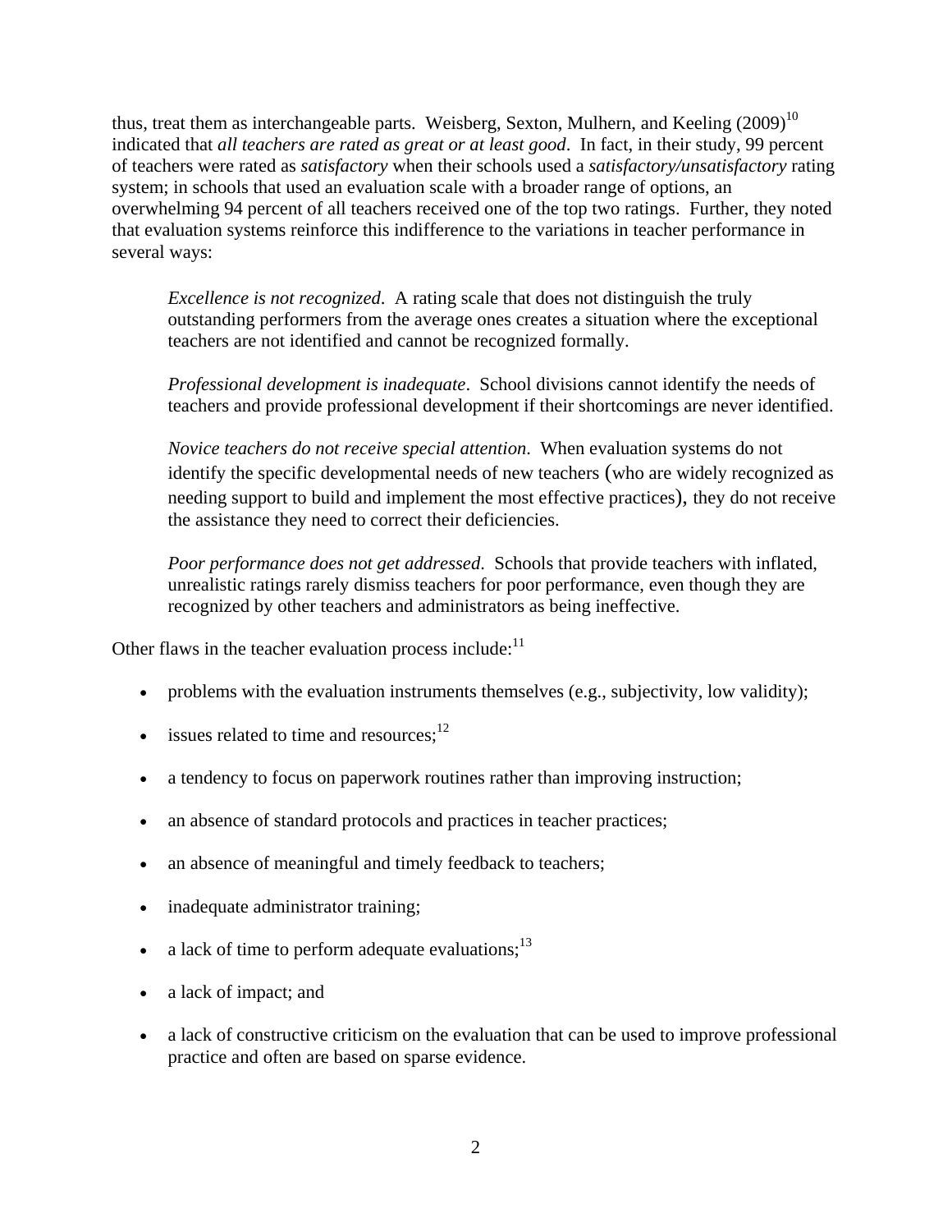thus, treat them as interchangeable parts. Weisberg, Sexton, Mulhern, and Keeling (2009)[10] indicated that *all teachers are rated as great or at least good*. In fact, in their study, 99 percent of teachers were rated as *satisfactory* when their schools used a *satisfactory/unsatisfactory* rating system; in schools that used an evaluation scale with a broader range of options, an overwhelming 94 percent of all teachers received one of the top two ratings. Further, they noted that evaluation systems reinforce this indifference to the variations in teacher performance in several ways:

> *Excellence is not recognized*. A rating scale that does not distinguish the truly outstanding performers from the average ones creates a situation where the exceptional teachers are not identified and cannot be recognized formally.
>
> *Professional development is inadequate*. School divisions cannot identify the needs of teachers and provide professional development if their shortcomings are never identified.
>
> *Novice teachers do not receive special attention*. When evaluation systems do not identify the specific developmental needs of new teachers (who are widely recognized as needing support to build and implement the most effective practices), they do not receive the assistance they need to correct their deficiencies.
>
> *Poor performance does not get addressed*. Schools that provide teachers with inflated, unrealistic ratings rarely dismiss teachers for poor performance, even though they are recognized by other teachers and administrators as being ineffective.

Other flaws in the teacher evaluation process include:[11]

- problems with the evaluation instruments themselves (e.g., subjectivity, low validity);
- issues related to time and resources;[12]
- a tendency to focus on paperwork routines rather than improving instruction;
- an absence of standard protocols and practices in teacher practices;
- an absence of meaningful and timely feedback to teachers;
- inadequate administrator training;
- a lack of time to perform adequate evaluations;[13]
- a lack of impact; and
- a lack of constructive criticism on the evaluation that can be used to improve professional practice and often are based on sparse evidence.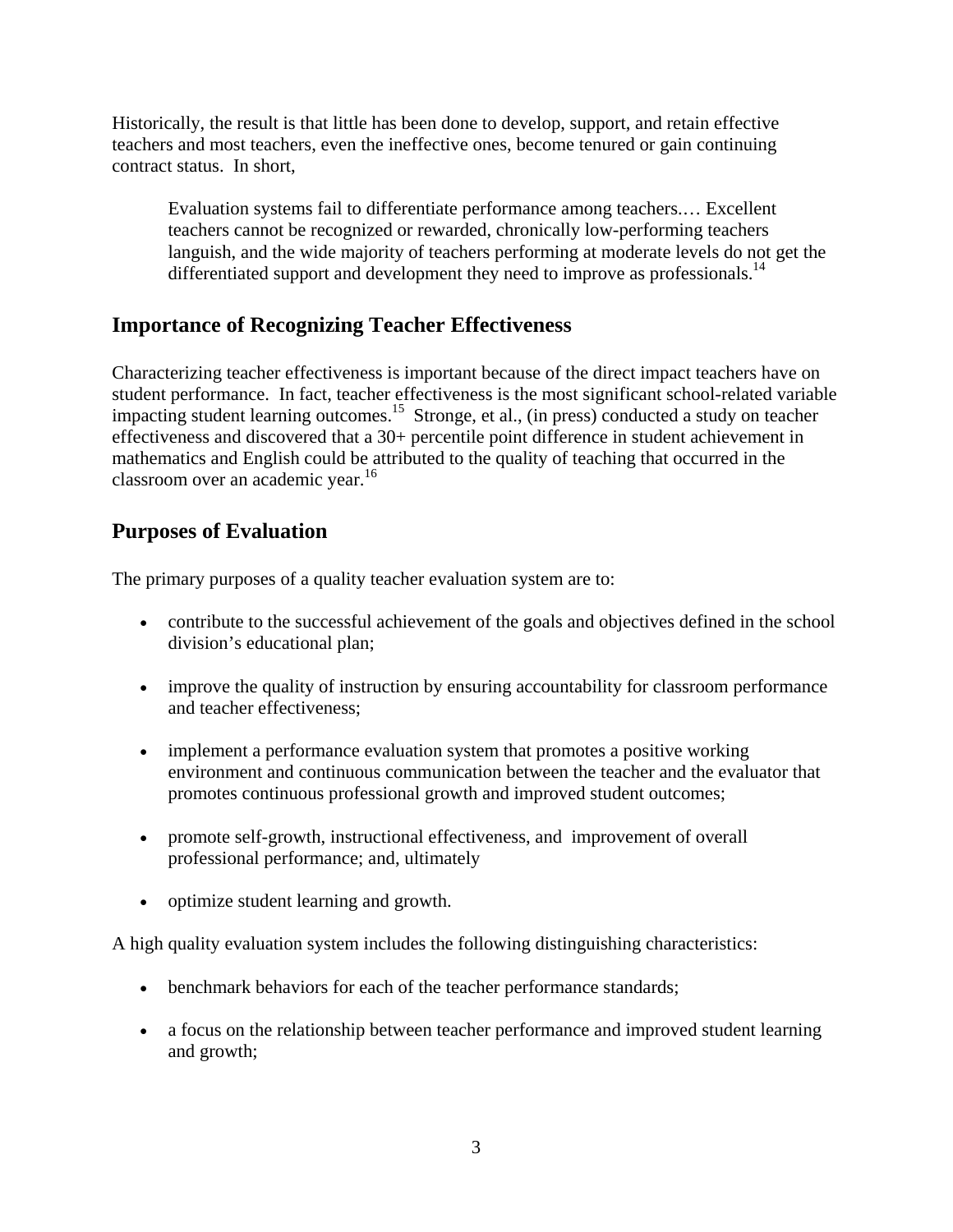Historically, the result is that little has been done to develop, support, and retain effective teachers and most teachers, even the ineffective ones, become tenured or gain continuing contract status. In short,

> Evaluation systems fail to differentiate performance among teachers.… Excellent teachers cannot be recognized or rewarded, chronically low-performing teachers languish, and the wide majority of teachers performing at moderate levels do not get the differentiated support and development they need to improve as professionals.[14]

## Importance of Recognizing Teacher Effectiveness

Characterizing teacher effectiveness is important because of the direct impact teachers have on student performance. In fact, teacher effectiveness is the most significant school-related variable impacting student learning outcomes.[15] Stronge, et al., (in press) conducted a study on teacher effectiveness and discovered that a 30+ percentile point difference in student achievement in mathematics and English could be attributed to the quality of teaching that occurred in the classroom over an academic year.[16]

## Purposes of Evaluation

The primary purposes of a quality teacher evaluation system are to:

- contribute to the successful achievement of the goals and objectives defined in the school division's educational plan;
- improve the quality of instruction by ensuring accountability for classroom performance and teacher effectiveness;
- implement a performance evaluation system that promotes a positive working environment and continuous communication between the teacher and the evaluator that promotes continuous professional growth and improved student outcomes;
- promote self-growth, instructional effectiveness, and improvement of overall professional performance; and, ultimately
- optimize student learning and growth.

A high quality evaluation system includes the following distinguishing characteristics:

- benchmark behaviors for each of the teacher performance standards;
- a focus on the relationship between teacher performance and improved student learning and growth;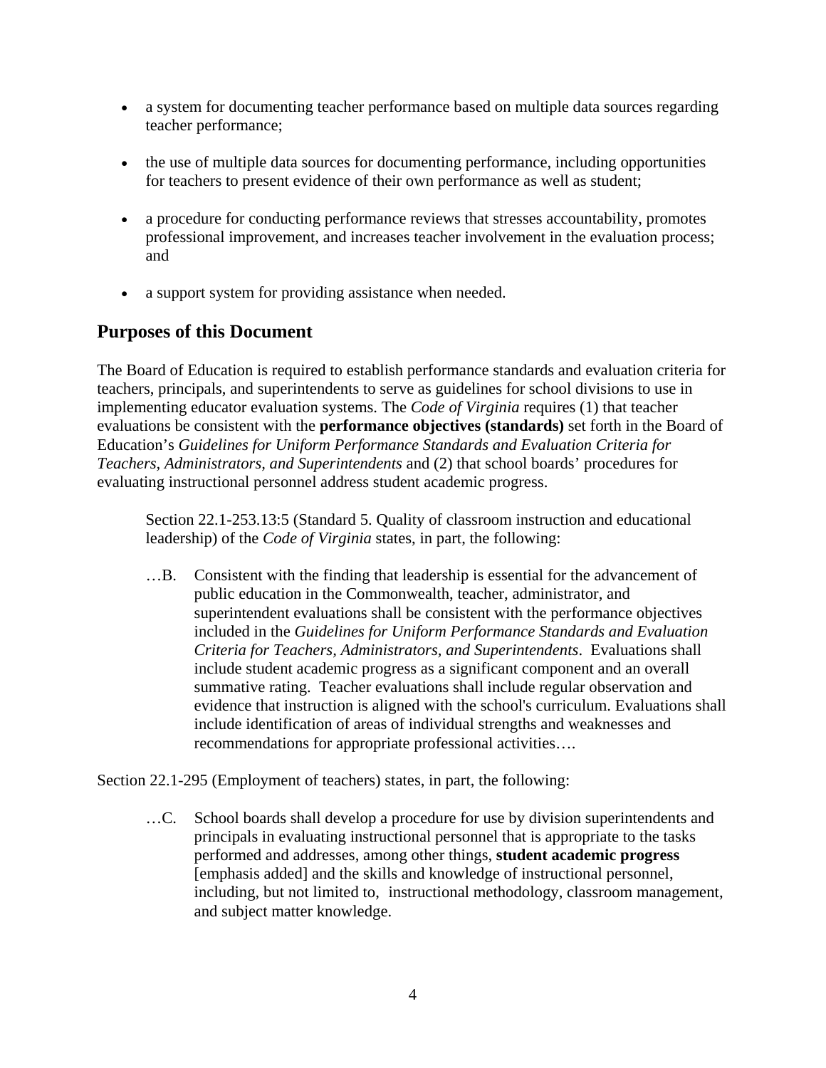- a system for documenting teacher performance based on multiple data sources regarding teacher performance;
- the use of multiple data sources for documenting performance, including opportunities for teachers to present evidence of their own performance as well as student;
- a procedure for conducting performance reviews that stresses accountability, promotes professional improvement, and increases teacher involvement in the evaluation process; and
- a support system for providing assistance when needed.

## Purposes of this Document

The Board of Education is required to establish performance standards and evaluation criteria for teachers, principals, and superintendents to serve as guidelines for school divisions to use in implementing educator evaluation systems. The *Code of Virginia* requires (1) that teacher evaluations be consistent with the **performance objectives (standards)** set forth in the Board of Education's *Guidelines for Uniform Performance Standards and Evaluation Criteria for Teachers, Administrators, and Superintendents* and (2) that school boards' procedures for evaluating instructional personnel address student academic progress.

> Section 22.1-253.13:5 (Standard 5. Quality of classroom instruction and educational leadership) of the *Code of Virginia* states, in part, the following:
>
> …B. Consistent with the finding that leadership is essential for the advancement of public education in the Commonwealth, teacher, administrator, and superintendent evaluations shall be consistent with the performance objectives included in the *Guidelines for Uniform Performance Standards and Evaluation Criteria for Teachers, Administrators, and Superintendents*. Evaluations shall include student academic progress as a significant component and an overall summative rating. Teacher evaluations shall include regular observation and evidence that instruction is aligned with the school's curriculum. Evaluations shall include identification of areas of individual strengths and weaknesses and recommendations for appropriate professional activities….

Section 22.1-295 (Employment of teachers) states, in part, the following:

> …C. School boards shall develop a procedure for use by division superintendents and principals in evaluating instructional personnel that is appropriate to the tasks performed and addresses, among other things, **student academic progress** [emphasis added] and the skills and knowledge of instructional personnel, including, but not limited to, instructional methodology, classroom management, and subject matter knowledge.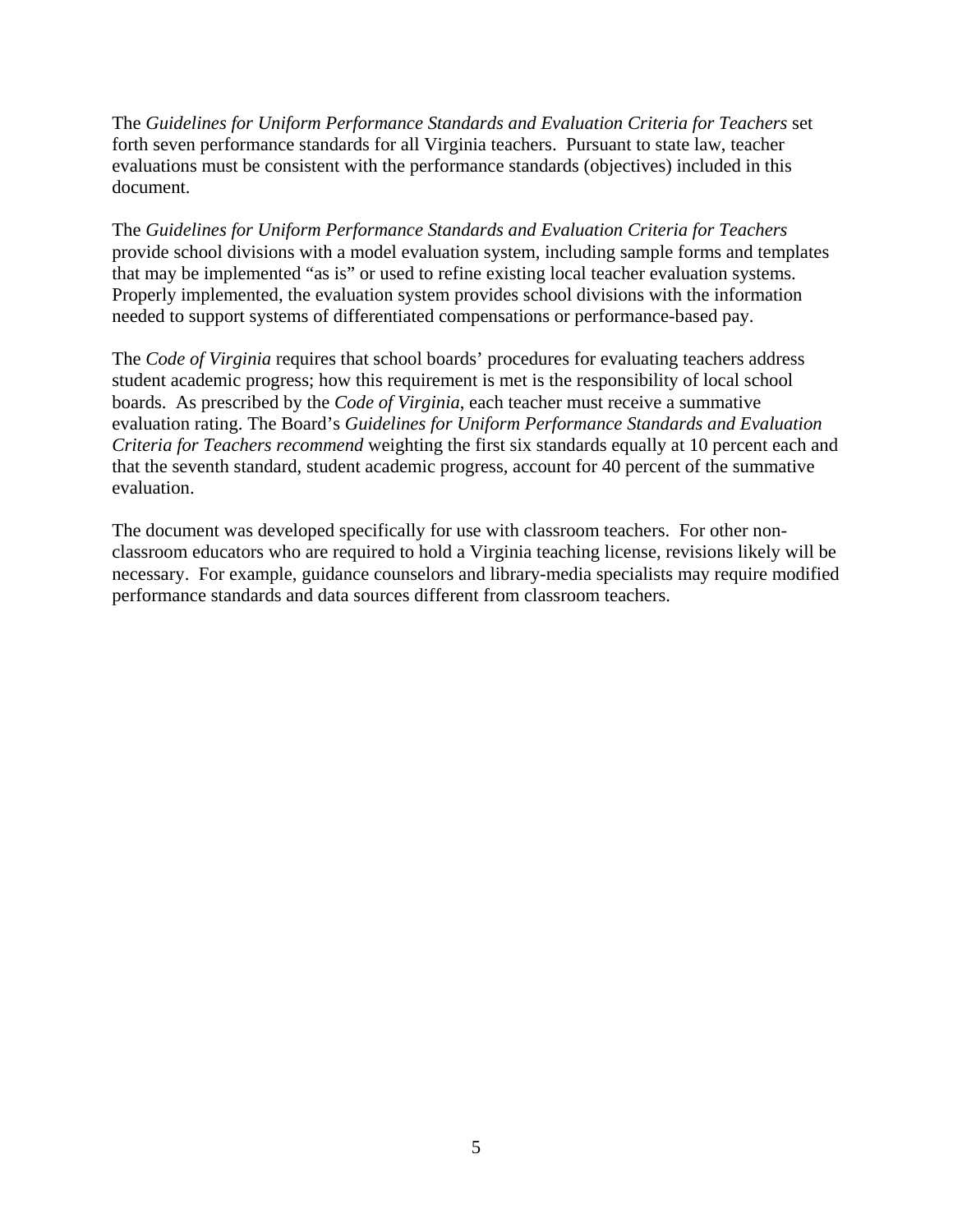The *Guidelines for Uniform Performance Standards and Evaluation Criteria for Teachers* set forth seven performance standards for all Virginia teachers. Pursuant to state law, teacher evaluations must be consistent with the performance standards (objectives) included in this document.

The *Guidelines for Uniform Performance Standards and Evaluation Criteria for Teachers* provide school divisions with a model evaluation system, including sample forms and templates that may be implemented "as is" or used to refine existing local teacher evaluation systems. Properly implemented, the evaluation system provides school divisions with the information needed to support systems of differentiated compensations or performance-based pay.

The *Code of Virginia* requires that school boards' procedures for evaluating teachers address student academic progress; how this requirement is met is the responsibility of local school boards. As prescribed by the *Code of Virginia*, each teacher must receive a summative evaluation rating. The Board's *Guidelines for Uniform Performance Standards and Evaluation Criteria for Teachers recommend* weighting the first six standards equally at 10 percent each and that the seventh standard, student academic progress, account for 40 percent of the summative evaluation.

The document was developed specifically for use with classroom teachers. For other non-classroom educators who are required to hold a Virginia teaching license, revisions likely will be necessary. For example, guidance counselors and library-media specialists may require modified performance standards and data sources different from classroom teachers.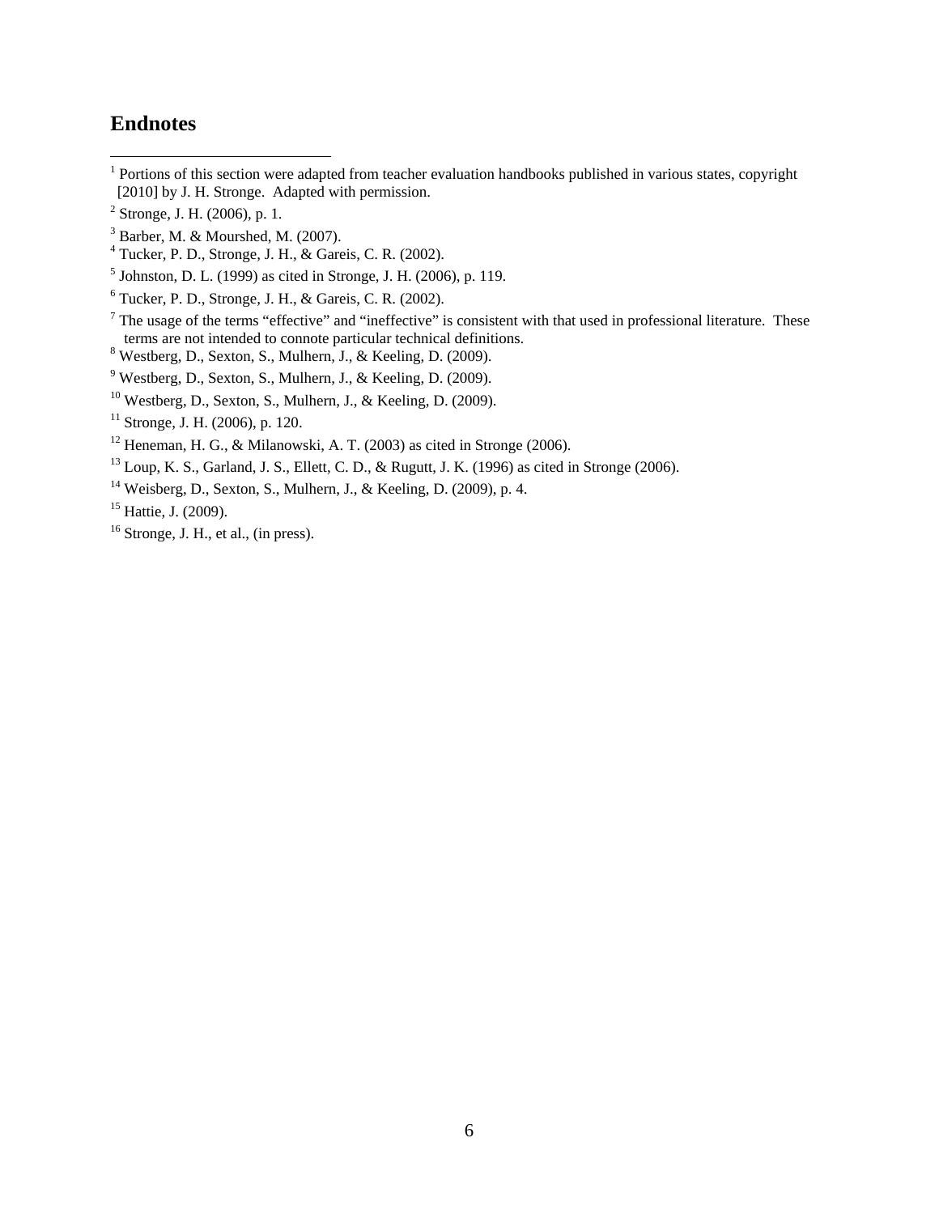## Endnotes

[1] Portions of this section were adapted from teacher evaluation handbooks published in various states, copyright [2010] by J. H. Stronge. Adapted with permission.

[2] Stronge, J. H. (2006), p. 1.

[3] Barber, M. & Mourshed, M. (2007).

[4] Tucker, P. D., Stronge, J. H., & Gareis, C. R. (2002).

[5] Johnston, D. L. (1999) as cited in Stronge, J. H. (2006), p. 119.

[6] Tucker, P. D., Stronge, J. H., & Gareis, C. R. (2002).

[7] The usage of the terms "effective" and "ineffective" is consistent with that used in professional literature. These terms are not intended to connote particular technical definitions.

[8] Westberg, D., Sexton, S., Mulhern, J., & Keeling, D. (2009).

[9] Westberg, D., Sexton, S., Mulhern, J., & Keeling, D. (2009).

[10] Westberg, D., Sexton, S., Mulhern, J., & Keeling, D. (2009).

[11] Stronge, J. H. (2006), p. 120.

[12] Heneman, H. G., & Milanowski, A. T. (2003) as cited in Stronge (2006).

[13] Loup, K. S., Garland, J. S., Ellett, C. D., & Rugutt, J. K. (1996) as cited in Stronge (2006).

[14] Weisberg, D., Sexton, S., Mulhern, J., & Keeling, D. (2009), p. 4.

[15] Hattie, J. (2009).

[16] Stronge, J. H., et al., (in press).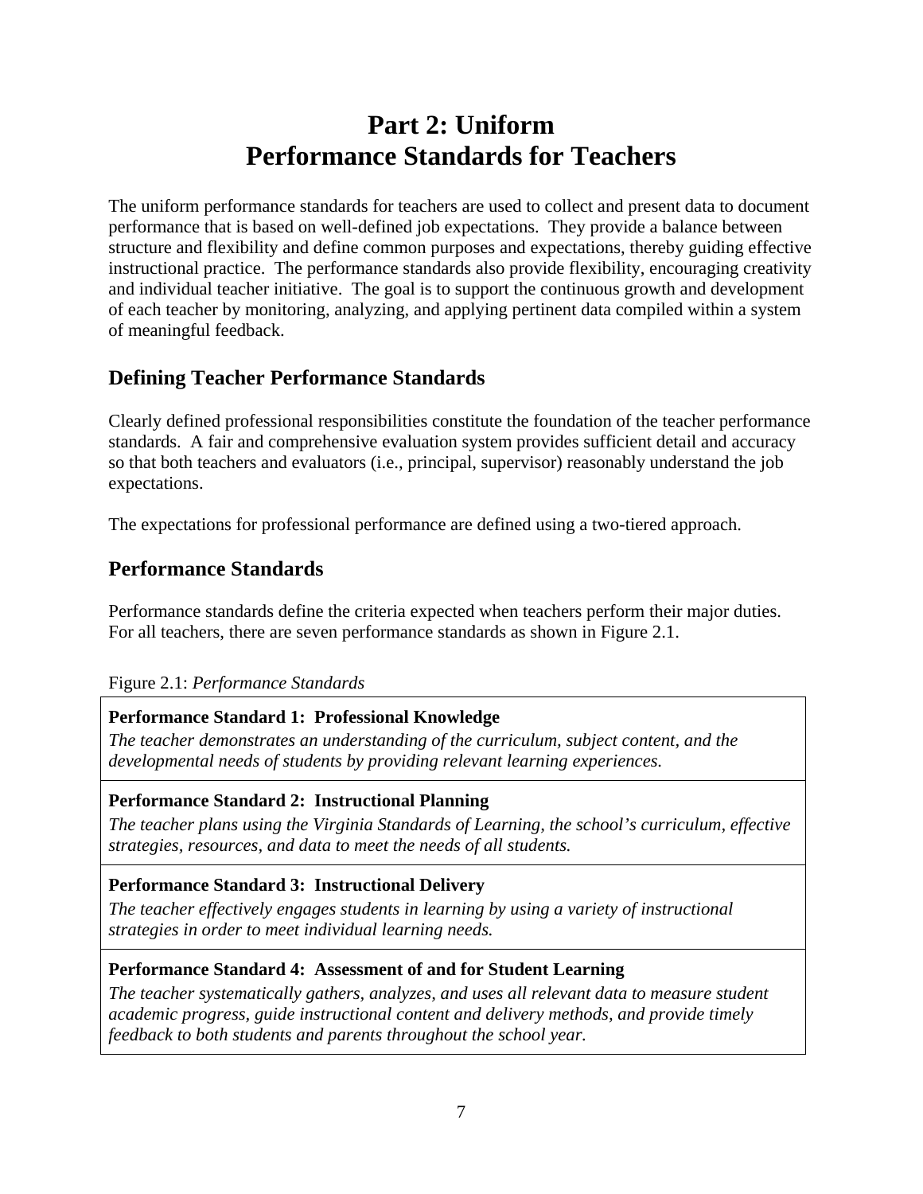# Part 2: Uniform Performance Standards for Teachers

The uniform performance standards for teachers are used to collect and present data to document performance that is based on well-defined job expectations. They provide a balance between structure and flexibility and define common purposes and expectations, thereby guiding effective instructional practice. The performance standards also provide flexibility, encouraging creativity and individual teacher initiative. The goal is to support the continuous growth and development of each teacher by monitoring, analyzing, and applying pertinent data compiled within a system of meaningful feedback.

## Defining Teacher Performance Standards

Clearly defined professional responsibilities constitute the foundation of the teacher performance standards. A fair and comprehensive evaluation system provides sufficient detail and accuracy so that both teachers and evaluators (i.e., principal, supervisor) reasonably understand the job expectations.

The expectations for professional performance are defined using a two-tiered approach.

## Performance Standards

Performance standards define the criteria expected when teachers perform their major duties. For all teachers, there are seven performance standards as shown in Figure 2.1.

Figure 2.1: *Performance Standards*

**Performance Standard 1: Professional Knowledge**
*The teacher demonstrates an understanding of the curriculum, subject content, and the developmental needs of students by providing relevant learning experiences.*

**Performance Standard 2: Instructional Planning**
*The teacher plans using the Virginia Standards of Learning, the school's curriculum, effective strategies, resources, and data to meet the needs of all students.*

**Performance Standard 3: Instructional Delivery**
*The teacher effectively engages students in learning by using a variety of instructional strategies in order to meet individual learning needs.*

**Performance Standard 4: Assessment of and for Student Learning**
*The teacher systematically gathers, analyzes, and uses all relevant data to measure student academic progress, guide instructional content and delivery methods, and provide timely feedback to both students and parents throughout the school year.*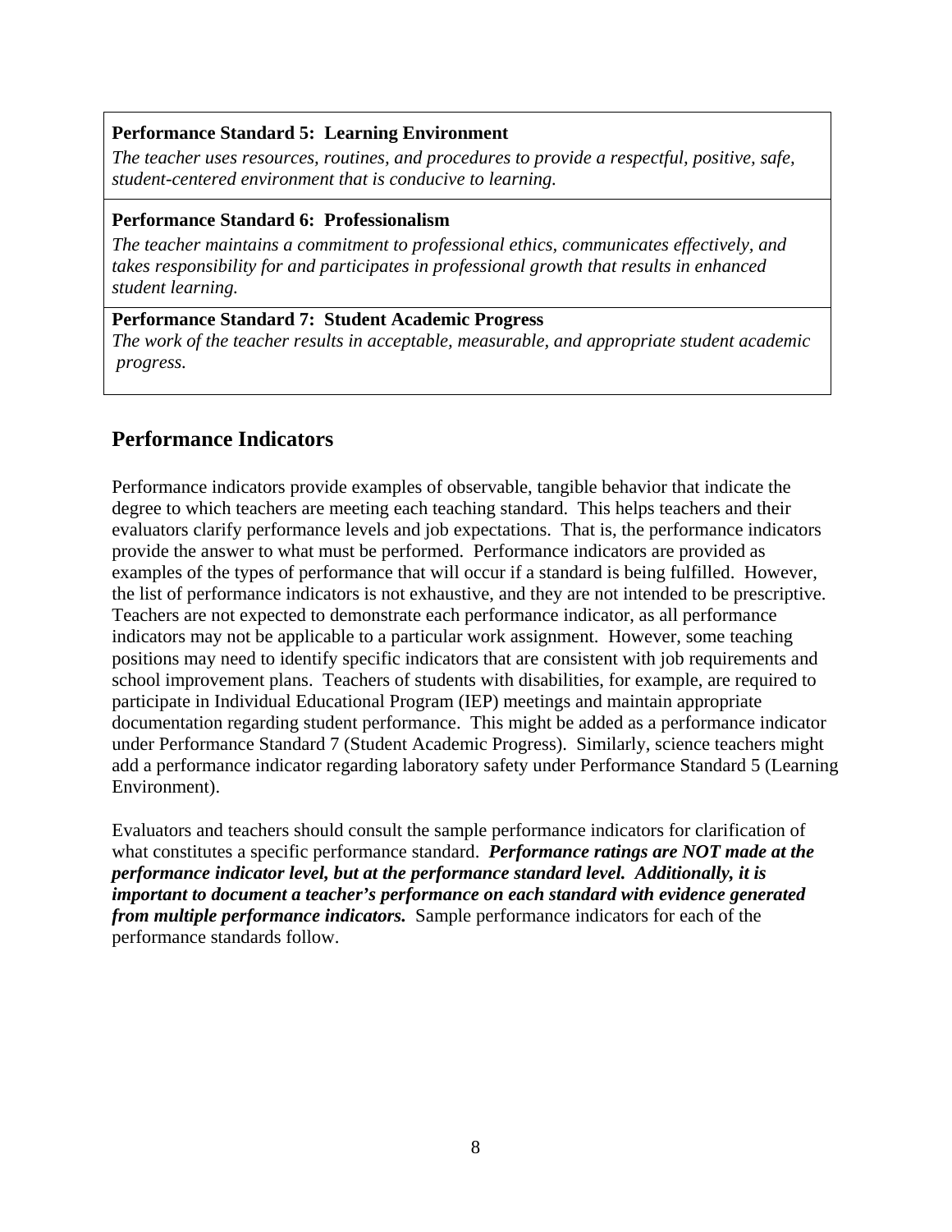**Performance Standard 5: Learning Environment**

*The teacher uses resources, routines, and procedures to provide a respectful, positive, safe, student-centered environment that is conducive to learning.*

**Performance Standard 6: Professionalism**

*The teacher maintains a commitment to professional ethics, communicates effectively, and takes responsibility for and participates in professional growth that results in enhanced student learning.*

**Performance Standard 7: Student Academic Progress**

*The work of the teacher results in acceptable, measurable, and appropriate student academic progress.*

## Performance Indicators

Performance indicators provide examples of observable, tangible behavior that indicate the degree to which teachers are meeting each teaching standard. This helps teachers and their evaluators clarify performance levels and job expectations. That is, the performance indicators provide the answer to what must be performed. Performance indicators are provided as examples of the types of performance that will occur if a standard is being fulfilled. However, the list of performance indicators is not exhaustive, and they are not intended to be prescriptive. Teachers are not expected to demonstrate each performance indicator, as all performance indicators may not be applicable to a particular work assignment. However, some teaching positions may need to identify specific indicators that are consistent with job requirements and school improvement plans. Teachers of students with disabilities, for example, are required to participate in Individual Educational Program (IEP) meetings and maintain appropriate documentation regarding student performance. This might be added as a performance indicator under Performance Standard 7 (Student Academic Progress). Similarly, science teachers might add a performance indicator regarding laboratory safety under Performance Standard 5 (Learning Environment).

Evaluators and teachers should consult the sample performance indicators for clarification of what constitutes a specific performance standard. ***Performance ratings are NOT made at the performance indicator level, but at the performance standard level. Additionally, it is important to document a teacher's performance on each standard with evidence generated from multiple performance indicators.*** Sample performance indicators for each of the performance standards follow.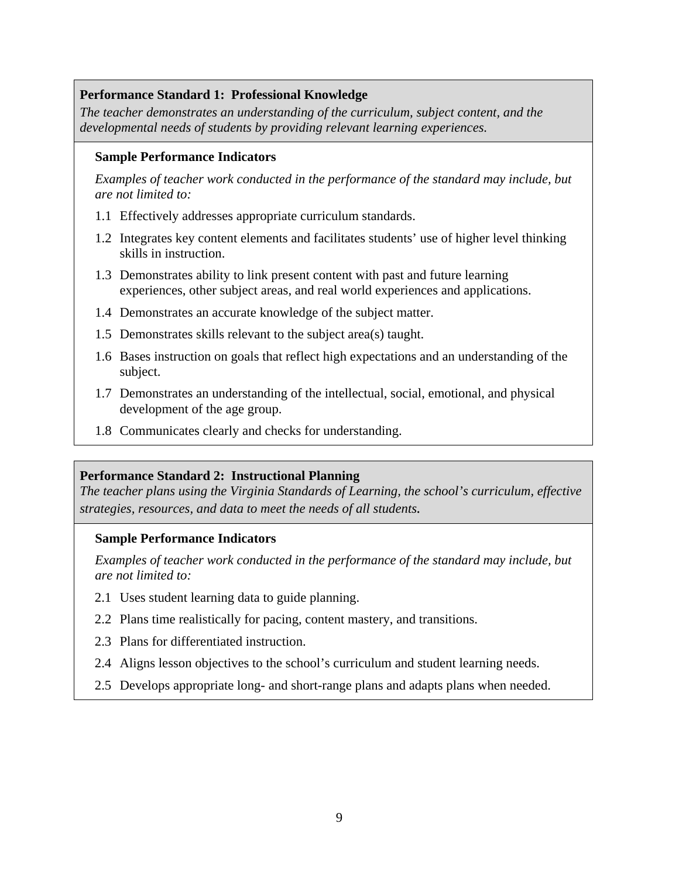**Performance Standard 1: Professional Knowledge**

*The teacher demonstrates an understanding of the curriculum, subject content, and the developmental needs of students by providing relevant learning experiences.*

**Sample Performance Indicators**

*Examples of teacher work conducted in the performance of the standard may include, but are not limited to:*

1.1 Effectively addresses appropriate curriculum standards.

1.2 Integrates key content elements and facilitates students' use of higher level thinking skills in instruction.

1.3 Demonstrates ability to link present content with past and future learning experiences, other subject areas, and real world experiences and applications.

1.4 Demonstrates an accurate knowledge of the subject matter.

1.5 Demonstrates skills relevant to the subject area(s) taught.

1.6 Bases instruction on goals that reflect high expectations and an understanding of the subject.

1.7 Demonstrates an understanding of the intellectual, social, emotional, and physical development of the age group.

1.8 Communicates clearly and checks for understanding.

**Performance Standard 2: Instructional Planning**

*The teacher plans using the Virginia Standards of Learning, the school's curriculum, effective strategies, resources, and data to meet the needs of all students.*

**Sample Performance Indicators**

*Examples of teacher work conducted in the performance of the standard may include, but are not limited to:*

2.1 Uses student learning data to guide planning.

2.2 Plans time realistically for pacing, content mastery, and transitions.

2.3 Plans for differentiated instruction.

2.4 Aligns lesson objectives to the school's curriculum and student learning needs.

2.5 Develops appropriate long- and short-range plans and adapts plans when needed.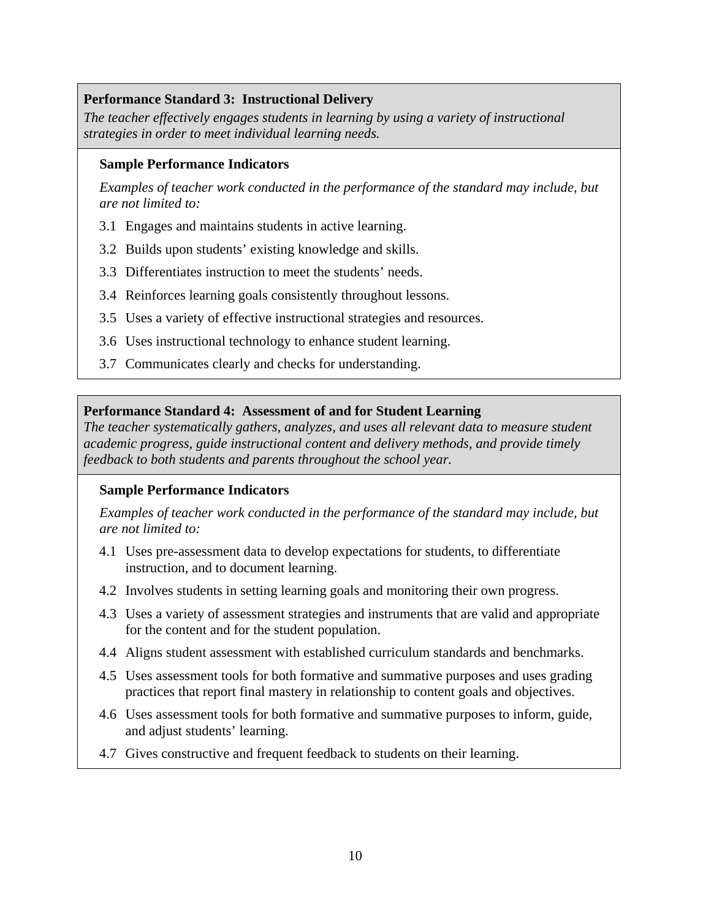**Performance Standard 3: Instructional Delivery**

*The teacher effectively engages students in learning by using a variety of instructional strategies in order to meet individual learning needs.*

**Sample Performance Indicators**

*Examples of teacher work conducted in the performance of the standard may include, but are not limited to:*

3.1 Engages and maintains students in active learning.

3.2 Builds upon students' existing knowledge and skills.

3.3 Differentiates instruction to meet the students' needs.

3.4 Reinforces learning goals consistently throughout lessons.

3.5 Uses a variety of effective instructional strategies and resources.

3.6 Uses instructional technology to enhance student learning.

3.7 Communicates clearly and checks for understanding.

**Performance Standard 4: Assessment of and for Student Learning**

*The teacher systematically gathers, analyzes, and uses all relevant data to measure student academic progress, guide instructional content and delivery methods, and provide timely feedback to both students and parents throughout the school year.*

**Sample Performance Indicators**

*Examples of teacher work conducted in the performance of the standard may include, but are not limited to:*

4.1 Uses pre-assessment data to develop expectations for students, to differentiate instruction, and to document learning.

4.2 Involves students in setting learning goals and monitoring their own progress.

4.3 Uses a variety of assessment strategies and instruments that are valid and appropriate for the content and for the student population.

4.4 Aligns student assessment with established curriculum standards and benchmarks.

4.5 Uses assessment tools for both formative and summative purposes and uses grading practices that report final mastery in relationship to content goals and objectives.

4.6 Uses assessment tools for both formative and summative purposes to inform, guide, and adjust students' learning.

4.7 Gives constructive and frequent feedback to students on their learning.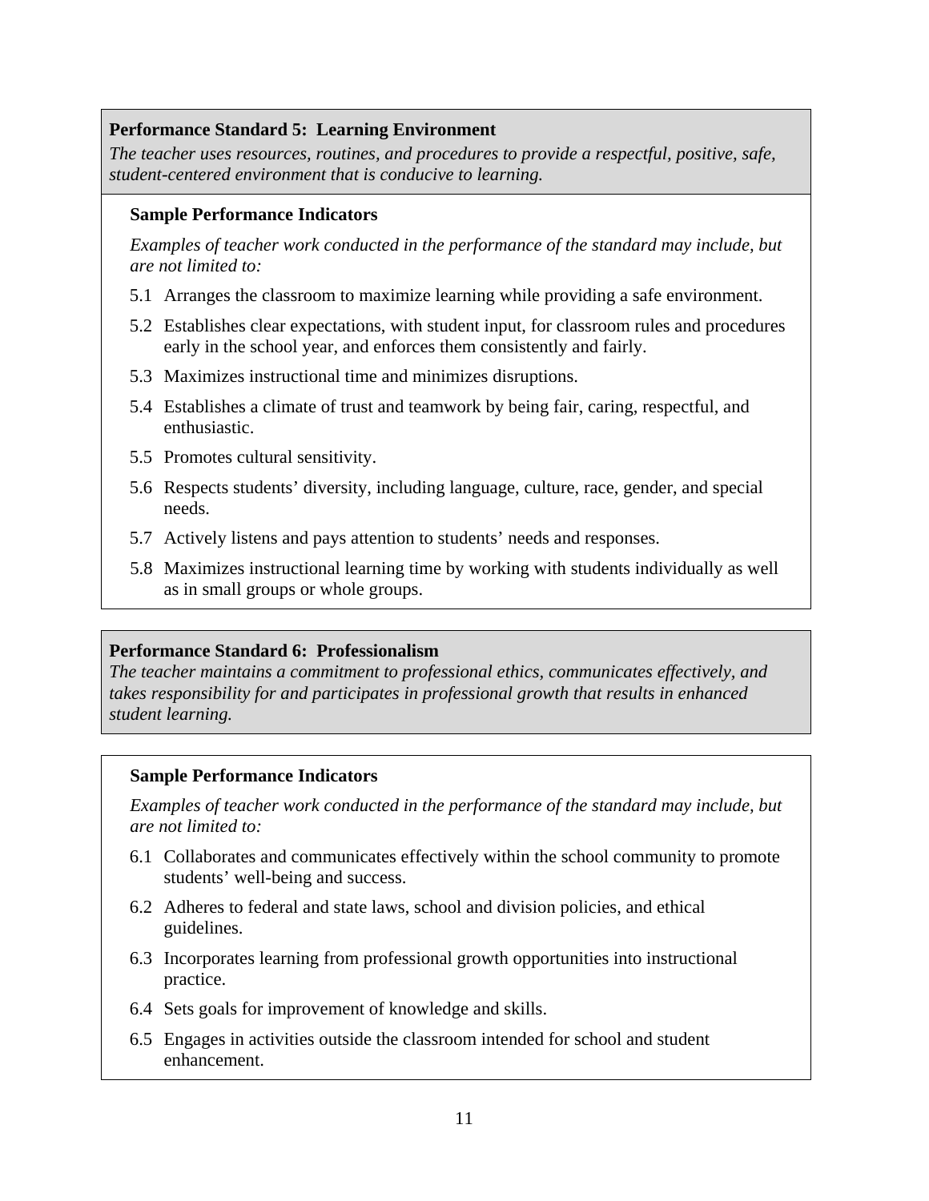**Performance Standard 5: Learning Environment**

*The teacher uses resources, routines, and procedures to provide a respectful, positive, safe, student-centered environment that is conducive to learning.*

**Sample Performance Indicators**

*Examples of teacher work conducted in the performance of the standard may include, but are not limited to:*

5.1 Arranges the classroom to maximize learning while providing a safe environment.

5.2 Establishes clear expectations, with student input, for classroom rules and procedures early in the school year, and enforces them consistently and fairly.

5.3 Maximizes instructional time and minimizes disruptions.

5.4 Establishes a climate of trust and teamwork by being fair, caring, respectful, and enthusiastic.

5.5 Promotes cultural sensitivity.

5.6 Respects students' diversity, including language, culture, race, gender, and special needs.

5.7 Actively listens and pays attention to students' needs and responses.

5.8 Maximizes instructional learning time by working with students individually as well as in small groups or whole groups.

**Performance Standard 6: Professionalism**

*The teacher maintains a commitment to professional ethics, communicates effectively, and takes responsibility for and participates in professional growth that results in enhanced student learning.*

**Sample Performance Indicators**

*Examples of teacher work conducted in the performance of the standard may include, but are not limited to:*

6.1 Collaborates and communicates effectively within the school community to promote students' well-being and success.

6.2 Adheres to federal and state laws, school and division policies, and ethical guidelines.

6.3 Incorporates learning from professional growth opportunities into instructional practice.

6.4 Sets goals for improvement of knowledge and skills.

6.5 Engages in activities outside the classroom intended for school and student enhancement.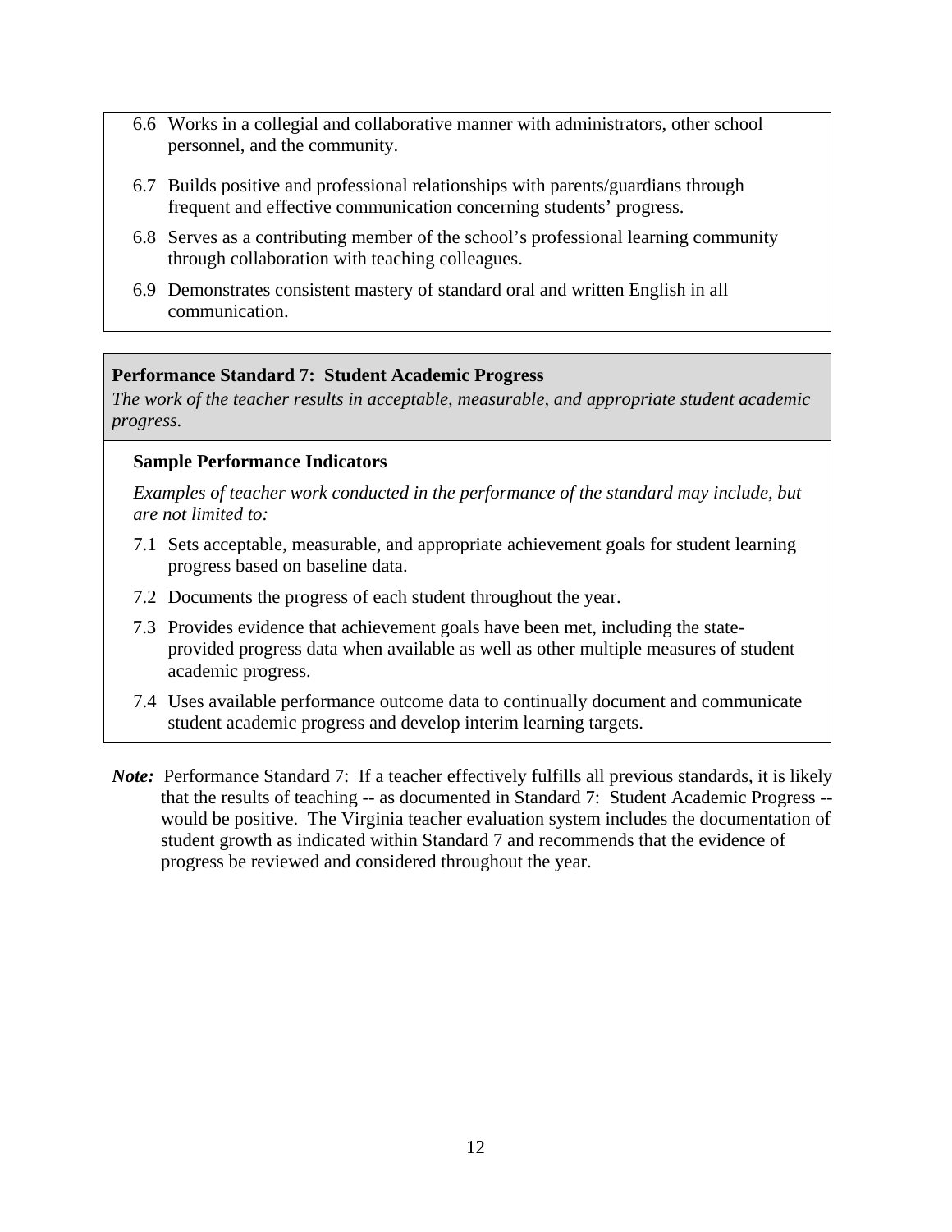6.6 Works in a collegial and collaborative manner with administrators, other school personnel, and the community.

6.7 Builds positive and professional relationships with parents/guardians through frequent and effective communication concerning students' progress.

6.8 Serves as a contributing member of the school's professional learning community through collaboration with teaching colleagues.

6.9 Demonstrates consistent mastery of standard oral and written English in all communication.

**Performance Standard 7: Student Academic Progress**

*The work of the teacher results in acceptable, measurable, and appropriate student academic progress.*

**Sample Performance Indicators**

*Examples of teacher work conducted in the performance of the standard may include, but are not limited to:*

7.1 Sets acceptable, measurable, and appropriate achievement goals for student learning progress based on baseline data.

7.2 Documents the progress of each student throughout the year.

7.3 Provides evidence that achievement goals have been met, including the state-provided progress data when available as well as other multiple measures of student academic progress.

7.4 Uses available performance outcome data to continually document and communicate student academic progress and develop interim learning targets.

***Note:*** Performance Standard 7: If a teacher effectively fulfills all previous standards, it is likely that the results of teaching -- as documented in Standard 7: Student Academic Progress -- would be positive. The Virginia teacher evaluation system includes the documentation of student growth as indicated within Standard 7 and recommends that the evidence of progress be reviewed and considered throughout the year.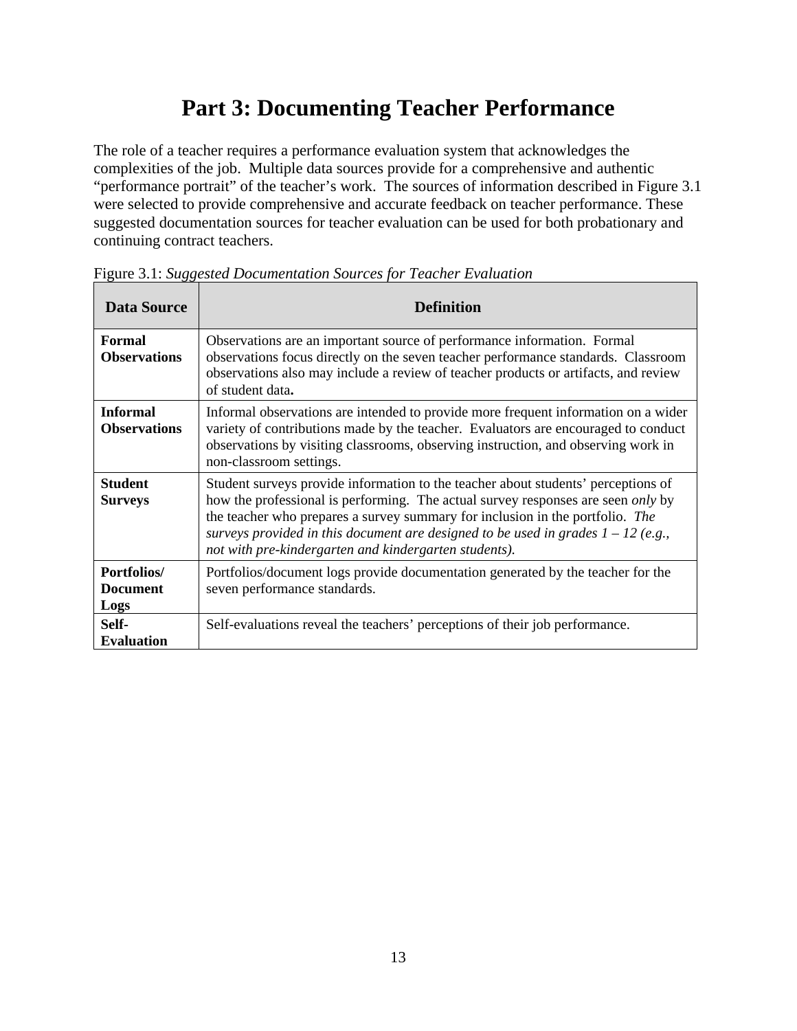# Part 3: Documenting Teacher Performance

The role of a teacher requires a performance evaluation system that acknowledges the complexities of the job. Multiple data sources provide for a comprehensive and authentic "performance portrait" of the teacher's work. The sources of information described in Figure 3.1 were selected to provide comprehensive and accurate feedback on teacher performance. These suggested documentation sources for teacher evaluation can be used for both probationary and continuing contract teachers.

Figure 3.1: *Suggested Documentation Sources for Teacher Evaluation*

| Data Source | Definition |
|---|---|
| **Formal Observations** | Observations are an important source of performance information. Formal observations focus directly on the seven teacher performance standards. Classroom observations also may include a review of teacher products or artifacts, and review of student data**.** |
| **Informal Observations** | Informal observations are intended to provide more frequent information on a wider variety of contributions made by the teacher. Evaluators are encouraged to conduct observations by visiting classrooms, observing instruction, and observing work in non-classroom settings. |
| **Student Surveys** | Student surveys provide information to the teacher about students' perceptions of how the professional is performing. The actual survey responses are seen *only* by the teacher who prepares a survey summary for inclusion in the portfolio. *The surveys provided in this document are designed to be used in grades 1 – 12 (e.g., not with pre-kindergarten and kindergarten students).* |
| **Portfolios/ Document Logs** | Portfolios/document logs provide documentation generated by the teacher for the seven performance standards. |
| **Self-Evaluation** | Self-evaluations reveal the teachers' perceptions of their job performance. |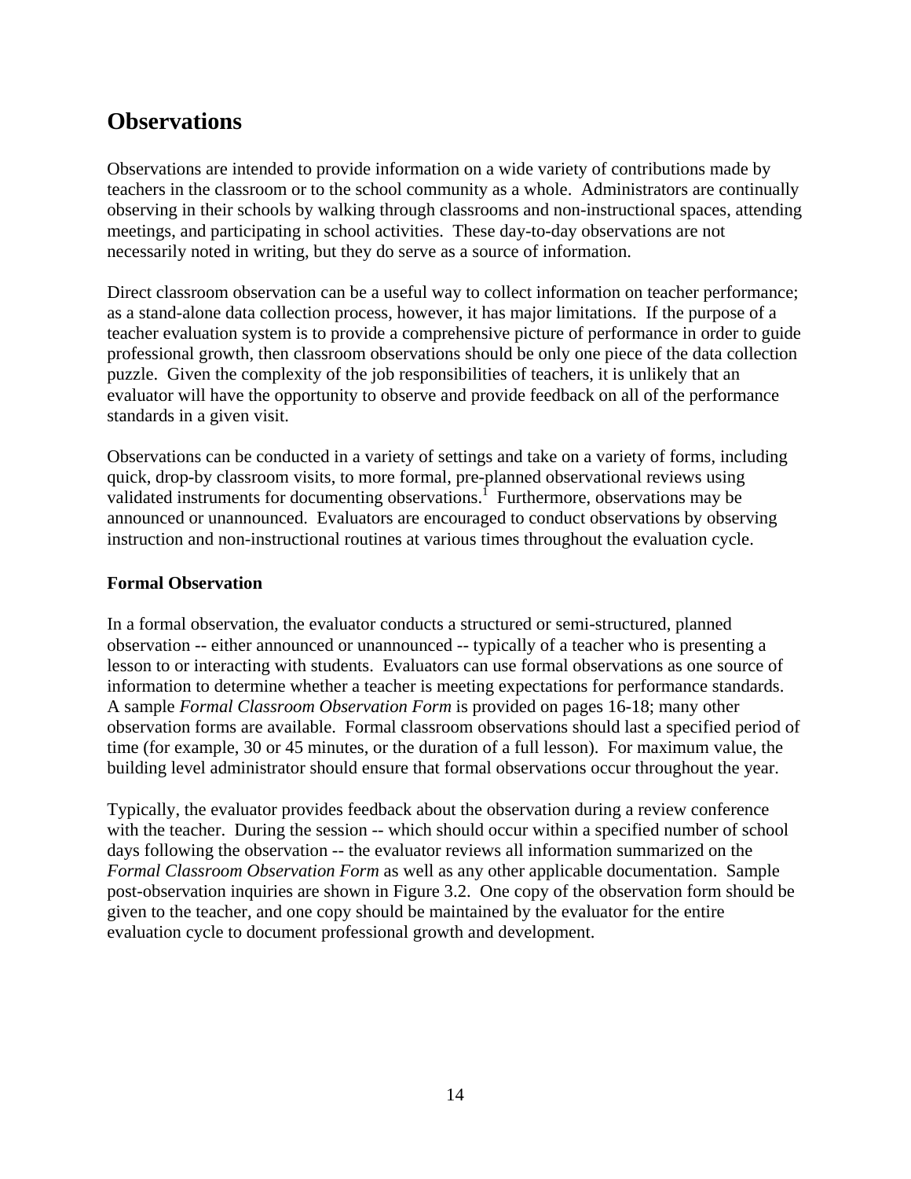## Observations

Observations are intended to provide information on a wide variety of contributions made by teachers in the classroom or to the school community as a whole. Administrators are continually observing in their schools by walking through classrooms and non-instructional spaces, attending meetings, and participating in school activities. These day-to-day observations are not necessarily noted in writing, but they do serve as a source of information.

Direct classroom observation can be a useful way to collect information on teacher performance; as a stand-alone data collection process, however, it has major limitations. If the purpose of a teacher evaluation system is to provide a comprehensive picture of performance in order to guide professional growth, then classroom observations should be only one piece of the data collection puzzle. Given the complexity of the job responsibilities of teachers, it is unlikely that an evaluator will have the opportunity to observe and provide feedback on all of the performance standards in a given visit.

Observations can be conducted in a variety of settings and take on a variety of forms, including quick, drop-by classroom visits, to more formal, pre-planned observational reviews using validated instruments for documenting observations.[1] Furthermore, observations may be announced or unannounced. Evaluators are encouraged to conduct observations by observing instruction and non-instructional routines at various times throughout the evaluation cycle.

### Formal Observation

In a formal observation, the evaluator conducts a structured or semi-structured, planned observation -- either announced or unannounced -- typically of a teacher who is presenting a lesson to or interacting with students. Evaluators can use formal observations as one source of information to determine whether a teacher is meeting expectations for performance standards. A sample *Formal Classroom Observation Form* is provided on pages 16-18; many other observation forms are available. Formal classroom observations should last a specified period of time (for example, 30 or 45 minutes, or the duration of a full lesson). For maximum value, the building level administrator should ensure that formal observations occur throughout the year.

Typically, the evaluator provides feedback about the observation during a review conference with the teacher. During the session -- which should occur within a specified number of school days following the observation -- the evaluator reviews all information summarized on the *Formal Classroom Observation Form* as well as any other applicable documentation. Sample post-observation inquiries are shown in Figure 3.2. One copy of the observation form should be given to the teacher, and one copy should be maintained by the evaluator for the entire evaluation cycle to document professional growth and development.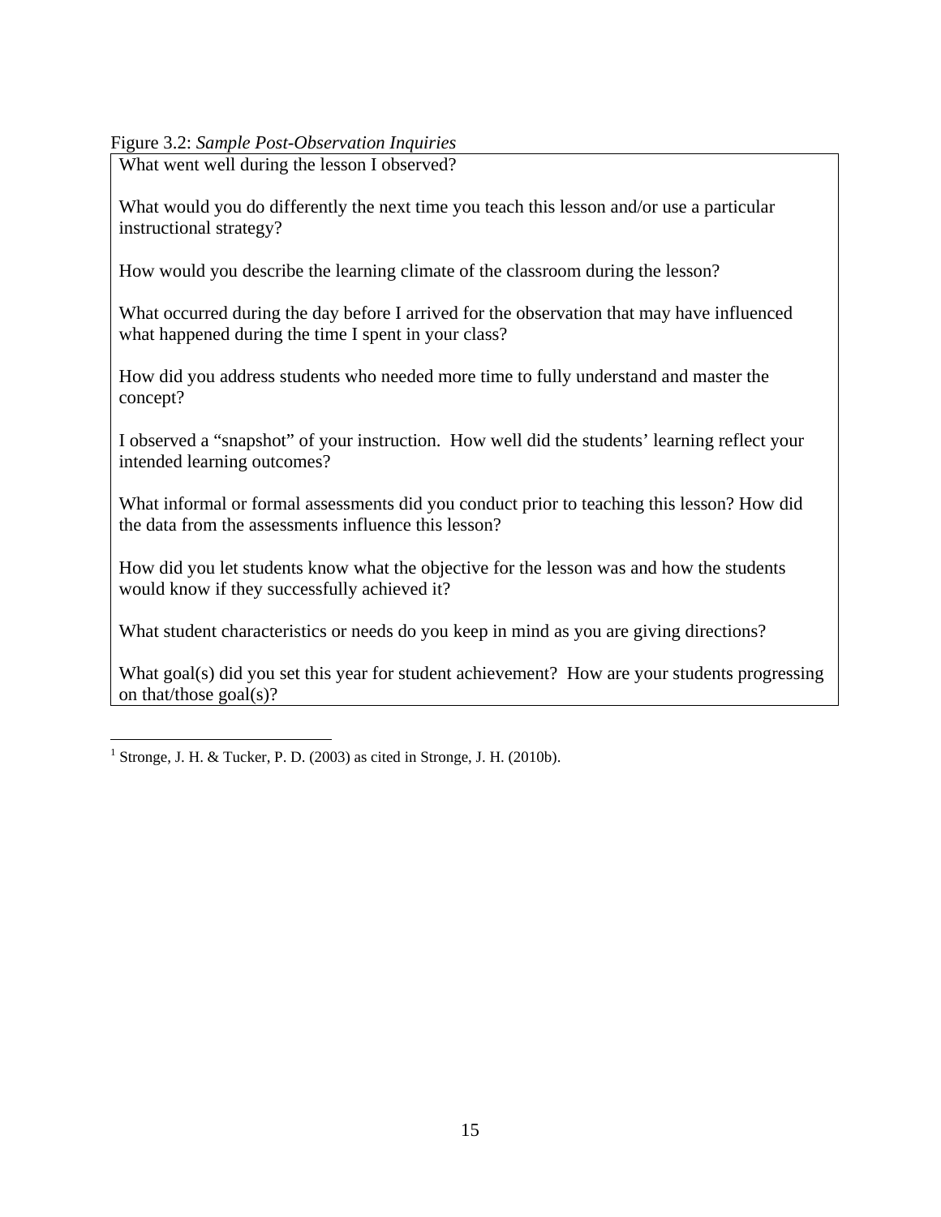Figure 3.2: *Sample Post-Observation Inquiries*

What went well during the lesson I observed?

What would you do differently the next time you teach this lesson and/or use a particular instructional strategy?

How would you describe the learning climate of the classroom during the lesson?

What occurred during the day before I arrived for the observation that may have influenced what happened during the time I spent in your class?

How did you address students who needed more time to fully understand and master the concept?

I observed a "snapshot" of your instruction. How well did the students' learning reflect your intended learning outcomes?

What informal or formal assessments did you conduct prior to teaching this lesson? How did the data from the assessments influence this lesson?

How did you let students know what the objective for the lesson was and how the students would know if they successfully achieved it?

What student characteristics or needs do you keep in mind as you are giving directions?

What goal(s) did you set this year for student achievement? How are your students progressing on that/those goal(s)?

---

[1] Stronge, J. H. & Tucker, P. D. (2003) as cited in Stronge, J. H. (2010b).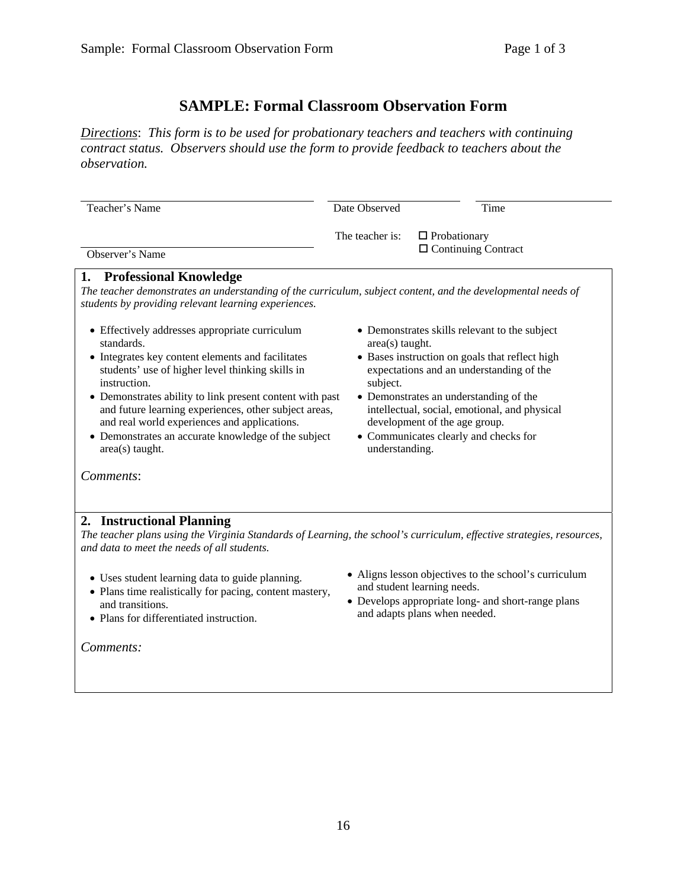# SAMPLE: Formal Classroom Observation Form

*Directions: This form is to be used for probationary teachers and teachers with continuing contract status. Observers should use the form to provide feedback to teachers about the observation.*

Teacher's Name ______________________ Date Observed ______________ Time ______________

Observer's Name ______________________

The teacher is: ☐ Probationary ☐ Continuing Contract

## 1. Professional Knowledge

*The teacher demonstrates an understanding of the curriculum, subject content, and the developmental needs of students by providing relevant learning experiences.*

- Effectively addresses appropriate curriculum standards.
- Integrates key content elements and facilitates students' use of higher level thinking skills in instruction.
- Demonstrates ability to link present content with past and future learning experiences, other subject areas, and real world experiences and applications.
- Demonstrates an accurate knowledge of the subject area(s) taught.
- Demonstrates skills relevant to the subject area(s) taught.
- Bases instruction on goals that reflect high expectations and an understanding of the subject.
- Demonstrates an understanding of the intellectual, social, emotional, and physical development of the age group.
- Communicates clearly and checks for understanding.

*Comments*:

## 2. Instructional Planning

*The teacher plans using the Virginia Standards of Learning, the school's curriculum, effective strategies, resources, and data to meet the needs of all students.*

- Uses student learning data to guide planning.
- Plans time realistically for pacing, content mastery, and transitions.
- Plans for differentiated instruction.
- Aligns lesson objectives to the school's curriculum and student learning needs.
- Develops appropriate long- and short-range plans and adapts plans when needed.

*Comments:*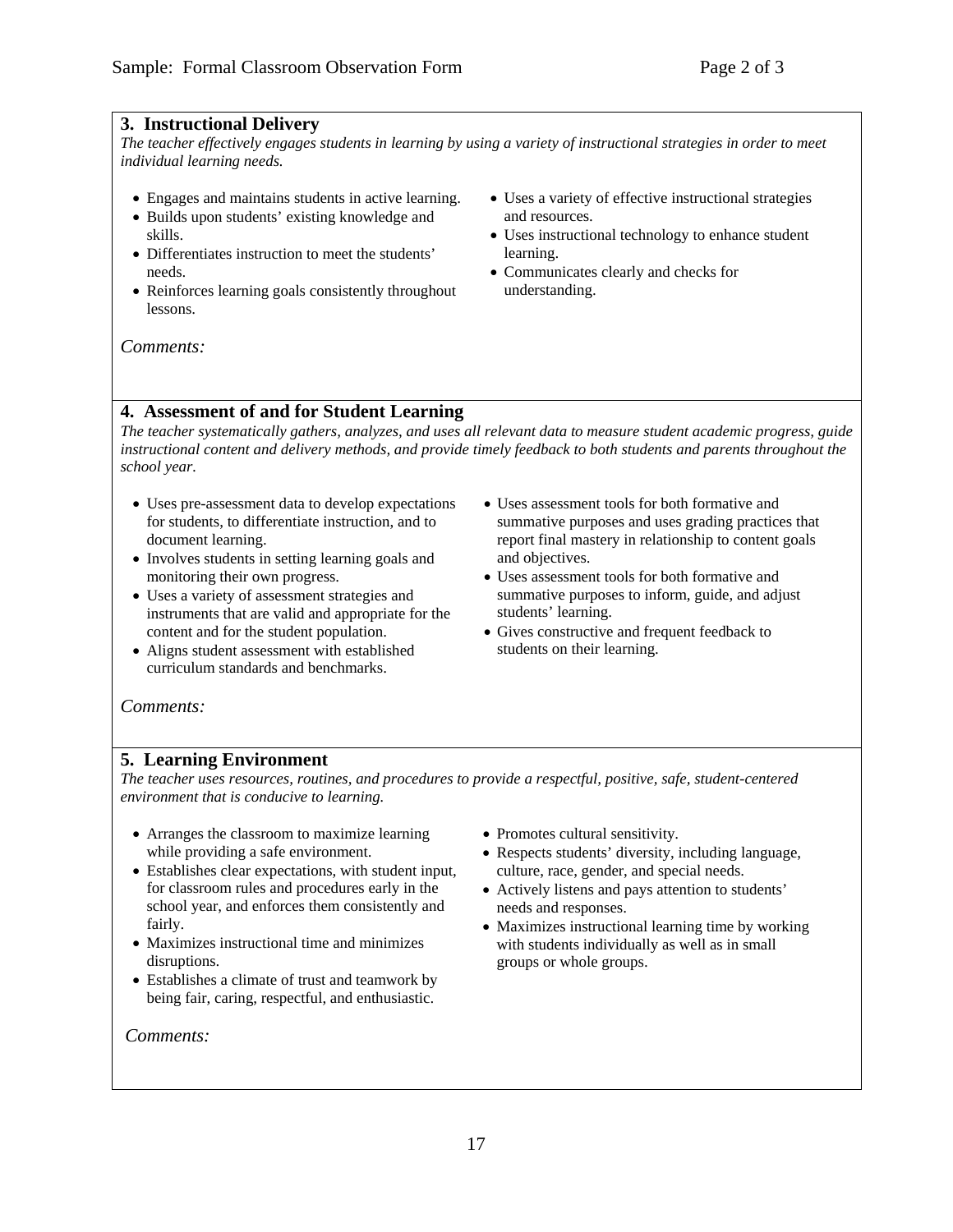## 3. Instructional Delivery

*The teacher effectively engages students in learning by using a variety of instructional strategies in order to meet individual learning needs.*

- Engages and maintains students in active learning.
- Builds upon students' existing knowledge and skills.
- Differentiates instruction to meet the students' needs.
- Reinforces learning goals consistently throughout lessons.
- Uses a variety of effective instructional strategies and resources.
- Uses instructional technology to enhance student learning.
- Communicates clearly and checks for understanding.

*Comments:*

## 4. Assessment of and for Student Learning

*The teacher systematically gathers, analyzes, and uses all relevant data to measure student academic progress, guide instructional content and delivery methods, and provide timely feedback to both students and parents throughout the school year.*

- Uses pre-assessment data to develop expectations for students, to differentiate instruction, and to document learning.
- Involves students in setting learning goals and monitoring their own progress.
- Uses a variety of assessment strategies and instruments that are valid and appropriate for the content and for the student population.
- Aligns student assessment with established curriculum standards and benchmarks.
- Uses assessment tools for both formative and summative purposes and uses grading practices that report final mastery in relationship to content goals and objectives.
- Uses assessment tools for both formative and summative purposes to inform, guide, and adjust students' learning.
- Gives constructive and frequent feedback to students on their learning.

*Comments:*

## 5. Learning Environment

*The teacher uses resources, routines, and procedures to provide a respectful, positive, safe, student-centered environment that is conducive to learning.*

- Arranges the classroom to maximize learning while providing a safe environment.
- Establishes clear expectations, with student input, for classroom rules and procedures early in the school year, and enforces them consistently and fairly.
- Maximizes instructional time and minimizes disruptions.
- Establishes a climate of trust and teamwork by being fair, caring, respectful, and enthusiastic.
- Promotes cultural sensitivity.
- Respects students' diversity, including language, culture, race, gender, and special needs.
- Actively listens and pays attention to students' needs and responses.
- Maximizes instructional learning time by working with students individually as well as in small groups or whole groups.

*Comments:*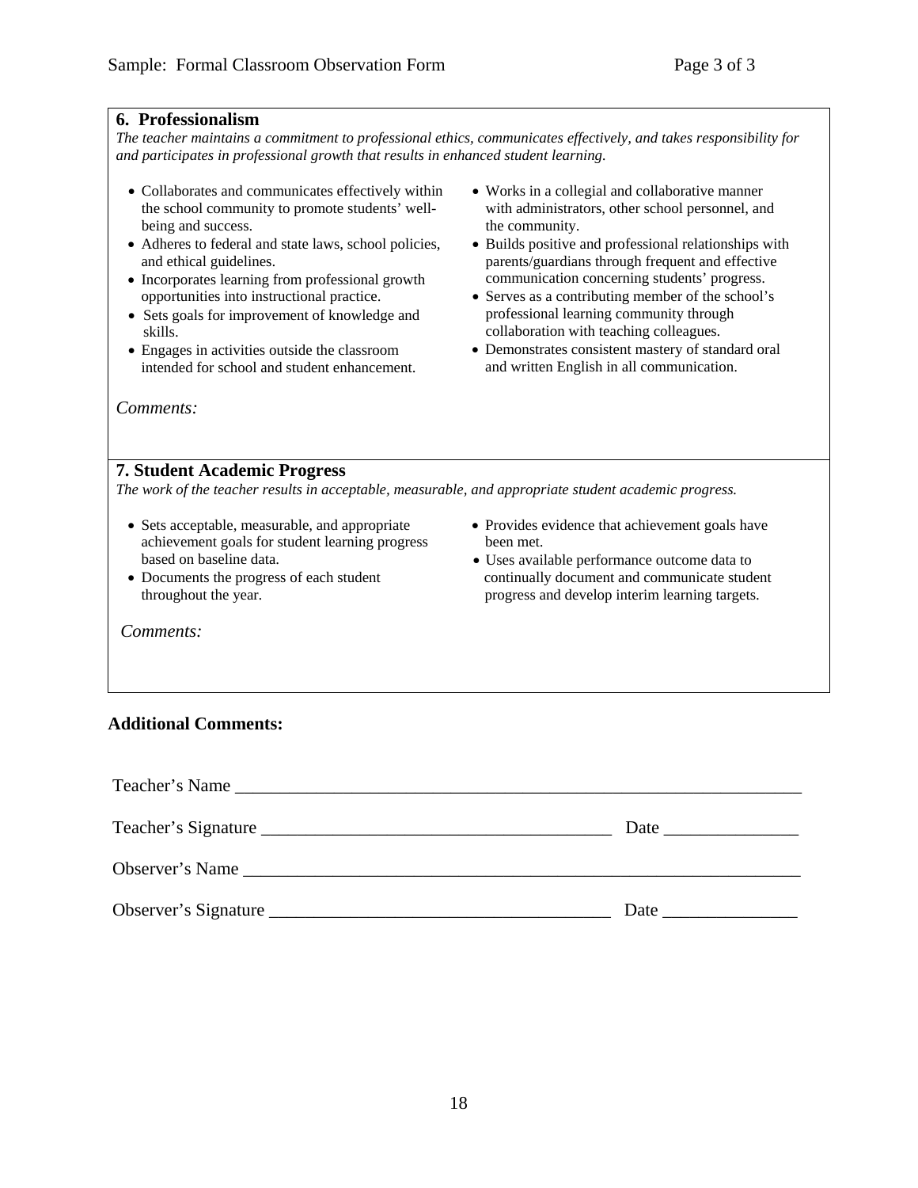### 6. Professionalism

*The teacher maintains a commitment to professional ethics, communicates effectively, and takes responsibility for and participates in professional growth that results in enhanced student learning.*

- Collaborates and communicates effectively within the school community to promote students' well-being and success.
- Adheres to federal and state laws, school policies, and ethical guidelines.
- Incorporates learning from professional growth opportunities into instructional practice.
- Sets goals for improvement of knowledge and skills.
- Engages in activities outside the classroom intended for school and student enhancement.
- Works in a collegial and collaborative manner with administrators, other school personnel, and the community.
- Builds positive and professional relationships with parents/guardians through frequent and effective communication concerning students' progress.
- Serves as a contributing member of the school's professional learning community through collaboration with teaching colleagues.
- Demonstrates consistent mastery of standard oral and written English in all communication.

*Comments:*

### 7. Student Academic Progress

*The work of the teacher results in acceptable, measurable, and appropriate student academic progress.*

- Sets acceptable, measurable, and appropriate achievement goals for student learning progress based on baseline data.
- Documents the progress of each student throughout the year.
- Provides evidence that achievement goals have been met.
- Uses available performance outcome data to continually document and communicate student progress and develop interim learning targets.

*Comments:*

**Additional Comments:**

Teacher's Name ________________________________________________________________

Teacher's Signature ______________________________________ Date _______________

Observer's Name ________________________________________________________________

Observer's Signature ______________________________________ Date _______________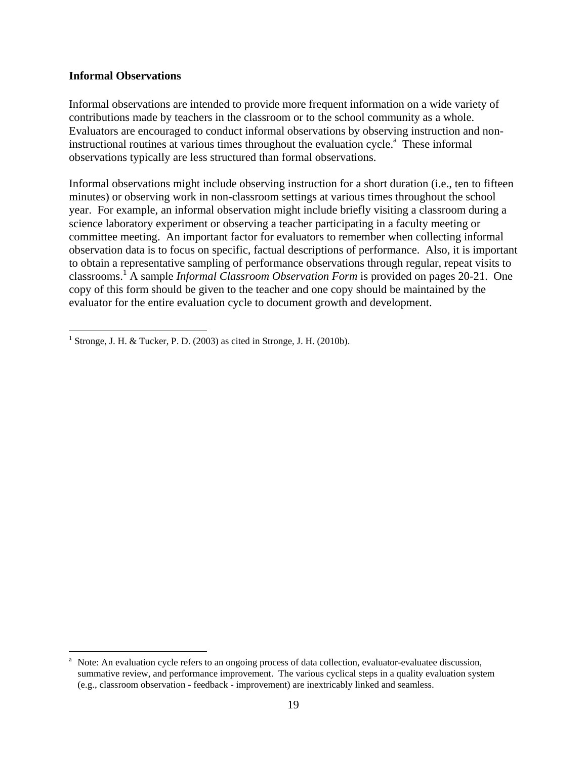**Informal Observations**

Informal observations are intended to provide more frequent information on a wide variety of contributions made by teachers in the classroom or to the school community as a whole. Evaluators are encouraged to conduct informal observations by observing instruction and non-instructional routines at various times throughout the evaluation cycle.[a] These informal observations typically are less structured than formal observations.

Informal observations might include observing instruction for a short duration (i.e., ten to fifteen minutes) or observing work in non-classroom settings at various times throughout the school year. For example, an informal observation might include briefly visiting a classroom during a science laboratory experiment or observing a teacher participating in a faculty meeting or committee meeting. An important factor for evaluators to remember when collecting informal observation data is to focus on specific, factual descriptions of performance. Also, it is important to obtain a representative sampling of performance observations through regular, repeat visits to classrooms.[1] A sample *Informal Classroom Observation Form* is provided on pages 20-21. One copy of this form should be given to the teacher and one copy should be maintained by the evaluator for the entire evaluation cycle to document growth and development.

---

[1] Stronge, J. H. & Tucker, P. D. (2003) as cited in Stronge, J. H. (2010b).

---

[a] Note: An evaluation cycle refers to an ongoing process of data collection, evaluator-evaluatee discussion, summative review, and performance improvement. The various cyclical steps in a quality evaluation system (e.g., classroom observation - feedback - improvement) are inextricably linked and seamless.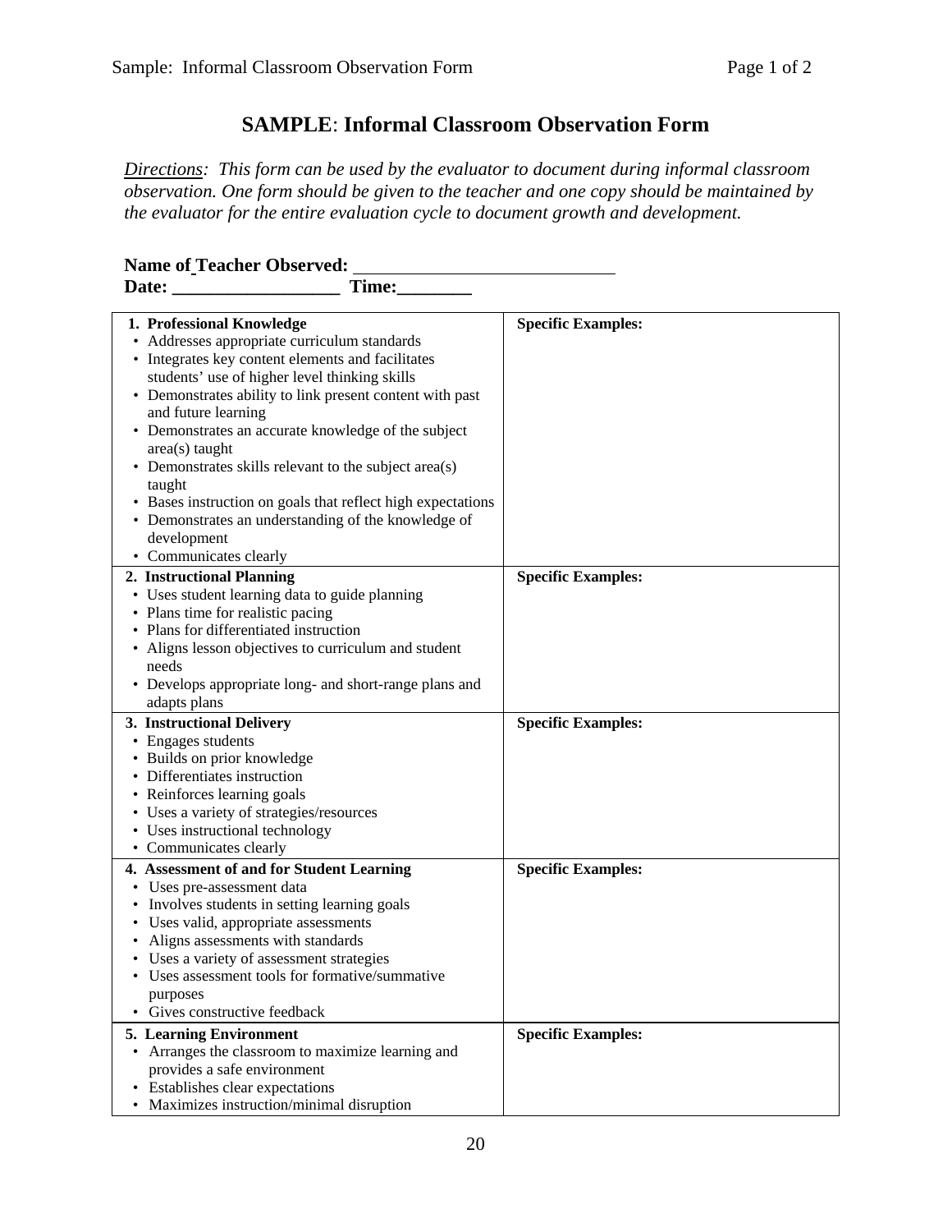# **SAMPLE**: Informal Classroom Observation Form

*Directions: This form can be used by the evaluator to document during informal classroom observation. One form should be given to the teacher and one copy should be maintained by the evaluator for the entire evaluation cycle to document growth and development.*

**Name of Teacher Observed:** ____________________________
**Date:** _________________ **Time:**________

| | |
|---|---|
| **1. Professional Knowledge**<br>• Addresses appropriate curriculum standards<br>• Integrates key content elements and facilitates students' use of higher level thinking skills<br>• Demonstrates ability to link present content with past and future learning<br>• Demonstrates an accurate knowledge of the subject area(s) taught<br>• Demonstrates skills relevant to the subject area(s) taught<br>• Bases instruction on goals that reflect high expectations<br>• Demonstrates an understanding of the knowledge of development<br>• Communicates clearly | **Specific Examples:** |
| **2. Instructional Planning**<br>• Uses student learning data to guide planning<br>• Plans time for realistic pacing<br>• Plans for differentiated instruction<br>• Aligns lesson objectives to curriculum and student needs<br>• Develops appropriate long- and short-range plans and adapts plans | **Specific Examples:** |
| **3. Instructional Delivery**<br>• Engages students<br>• Builds on prior knowledge<br>• Differentiates instruction<br>• Reinforces learning goals<br>• Uses a variety of strategies/resources<br>• Uses instructional technology<br>• Communicates clearly | **Specific Examples:** |
| **4. Assessment of and for Student Learning**<br>• Uses pre-assessment data<br>• Involves students in setting learning goals<br>• Uses valid, appropriate assessments<br>• Aligns assessments with standards<br>• Uses a variety of assessment strategies<br>• Uses assessment tools for formative/summative purposes<br>• Gives constructive feedback | **Specific Examples:** |
| **5. Learning Environment**<br>• Arranges the classroom to maximize learning and provides a safe environment<br>• Establishes clear expectations<br>• Maximizes instruction/minimal disruption | **Specific Examples:** |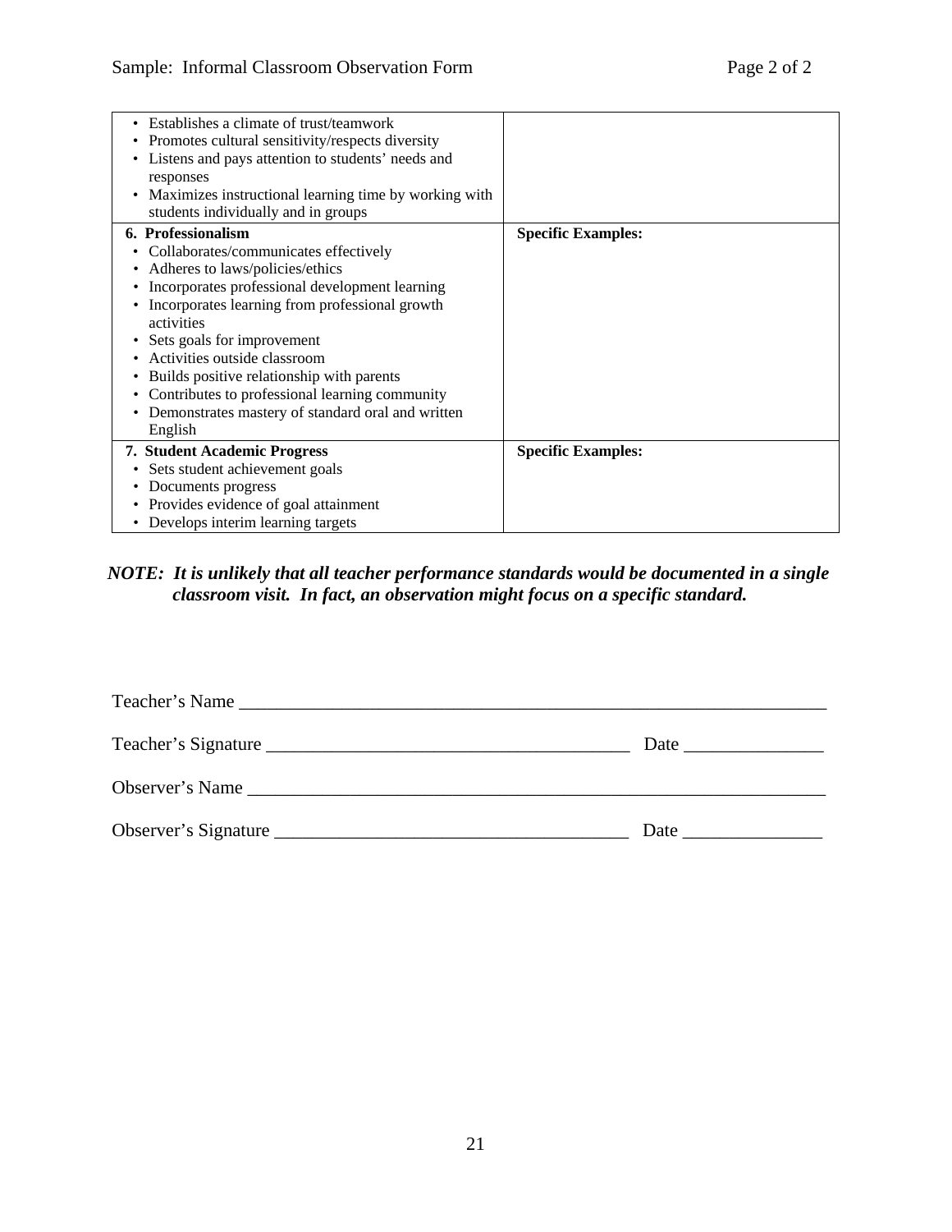| | |
|---|---|
| • Establishes a climate of trust/teamwork<br>• Promotes cultural sensitivity/respects diversity<br>• Listens and pays attention to students' needs and responses<br>• Maximizes instructional learning time by working with students individually and in groups | |
| **6. Professionalism**<br>• Collaborates/communicates effectively<br>• Adheres to laws/policies/ethics<br>• Incorporates professional development learning<br>• Incorporates learning from professional growth activities<br>• Sets goals for improvement<br>• Activities outside classroom<br>• Builds positive relationship with parents<br>• Contributes to professional learning community<br>• Demonstrates mastery of standard oral and written English | **Specific Examples:** |
| **7. Student Academic Progress**<br>• Sets student achievement goals<br>• Documents progress<br>• Provides evidence of goal attainment<br>• Develops interim learning targets | **Specific Examples:** |

***NOTE: It is unlikely that all teacher performance standards would be documented in a single classroom visit. In fact, an observation might focus on a specific standard.***

Teacher's Name ________________________________________________________________

Teacher's Signature ____________________________________ Date _______________

Observer's Name _______________________________________________________________

Observer's Signature ___________________________________ Date _______________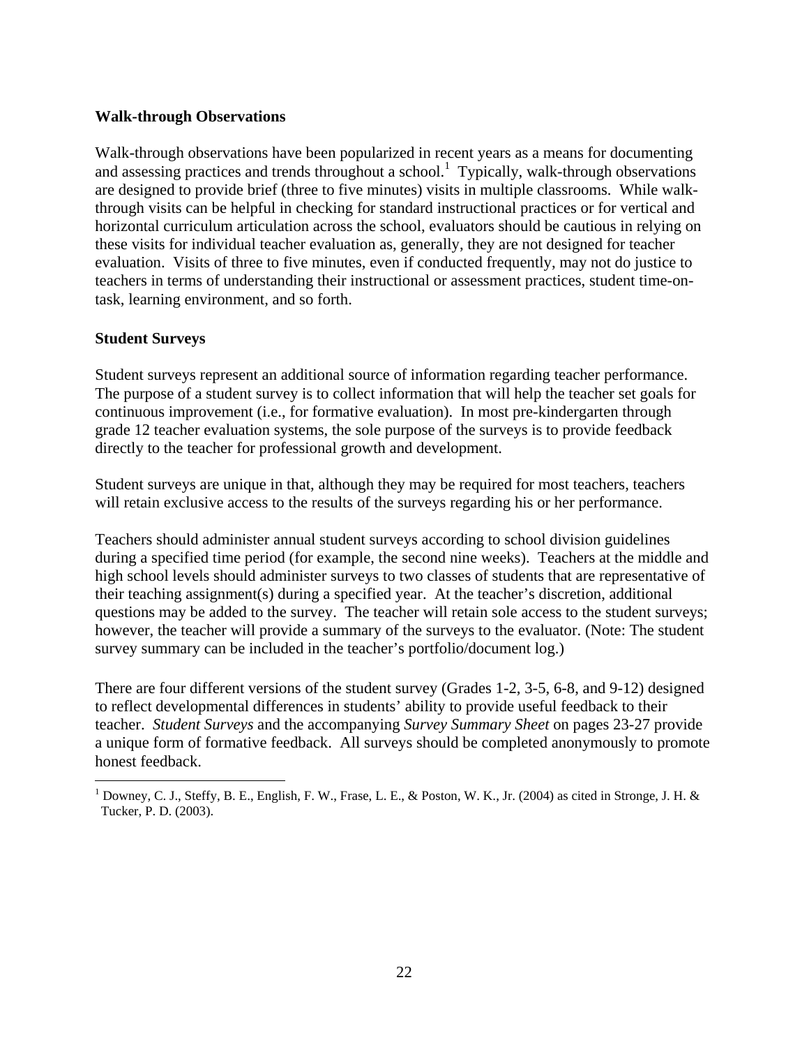### Walk-through Observations

Walk-through observations have been popularized in recent years as a means for documenting and assessing practices and trends throughout a school.[1] Typically, walk-through observations are designed to provide brief (three to five minutes) visits in multiple classrooms. While walk-through visits can be helpful in checking for standard instructional practices or for vertical and horizontal curriculum articulation across the school, evaluators should be cautious in relying on these visits for individual teacher evaluation as, generally, they are not designed for teacher evaluation. Visits of three to five minutes, even if conducted frequently, may not do justice to teachers in terms of understanding their instructional or assessment practices, student time-on-task, learning environment, and so forth.

### Student Surveys

Student surveys represent an additional source of information regarding teacher performance. The purpose of a student survey is to collect information that will help the teacher set goals for continuous improvement (i.e., for formative evaluation). In most pre-kindergarten through grade 12 teacher evaluation systems, the sole purpose of the surveys is to provide feedback directly to the teacher for professional growth and development.

Student surveys are unique in that, although they may be required for most teachers, teachers will retain exclusive access to the results of the surveys regarding his or her performance.

Teachers should administer annual student surveys according to school division guidelines during a specified time period (for example, the second nine weeks). Teachers at the middle and high school levels should administer surveys to two classes of students that are representative of their teaching assignment(s) during a specified year. At the teacher's discretion, additional questions may be added to the survey. The teacher will retain sole access to the student surveys; however, the teacher will provide a summary of the surveys to the evaluator. (Note: The student survey summary can be included in the teacher's portfolio/document log.)

There are four different versions of the student survey (Grades 1-2, 3-5, 6-8, and 9-12) designed to reflect developmental differences in students' ability to provide useful feedback to their teacher. *Student Surveys* and the accompanying *Survey Summary Sheet* on pages 23-27 provide a unique form of formative feedback. All surveys should be completed anonymously to promote honest feedback.

---

[1] Downey, C. J., Steffy, B. E., English, F. W., Frase, L. E., & Poston, W. K., Jr. (2004) as cited in Stronge, J. H. & Tucker, P. D. (2003).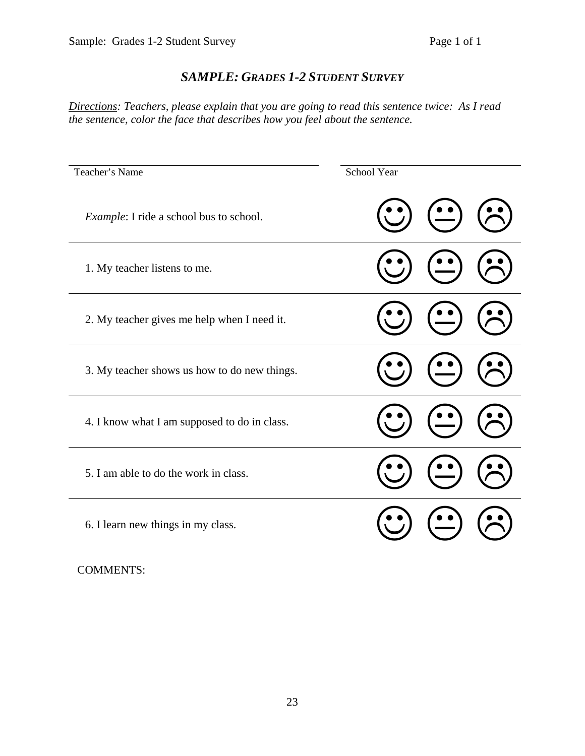# *SAMPLE: GRADES 1-2 STUDENT SURVEY*

*Directions: Teachers, please explain that you are going to read this sentence twice: As I read the sentence, color the face that describes how you feel about the sentence.*

Teacher's Name ______________________ School Year ______________

| | | | |
|---|---|---|---|
| *Example*: I ride a school bus to school. | ☺ | 😐 | ☹ |
| 1. My teacher listens to me. | ☺ | 😐 | ☹ |
| 2. My teacher gives me help when I need it. | ☺ | 😐 | ☹ |
| 3. My teacher shows us how to do new things. | ☺ | 😐 | ☹ |
| 4. I know what I am supposed to do in class. | ☺ | 😐 | ☹ |
| 5. I am able to do the work in class. | ☺ | 😐 | ☹ |
| 6. I learn new things in my class. | ☺ | 😐 | ☹ |

COMMENTS: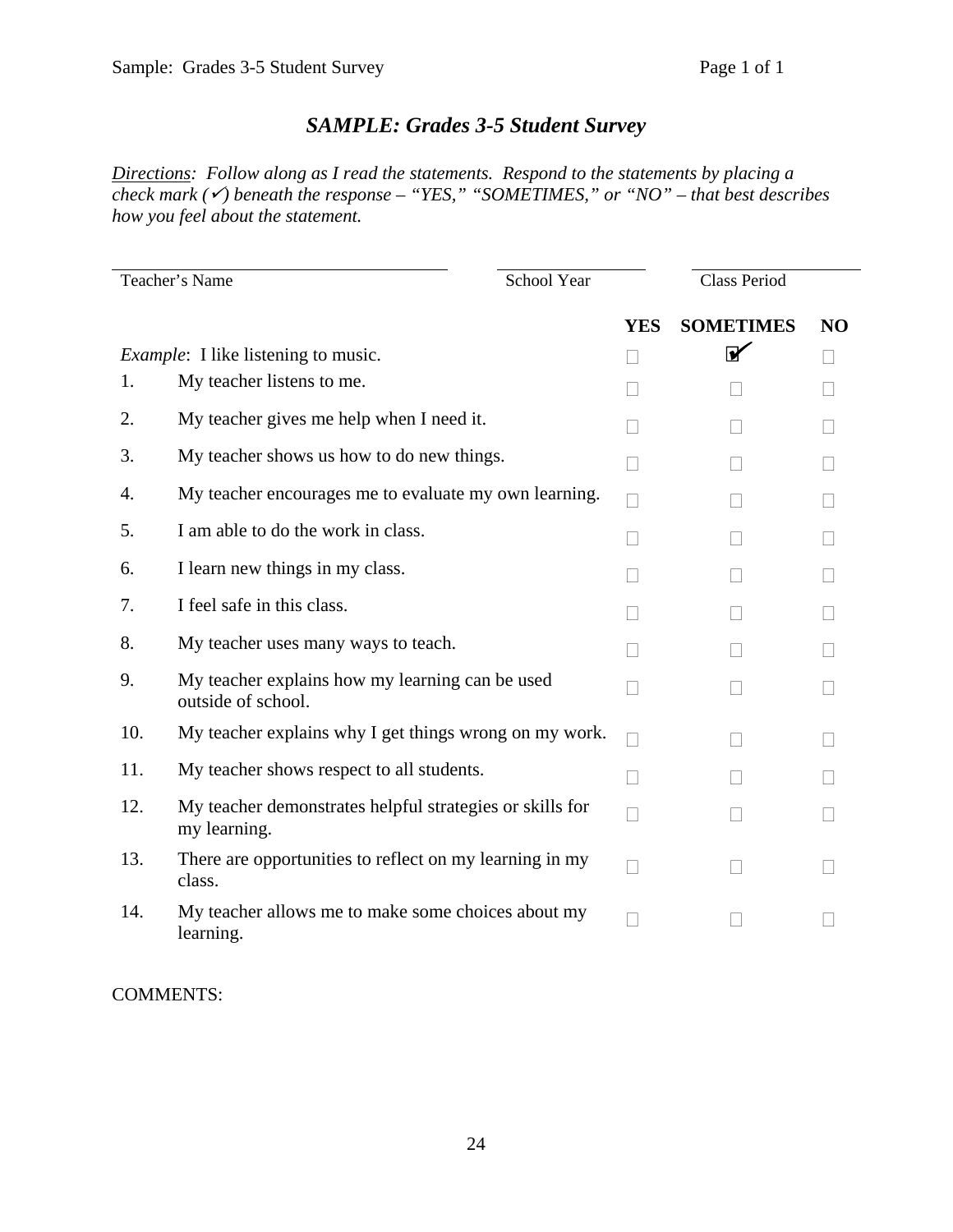# *SAMPLE: Grades 3-5 Student Survey*

*<u>Directions</u>: Follow along as I read the statements. Respond to the statements by placing a check mark (✓) beneath the response – "YES," "SOMETIMES," or "NO" – that best describes how you feel about the statement.*

Teacher's Name ____________________ School Year __________ Class Period __________

| | | YES | SOMETIMES | NO |
|---|---|---|---|---|
| *Example*: | I like listening to music. | ☐ | ☑ | ☐ |
| 1. | My teacher listens to me. | ☐ | ☐ | ☐ |
| 2. | My teacher gives me help when I need it. | ☐ | ☐ | ☐ |
| 3. | My teacher shows us how to do new things. | ☐ | ☐ | ☐ |
| 4. | My teacher encourages me to evaluate my own learning. | ☐ | ☐ | ☐ |
| 5. | I am able to do the work in class. | ☐ | ☐ | ☐ |
| 6. | I learn new things in my class. | ☐ | ☐ | ☐ |
| 7. | I feel safe in this class. | ☐ | ☐ | ☐ |
| 8. | My teacher uses many ways to teach. | ☐ | ☐ | ☐ |
| 9. | My teacher explains how my learning can be used outside of school. | ☐ | ☐ | ☐ |
| 10. | My teacher explains why I get things wrong on my work. | ☐ | ☐ | ☐ |
| 11. | My teacher shows respect to all students. | ☐ | ☐ | ☐ |
| 12. | My teacher demonstrates helpful strategies or skills for my learning. | ☐ | ☐ | ☐ |
| 13. | There are opportunities to reflect on my learning in my class. | ☐ | ☐ | ☐ |
| 14. | My teacher allows me to make some choices about my learning. | ☐ | ☐ | ☐ |

COMMENTS: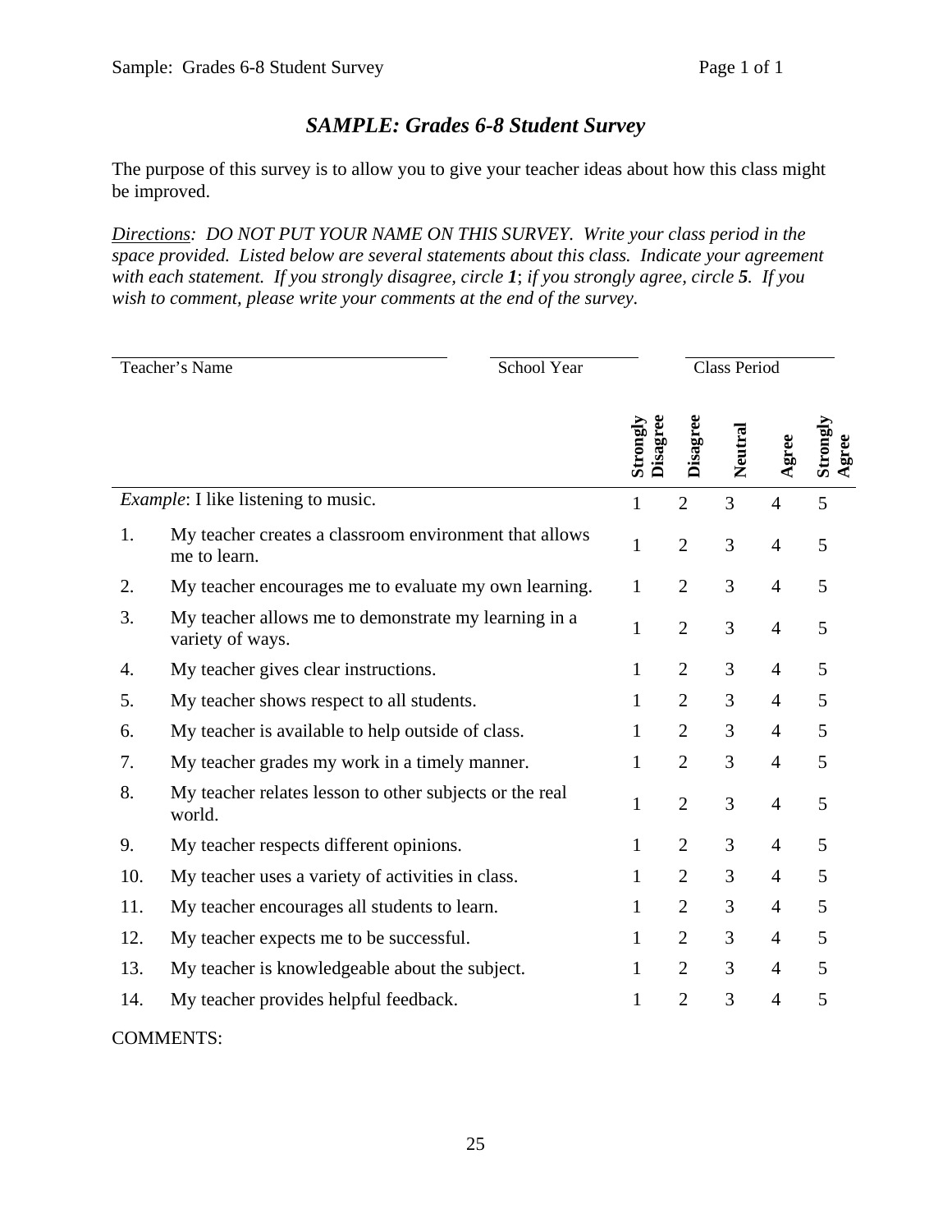# *SAMPLE: Grades 6-8 Student Survey*

The purpose of this survey is to allow you to give your teacher ideas about how this class might be improved.

*<u>Directions</u>: DO NOT PUT YOUR NAME ON THIS SURVEY. Write your class period in the space provided. Listed below are several statements about this class. Indicate your agreement with each statement. If you strongly disagree, circle **1**; if you strongly agree, circle **5**. If you wish to comment, please write your comments at the end of the survey.*

Teacher's Name ____________________ School Year __________ Class Period __________

| | | Strongly Disagree | Disagree | Neutral | Agree | Strongly Agree |
|---|---|---|---|---|---|---|
| | *Example*: I like listening to music. | 1 | 2 | 3 | 4 | 5 |
| 1. | My teacher creates a classroom environment that allows me to learn. | 1 | 2 | 3 | 4 | 5 |
| 2. | My teacher encourages me to evaluate my own learning. | 1 | 2 | 3 | 4 | 5 |
| 3. | My teacher allows me to demonstrate my learning in a variety of ways. | 1 | 2 | 3 | 4 | 5 |
| 4. | My teacher gives clear instructions. | 1 | 2 | 3 | 4 | 5 |
| 5. | My teacher shows respect to all students. | 1 | 2 | 3 | 4 | 5 |
| 6. | My teacher is available to help outside of class. | 1 | 2 | 3 | 4 | 5 |
| 7. | My teacher grades my work in a timely manner. | 1 | 2 | 3 | 4 | 5 |
| 8. | My teacher relates lesson to other subjects or the real world. | 1 | 2 | 3 | 4 | 5 |
| 9. | My teacher respects different opinions. | 1 | 2 | 3 | 4 | 5 |
| 10. | My teacher uses a variety of activities in class. | 1 | 2 | 3 | 4 | 5 |
| 11. | My teacher encourages all students to learn. | 1 | 2 | 3 | 4 | 5 |
| 12. | My teacher expects me to be successful. | 1 | 2 | 3 | 4 | 5 |
| 13. | My teacher is knowledgeable about the subject. | 1 | 2 | 3 | 4 | 5 |
| 14. | My teacher provides helpful feedback. | 1 | 2 | 3 | 4 | 5 |

COMMENTS: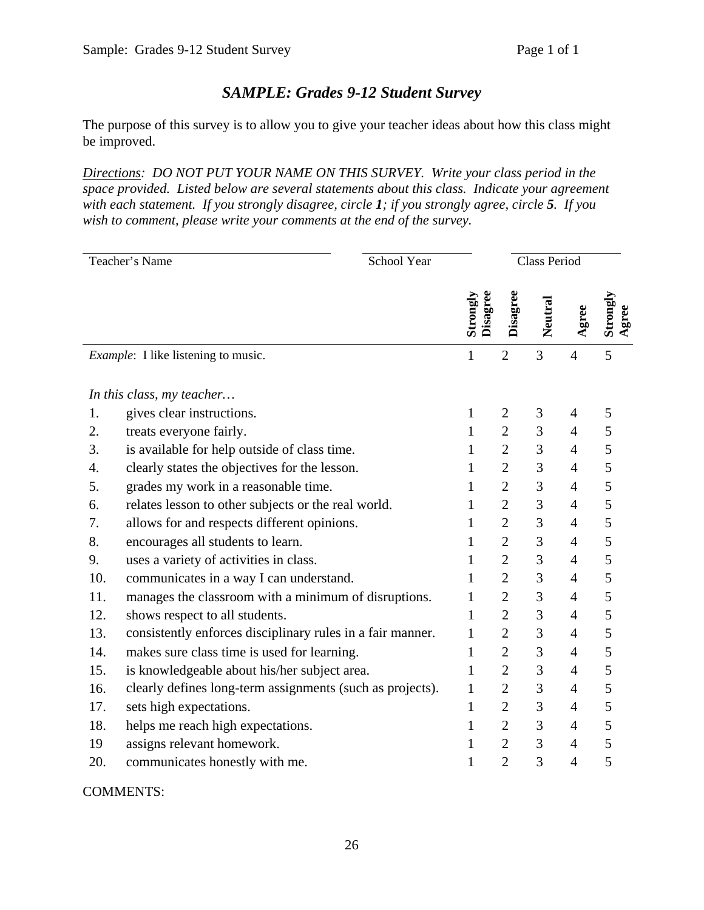# *SAMPLE: Grades 9-12 Student Survey*

The purpose of this survey is to allow you to give your teacher ideas about how this class might be improved.

*Directions: DO NOT PUT YOUR NAME ON THIS SURVEY. Write your class period in the space provided. Listed below are several statements about this class. Indicate your agreement with each statement. If you strongly disagree, circle **1**; if you strongly agree, circle **5**. If you wish to comment, please write your comments at the end of the survey.*

Teacher's Name ____________________ School Year __________ Class Period __________

| | | Strongly Disagree | Disagree | Neutral | Agree | Strongly Agree |
|---|---|---|---|---|---|---|
| *Example*: I like listening to music. | | 1 | 2 | 3 | 4 | 5 |
| *In this class, my teacher…* | | | | | | |
| 1. | gives clear instructions. | 1 | 2 | 3 | 4 | 5 |
| 2. | treats everyone fairly. | 1 | 2 | 3 | 4 | 5 |
| 3. | is available for help outside of class time. | 1 | 2 | 3 | 4 | 5 |
| 4. | clearly states the objectives for the lesson. | 1 | 2 | 3 | 4 | 5 |
| 5. | grades my work in a reasonable time. | 1 | 2 | 3 | 4 | 5 |
| 6. | relates lesson to other subjects or the real world. | 1 | 2 | 3 | 4 | 5 |
| 7. | allows for and respects different opinions. | 1 | 2 | 3 | 4 | 5 |
| 8. | encourages all students to learn. | 1 | 2 | 3 | 4 | 5 |
| 9. | uses a variety of activities in class. | 1 | 2 | 3 | 4 | 5 |
| 10. | communicates in a way I can understand. | 1 | 2 | 3 | 4 | 5 |
| 11. | manages the classroom with a minimum of disruptions. | 1 | 2 | 3 | 4 | 5 |
| 12. | shows respect to all students. | 1 | 2 | 3 | 4 | 5 |
| 13. | consistently enforces disciplinary rules in a fair manner. | 1 | 2 | 3 | 4 | 5 |
| 14. | makes sure class time is used for learning. | 1 | 2 | 3 | 4 | 5 |
| 15. | is knowledgeable about his/her subject area. | 1 | 2 | 3 | 4 | 5 |
| 16. | clearly defines long-term assignments (such as projects). | 1 | 2 | 3 | 4 | 5 |
| 17. | sets high expectations. | 1 | 2 | 3 | 4 | 5 |
| 18. | helps me reach high expectations. | 1 | 2 | 3 | 4 | 5 |
| 19 | assigns relevant homework. | 1 | 2 | 3 | 4 | 5 |
| 20. | communicates honestly with me. | 1 | 2 | 3 | 4 | 5 |

COMMENTS: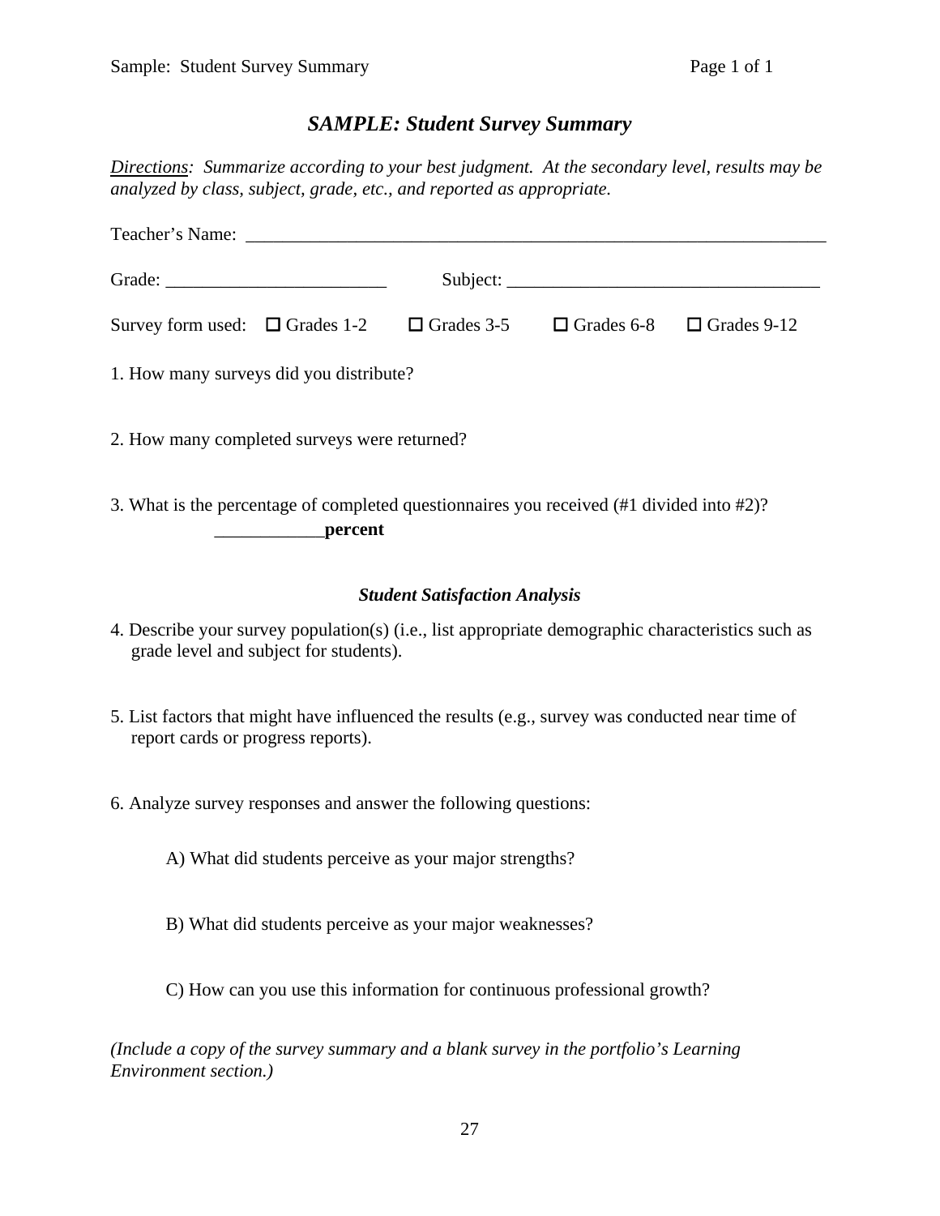# *SAMPLE: Student Survey Summary*

*Directions: Summarize according to your best judgment. At the secondary level, results may be analyzed by class, subject, grade, etc., and reported as appropriate.*

Teacher's Name: ___________________________________________________________________

Grade: ________________________ Subject: __________________________________

Survey form used: ☐ Grades 1-2 ☐ Grades 3-5 ☐ Grades 6-8 ☐ Grades 9-12

1. How many surveys did you distribute?

2. How many completed surveys were returned?

3. What is the percentage of completed questionnaires you received (#1 divided into #2)?
   ____________**percent**

### *Student Satisfaction Analysis*

4. Describe your survey population(s) (i.e., list appropriate demographic characteristics such as grade level and subject for students).

5. List factors that might have influenced the results (e.g., survey was conducted near time of report cards or progress reports).

6. Analyze survey responses and answer the following questions:

   A) What did students perceive as your major strengths?

   B) What did students perceive as your major weaknesses?

   C) How can you use this information for continuous professional growth?

*(Include a copy of the survey summary and a blank survey in the portfolio's Learning Environment section.)*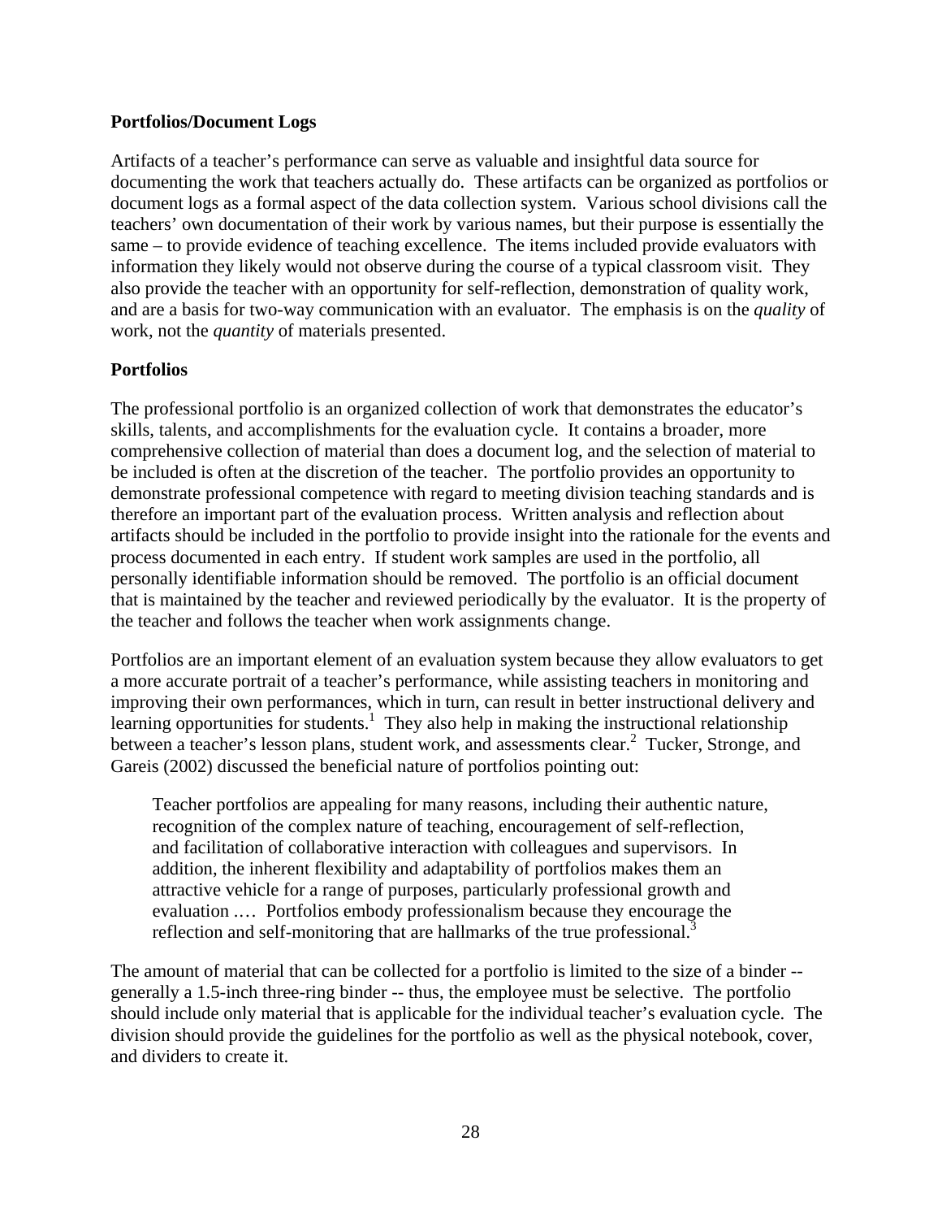**Portfolios/Document Logs**

Artifacts of a teacher's performance can serve as valuable and insightful data source for documenting the work that teachers actually do. These artifacts can be organized as portfolios or document logs as a formal aspect of the data collection system. Various school divisions call the teachers' own documentation of their work by various names, but their purpose is essentially the same – to provide evidence of teaching excellence. The items included provide evaluators with information they likely would not observe during the course of a typical classroom visit. They also provide the teacher with an opportunity for self-reflection, demonstration of quality work, and are a basis for two-way communication with an evaluator. The emphasis is on the *quality* of work, not the *quantity* of materials presented.

**Portfolios**

The professional portfolio is an organized collection of work that demonstrates the educator's skills, talents, and accomplishments for the evaluation cycle. It contains a broader, more comprehensive collection of material than does a document log, and the selection of material to be included is often at the discretion of the teacher. The portfolio provides an opportunity to demonstrate professional competence with regard to meeting division teaching standards and is therefore an important part of the evaluation process. Written analysis and reflection about artifacts should be included in the portfolio to provide insight into the rationale for the events and process documented in each entry. If student work samples are used in the portfolio, all personally identifiable information should be removed. The portfolio is an official document that is maintained by the teacher and reviewed periodically by the evaluator. It is the property of the teacher and follows the teacher when work assignments change.

Portfolios are an important element of an evaluation system because they allow evaluators to get a more accurate portrait of a teacher's performance, while assisting teachers in monitoring and improving their own performances, which in turn, can result in better instructional delivery and learning opportunities for students.[1] They also help in making the instructional relationship between a teacher's lesson plans, student work, and assessments clear.[2] Tucker, Stronge, and Gareis (2002) discussed the beneficial nature of portfolios pointing out:

> Teacher portfolios are appealing for many reasons, including their authentic nature, recognition of the complex nature of teaching, encouragement of self-reflection, and facilitation of collaborative interaction with colleagues and supervisors. In addition, the inherent flexibility and adaptability of portfolios makes them an attractive vehicle for a range of purposes, particularly professional growth and evaluation .… Portfolios embody professionalism because they encourage the reflection and self-monitoring that are hallmarks of the true professional.[3]

The amount of material that can be collected for a portfolio is limited to the size of a binder -- generally a 1.5-inch three-ring binder -- thus, the employee must be selective. The portfolio should include only material that is applicable for the individual teacher's evaluation cycle. The division should provide the guidelines for the portfolio as well as the physical notebook, cover, and dividers to create it.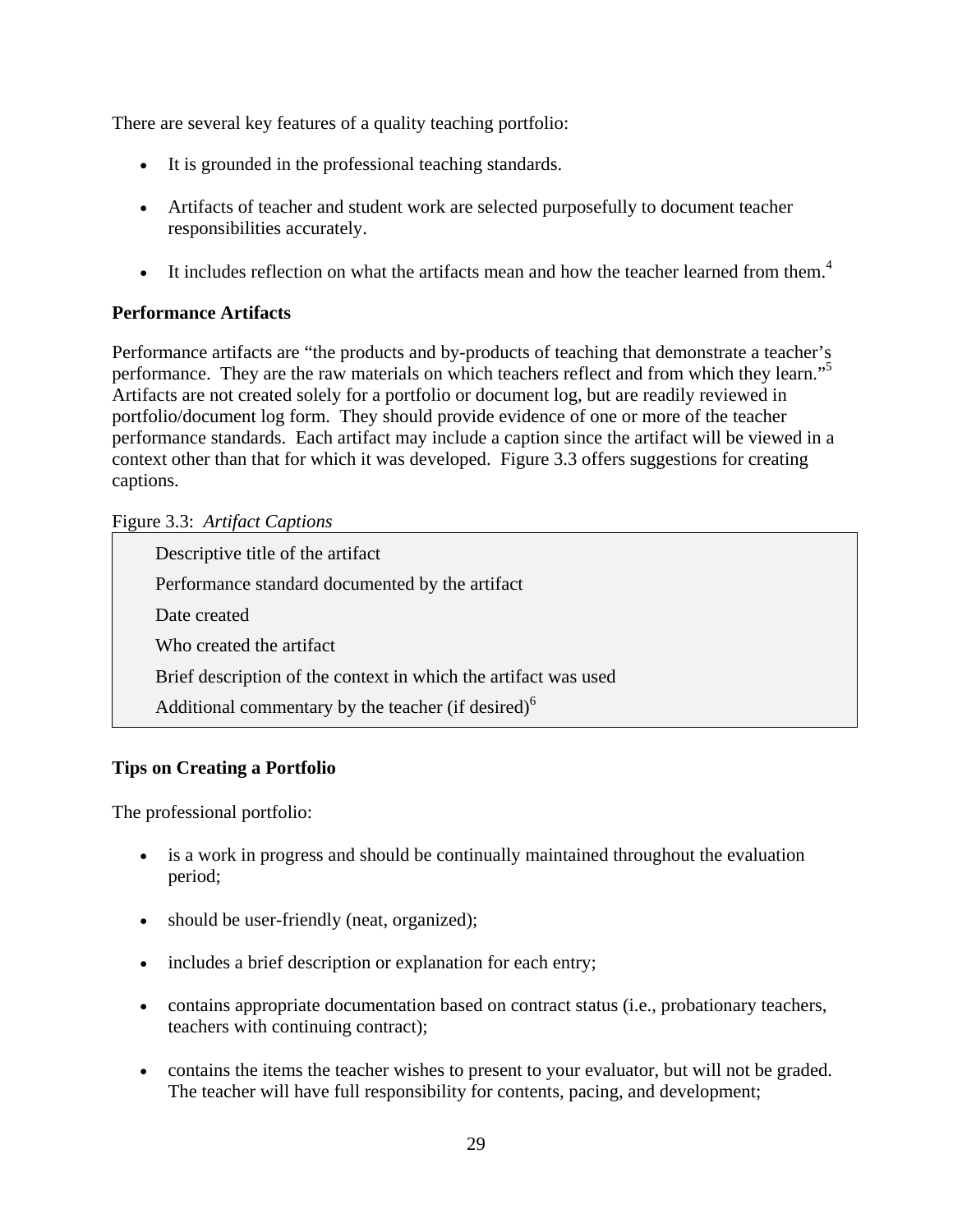There are several key features of a quality teaching portfolio:

- It is grounded in the professional teaching standards.
- Artifacts of teacher and student work are selected purposefully to document teacher responsibilities accurately.
- It includes reflection on what the artifacts mean and how the teacher learned from them.[4]

**Performance Artifacts**

Performance artifacts are "the products and by-products of teaching that demonstrate a teacher's performance. They are the raw materials on which teachers reflect and from which they learn."[5] Artifacts are not created solely for a portfolio or document log, but are readily reviewed in portfolio/document log form. They should provide evidence of one or more of the teacher performance standards. Each artifact may include a caption since the artifact will be viewed in a context other than that for which it was developed. Figure 3.3 offers suggestions for creating captions.

Figure 3.3: *Artifact Captions*

| |
|---|
| Descriptive title of the artifact |
| Performance standard documented by the artifact |
| Date created |
| Who created the artifact |
| Brief description of the context in which the artifact was used |
| Additional commentary by the teacher (if desired)[6] |

**Tips on Creating a Portfolio**

The professional portfolio:

- is a work in progress and should be continually maintained throughout the evaluation period;
- should be user-friendly (neat, organized);
- includes a brief description or explanation for each entry;
- contains appropriate documentation based on contract status (i.e., probationary teachers, teachers with continuing contract);
- contains the items the teacher wishes to present to your evaluator, but will not be graded. The teacher will have full responsibility for contents, pacing, and development;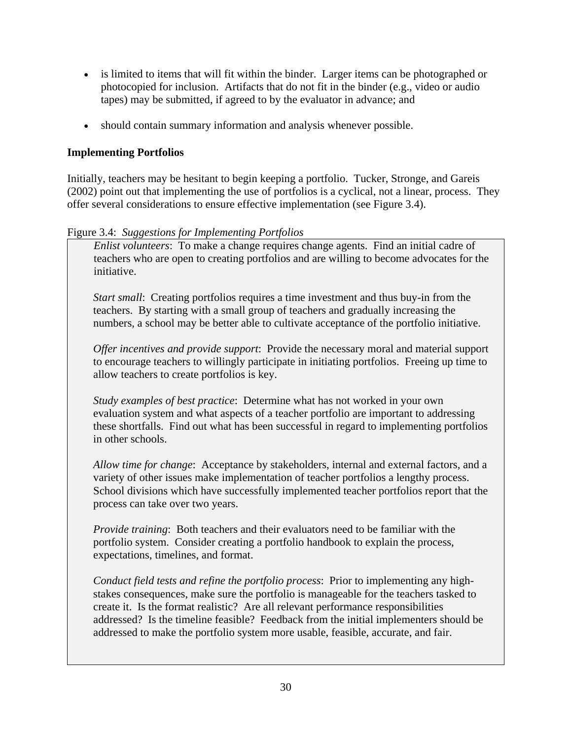- is limited to items that will fit within the binder. Larger items can be photographed or photocopied for inclusion. Artifacts that do not fit in the binder (e.g., video or audio tapes) may be submitted, if agreed to by the evaluator in advance; and

- should contain summary information and analysis whenever possible.

**Implementing Portfolios**

Initially, teachers may be hesitant to begin keeping a portfolio. Tucker, Stronge, and Gareis (2002) point out that implementing the use of portfolios is a cyclical, not a linear, process. They offer several considerations to ensure effective implementation (see Figure 3.4).

Figure 3.4: *Suggestions for Implementing Portfolios*

*Enlist volunteers*: To make a change requires change agents. Find an initial cadre of teachers who are open to creating portfolios and are willing to become advocates for the initiative.

*Start small*: Creating portfolios requires a time investment and thus buy-in from the teachers. By starting with a small group of teachers and gradually increasing the numbers, a school may be better able to cultivate acceptance of the portfolio initiative.

*Offer incentives and provide support*: Provide the necessary moral and material support to encourage teachers to willingly participate in initiating portfolios. Freeing up time to allow teachers to create portfolios is key.

*Study examples of best practice*: Determine what has not worked in your own evaluation system and what aspects of a teacher portfolio are important to addressing these shortfalls. Find out what has been successful in regard to implementing portfolios in other schools.

*Allow time for change*: Acceptance by stakeholders, internal and external factors, and a variety of other issues make implementation of teacher portfolios a lengthy process. School divisions which have successfully implemented teacher portfolios report that the process can take over two years.

*Provide training*: Both teachers and their evaluators need to be familiar with the portfolio system. Consider creating a portfolio handbook to explain the process, expectations, timelines, and format.

*Conduct field tests and refine the portfolio process*: Prior to implementing any high-stakes consequences, make sure the portfolio is manageable for the teachers tasked to create it. Is the format realistic? Are all relevant performance responsibilities addressed? Is the timeline feasible? Feedback from the initial implementers should be addressed to make the portfolio system more usable, feasible, accurate, and fair.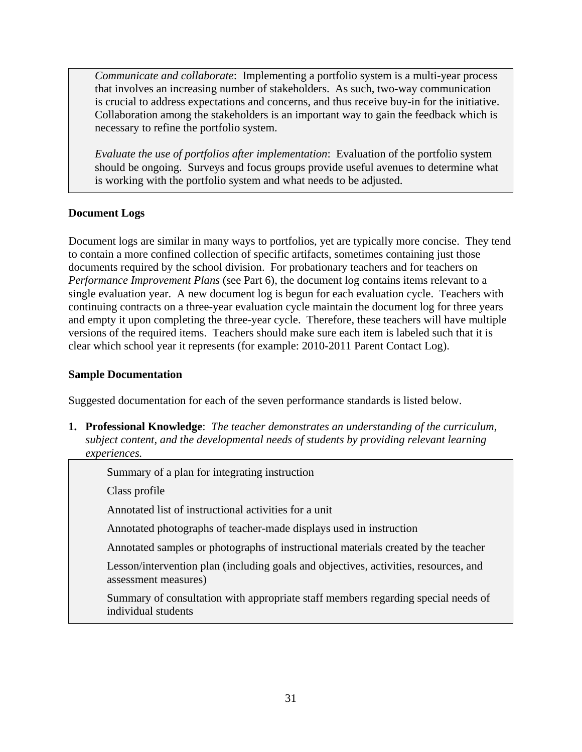*Communicate and collaborate*: Implementing a portfolio system is a multi-year process that involves an increasing number of stakeholders. As such, two-way communication is crucial to address expectations and concerns, and thus receive buy-in for the initiative. Collaboration among the stakeholders is an important way to gain the feedback which is necessary to refine the portfolio system.

*Evaluate the use of portfolios after implementation*: Evaluation of the portfolio system should be ongoing. Surveys and focus groups provide useful avenues to determine what is working with the portfolio system and what needs to be adjusted.

**Document Logs**

Document logs are similar in many ways to portfolios, yet are typically more concise. They tend to contain a more confined collection of specific artifacts, sometimes containing just those documents required by the school division. For probationary teachers and for teachers on *Performance Improvement Plans* (see Part 6), the document log contains items relevant to a single evaluation year. A new document log is begun for each evaluation cycle. Teachers with continuing contracts on a three-year evaluation cycle maintain the document log for three years and empty it upon completing the three-year cycle. Therefore, these teachers will have multiple versions of the required items. Teachers should make sure each item is labeled such that it is clear which school year it represents (for example: 2010-2011 Parent Contact Log).

**Sample Documentation**

Suggested documentation for each of the seven performance standards is listed below.

1. **Professional Knowledge**: *The teacher demonstrates an understanding of the curriculum, subject content, and the developmental needs of students by providing relevant learning experiences.*

   - Summary of a plan for integrating instruction
   - Class profile
   - Annotated list of instructional activities for a unit
   - Annotated photographs of teacher-made displays used in instruction
   - Annotated samples or photographs of instructional materials created by the teacher
   - Lesson/intervention plan (including goals and objectives, activities, resources, and assessment measures)
   - Summary of consultation with appropriate staff members regarding special needs of individual students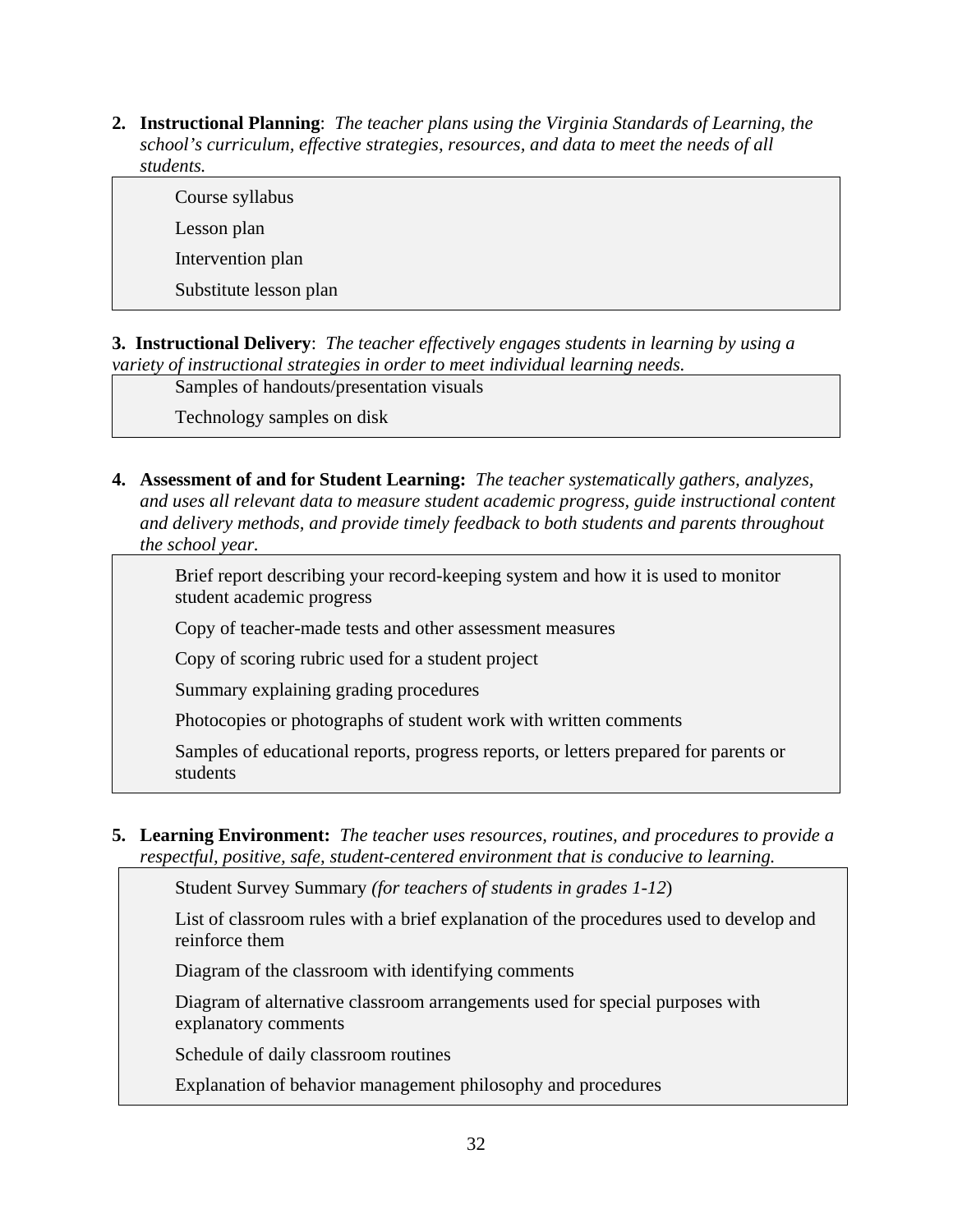2. **Instructional Planning**: *The teacher plans using the Virginia Standards of Learning, the school's curriculum, effective strategies, resources, and data to meet the needs of all students.*

   - Course syllabus
   - Lesson plan
   - Intervention plan
   - Substitute lesson plan

3. **Instructional Delivery**: *The teacher effectively engages students in learning by using a variety of instructional strategies in order to meet individual learning needs.*

   - Samples of handouts/presentation visuals
   - Technology samples on disk

4. **Assessment of and for Student Learning:** *The teacher systematically gathers, analyzes, and uses all relevant data to measure student academic progress, guide instructional content and delivery methods, and provide timely feedback to both students and parents throughout the school year.*

   - Brief report describing your record-keeping system and how it is used to monitor student academic progress
   - Copy of teacher-made tests and other assessment measures
   - Copy of scoring rubric used for a student project
   - Summary explaining grading procedures
   - Photocopies or photographs of student work with written comments
   - Samples of educational reports, progress reports, or letters prepared for parents or students

5. **Learning Environment:** *The teacher uses resources, routines, and procedures to provide a respectful, positive, safe, student-centered environment that is conducive to learning.*

   - Student Survey Summary *(for teachers of students in grades 1-12)*
   - List of classroom rules with a brief explanation of the procedures used to develop and reinforce them
   - Diagram of the classroom with identifying comments
   - Diagram of alternative classroom arrangements used for special purposes with explanatory comments
   - Schedule of daily classroom routines
   - Explanation of behavior management philosophy and procedures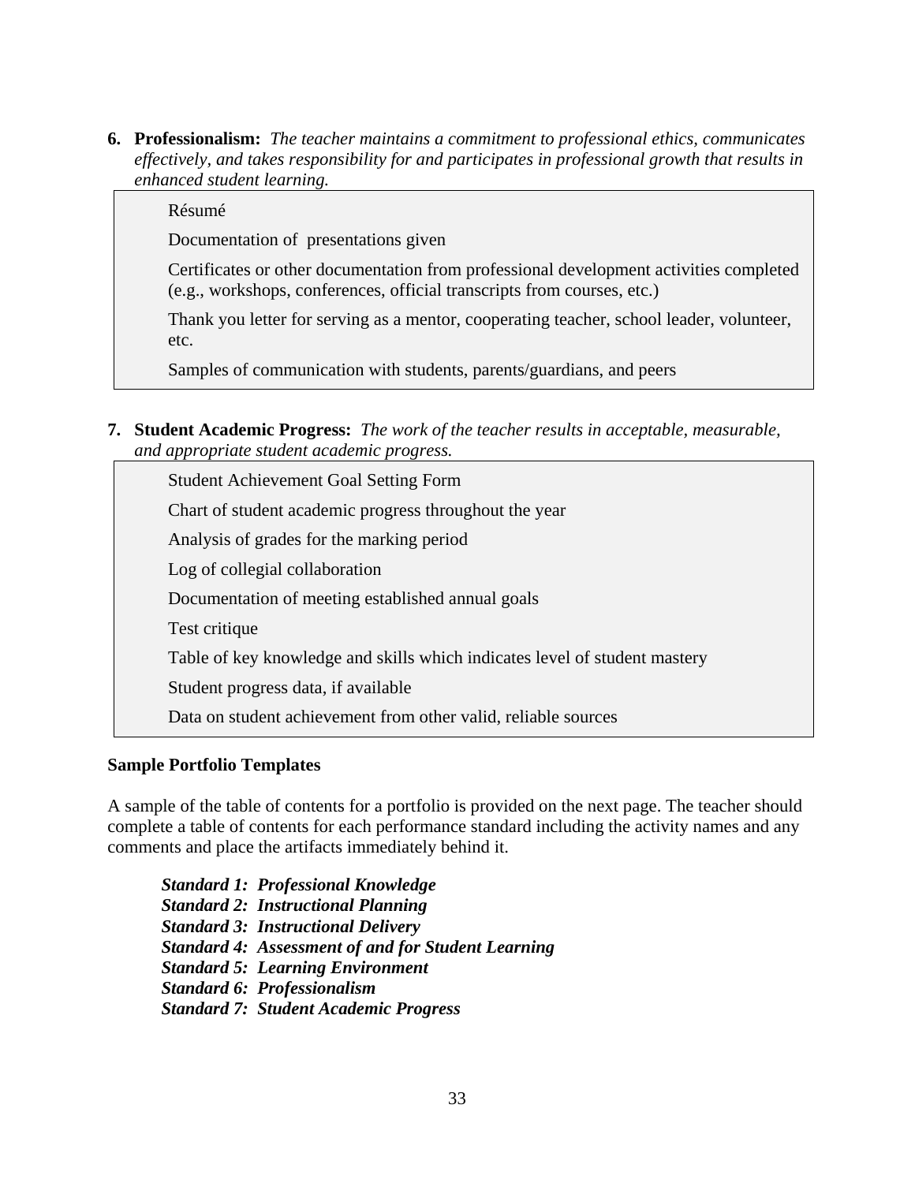6. **Professionalism:** *The teacher maintains a commitment to professional ethics, communicates effectively, and takes responsibility for and participates in professional growth that results in enhanced student learning.*

| |
|---|
| Résumé |
| Documentation of presentations given |
| Certificates or other documentation from professional development activities completed (e.g., workshops, conferences, official transcripts from courses, etc.) |
| Thank you letter for serving as a mentor, cooperating teacher, school leader, volunteer, etc. |
| Samples of communication with students, parents/guardians, and peers |

7. **Student Academic Progress:** *The work of the teacher results in acceptable, measurable, and appropriate student academic progress.*

| |
|---|
| Student Achievement Goal Setting Form |
| Chart of student academic progress throughout the year |
| Analysis of grades for the marking period |
| Log of collegial collaboration |
| Documentation of meeting established annual goals |
| Test critique |
| Table of key knowledge and skills which indicates level of student mastery |
| Student progress data, if available |
| Data on student achievement from other valid, reliable sources |

**Sample Portfolio Templates**

A sample of the table of contents for a portfolio is provided on the next page. The teacher should complete a table of contents for each performance standard including the activity names and any comments and place the artifacts immediately behind it.

***Standard 1: Professional Knowledge***
***Standard 2: Instructional Planning***
***Standard 3: Instructional Delivery***
***Standard 4: Assessment of and for Student Learning***
***Standard 5: Learning Environment***
***Standard 6: Professionalism***
***Standard 7: Student Academic Progress***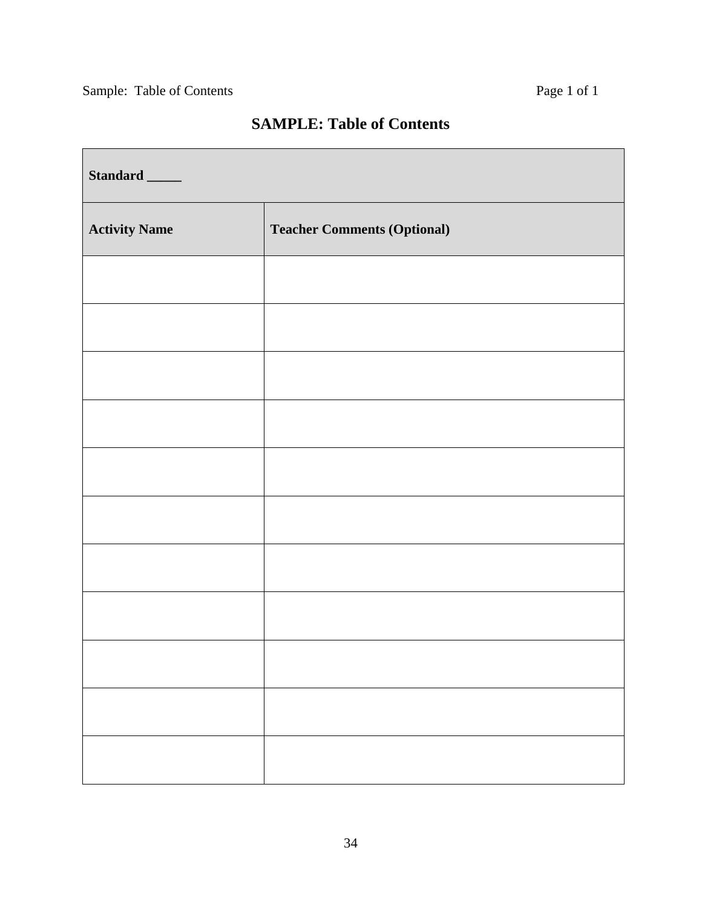# SAMPLE: Table of Contents

| Standard _____ | |
|---|---|
| **Activity Name** | **Teacher Comments (Optional)** |
| | |
| | |
| | |
| | |
| | |
| | |
| | |
| | |
| | |
| | |
| | |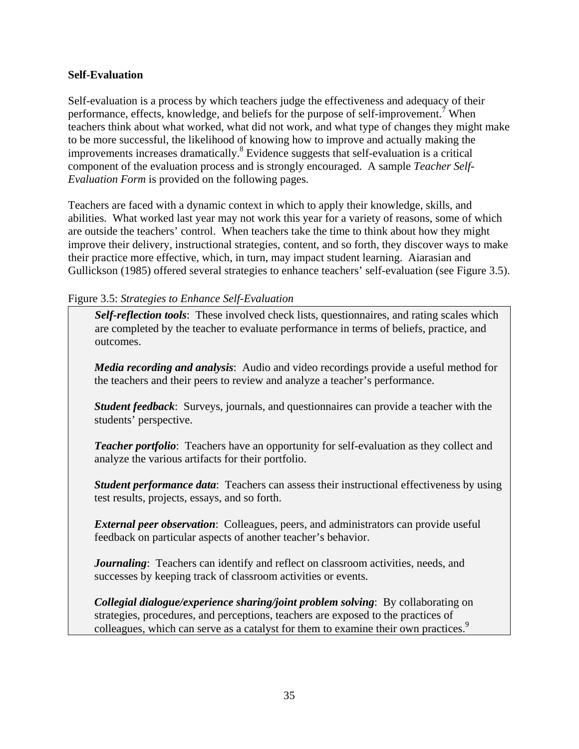### Self-Evaluation

Self-evaluation is a process by which teachers judge the effectiveness and adequacy of their performance, effects, knowledge, and beliefs for the purpose of self-improvement.[7] When teachers think about what worked, what did not work, and what type of changes they might make to be more successful, the likelihood of knowing how to improve and actually making the improvements increases dramatically.[8] Evidence suggests that self-evaluation is a critical component of the evaluation process and is strongly encouraged. A sample *Teacher Self-Evaluation Form* is provided on the following pages.

Teachers are faced with a dynamic context in which to apply their knowledge, skills, and abilities. What worked last year may not work this year for a variety of reasons, some of which are outside the teachers' control. When teachers take the time to think about how they might improve their delivery, instructional strategies, content, and so forth, they discover ways to make their practice more effective, which, in turn, may impact student learning. Aiarasian and Gullickson (1985) offered several strategies to enhance teachers' self-evaluation (see Figure 3.5).

Figure 3.5: *Strategies to Enhance Self-Evaluation*

> ***Self-reflection tools***: These involved check lists, questionnaires, and rating scales which are completed by the teacher to evaluate performance in terms of beliefs, practice, and outcomes.
>
> ***Media recording and analysis***: Audio and video recordings provide a useful method for the teachers and their peers to review and analyze a teacher's performance.
>
> ***Student feedback***: Surveys, journals, and questionnaires can provide a teacher with the students' perspective.
>
> ***Teacher portfolio***: Teachers have an opportunity for self-evaluation as they collect and analyze the various artifacts for their portfolio.
>
> ***Student performance data***: Teachers can assess their instructional effectiveness by using test results, projects, essays, and so forth.
>
> ***External peer observation***: Colleagues, peers, and administrators can provide useful feedback on particular aspects of another teacher's behavior.
>
> ***Journaling***: Teachers can identify and reflect on classroom activities, needs, and successes by keeping track of classroom activities or events.
>
> ***Collegial dialogue/experience sharing/joint problem solving***: By collaborating on strategies, procedures, and perceptions, teachers are exposed to the practices of colleagues, which can serve as a catalyst for them to examine their own practices.[9]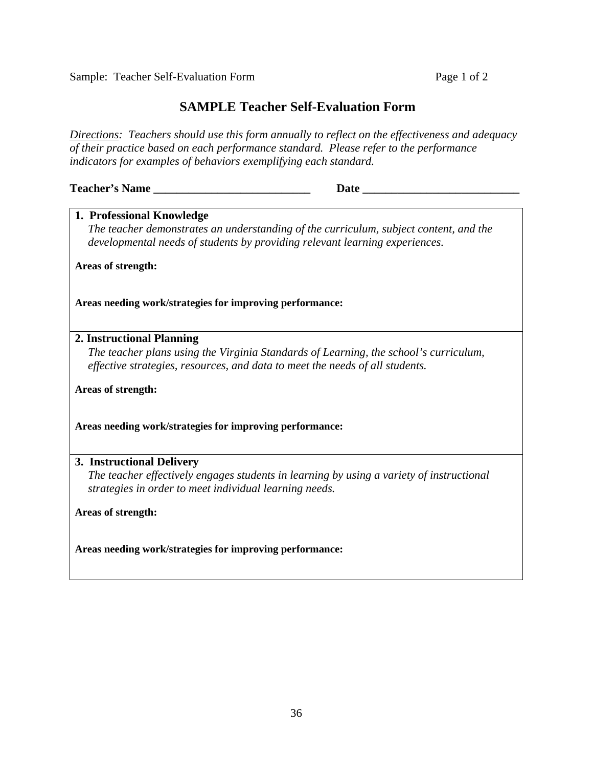# SAMPLE Teacher Self-Evaluation Form

*Directions: Teachers should use this form annually to reflect on the effectiveness and adequacy of their practice based on each performance standard. Please refer to the performance indicators for examples of behaviors exemplifying each standard.*

**Teacher's Name ____________________________ Date ____________________________**

**1. Professional Knowledge**

*The teacher demonstrates an understanding of the curriculum, subject content, and the developmental needs of students by providing relevant learning experiences.*

**Areas of strength:**

**Areas needing work/strategies for improving performance:**

**2. Instructional Planning**

*The teacher plans using the Virginia Standards of Learning, the school's curriculum, effective strategies, resources, and data to meet the needs of all students.*

**Areas of strength:**

**Areas needing work/strategies for improving performance:**

**3. Instructional Delivery**

*The teacher effectively engages students in learning by using a variety of instructional strategies in order to meet individual learning needs.*

**Areas of strength:**

**Areas needing work/strategies for improving performance:**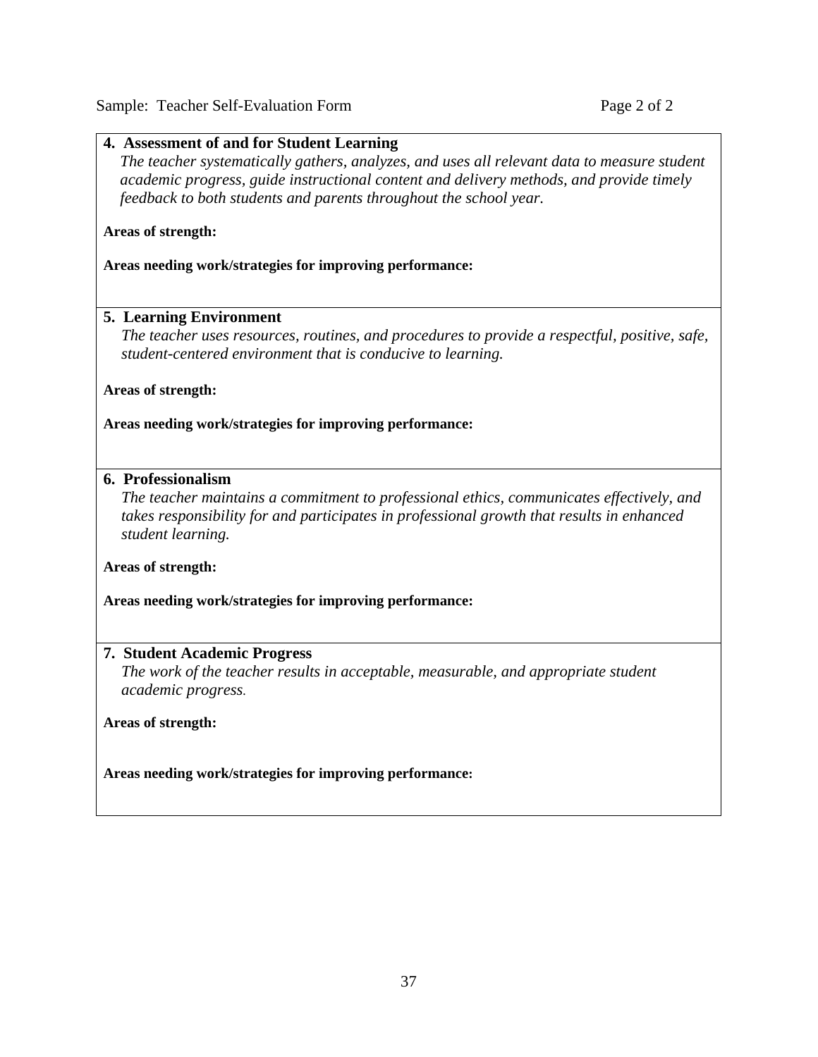**4. Assessment of and for Student Learning**

*The teacher systematically gathers, analyzes, and uses all relevant data to measure student academic progress, guide instructional content and delivery methods, and provide timely feedback to both students and parents throughout the school year.*

**Areas of strength:**

**Areas needing work/strategies for improving performance:**

**5. Learning Environment**

*The teacher uses resources, routines, and procedures to provide a respectful, positive, safe, student-centered environment that is conducive to learning.*

**Areas of strength:**

**Areas needing work/strategies for improving performance:**

**6. Professionalism**

*The teacher maintains a commitment to professional ethics, communicates effectively, and takes responsibility for and participates in professional growth that results in enhanced student learning.*

**Areas of strength:**

**Areas needing work/strategies for improving performance:**

**7. Student Academic Progress**

*The work of the teacher results in acceptable, measurable, and appropriate student academic progress.*

**Areas of strength:**

**Areas needing work/strategies for improving performance:**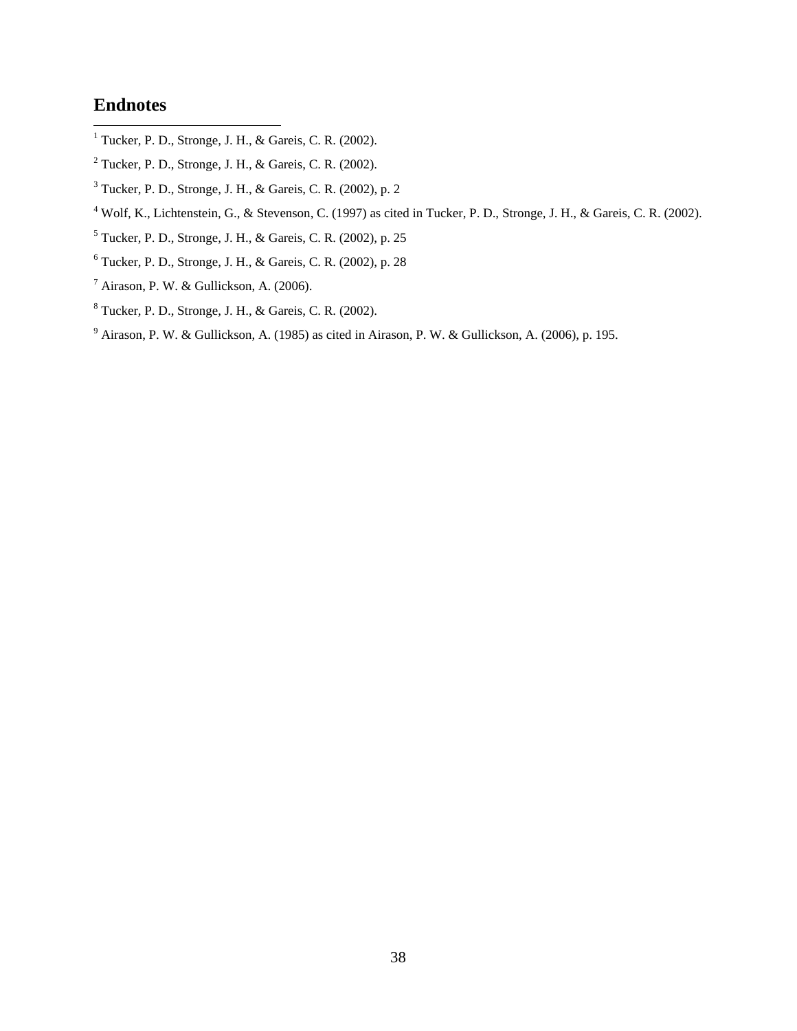## Endnotes

[1] Tucker, P. D., Stronge, J. H., & Gareis, C. R. (2002).

[2] Tucker, P. D., Stronge, J. H., & Gareis, C. R. (2002).

[3] Tucker, P. D., Stronge, J. H., & Gareis, C. R. (2002), p. 2

[4] Wolf, K., Lichtenstein, G., & Stevenson, C. (1997) as cited in Tucker, P. D., Stronge, J. H., & Gareis, C. R. (2002).

[5] Tucker, P. D., Stronge, J. H., & Gareis, C. R. (2002), p. 25

[6] Tucker, P. D., Stronge, J. H., & Gareis, C. R. (2002), p. 28

[7] Airason, P. W. & Gullickson, A. (2006).

[8] Tucker, P. D., Stronge, J. H., & Gareis, C. R. (2002).

[9] Airason, P. W. & Gullickson, A. (1985) as cited in Airason, P. W. & Gullickson, A. (2006), p. 195.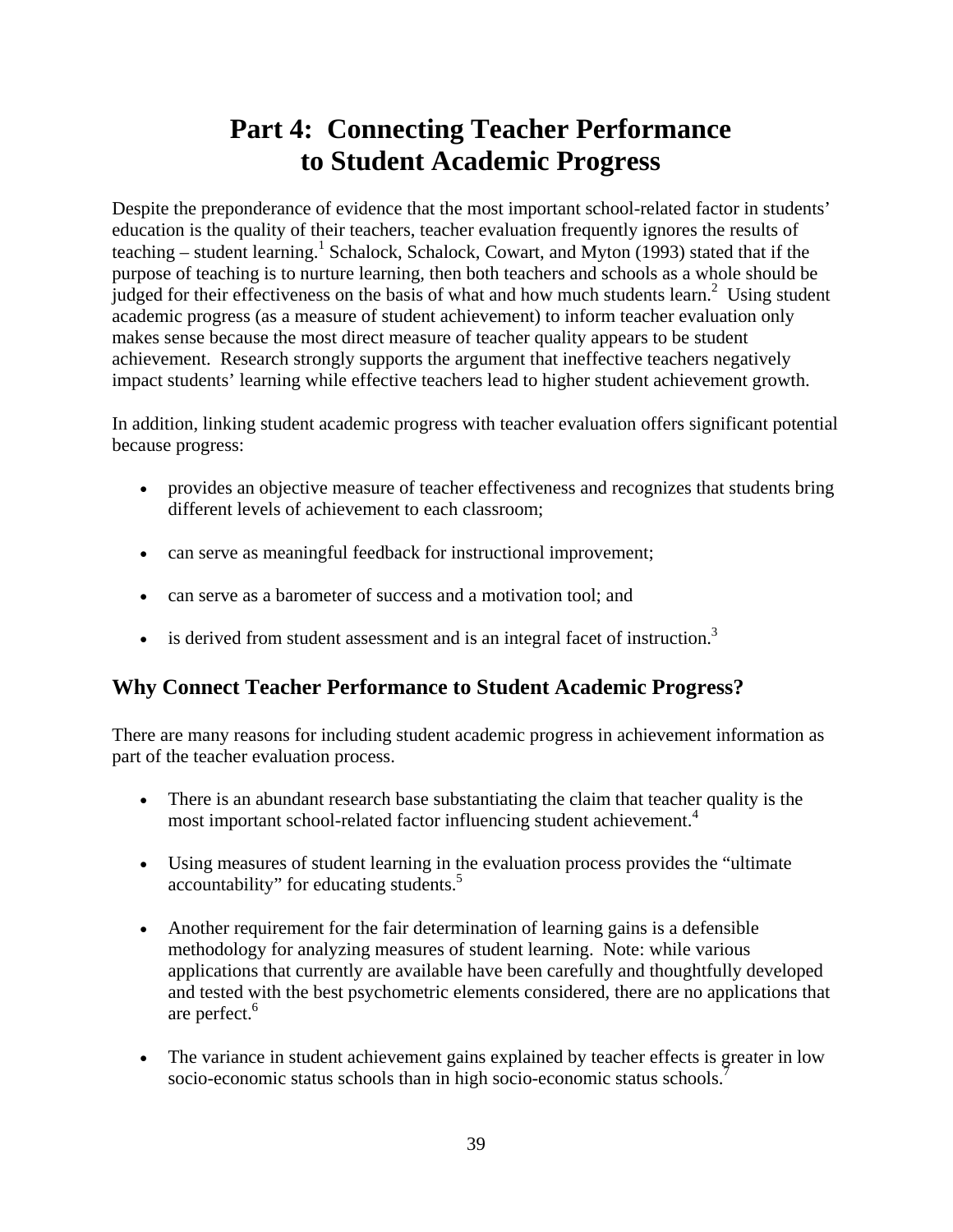# Part 4: Connecting Teacher Performance to Student Academic Progress

Despite the preponderance of evidence that the most important school-related factor in students' education is the quality of their teachers, teacher evaluation frequently ignores the results of teaching – student learning.[1] Schalock, Schalock, Cowart, and Myton (1993) stated that if the purpose of teaching is to nurture learning, then both teachers and schools as a whole should be judged for their effectiveness on the basis of what and how much students learn.[2] Using student academic progress (as a measure of student achievement) to inform teacher evaluation only makes sense because the most direct measure of teacher quality appears to be student achievement. Research strongly supports the argument that ineffective teachers negatively impact students' learning while effective teachers lead to higher student achievement growth.

In addition, linking student academic progress with teacher evaluation offers significant potential because progress:

- provides an objective measure of teacher effectiveness and recognizes that students bring different levels of achievement to each classroom;
- can serve as meaningful feedback for instructional improvement;
- can serve as a barometer of success and a motivation tool; and
- is derived from student assessment and is an integral facet of instruction.[3]

## Why Connect Teacher Performance to Student Academic Progress?

There are many reasons for including student academic progress in achievement information as part of the teacher evaluation process.

- There is an abundant research base substantiating the claim that teacher quality is the most important school-related factor influencing student achievement.[4]
- Using measures of student learning in the evaluation process provides the "ultimate accountability" for educating students.[5]
- Another requirement for the fair determination of learning gains is a defensible methodology for analyzing measures of student learning. Note: while various applications that currently are available have been carefully and thoughtfully developed and tested with the best psychometric elements considered, there are no applications that are perfect.[6]
- The variance in student achievement gains explained by teacher effects is greater in low socio-economic status schools than in high socio-economic status schools.[7]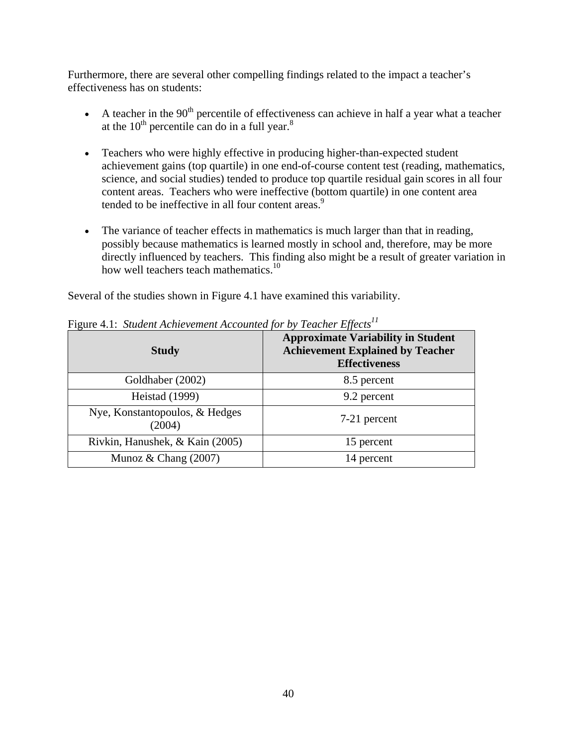Furthermore, there are several other compelling findings related to the impact a teacher's effectiveness has on students:

- A teacher in the $90^{th}$ percentile of effectiveness can achieve in half a year what a teacher at the $10^{th}$ percentile can do in a full year.[8]
- Teachers who were highly effective in producing higher-than-expected student achievement gains (top quartile) in one end-of-course content test (reading, mathematics, science, and social studies) tended to produce top quartile residual gain scores in all four content areas. Teachers who were ineffective (bottom quartile) in one content area tended to be ineffective in all four content areas.[9]
- The variance of teacher effects in mathematics is much larger than that in reading, possibly because mathematics is learned mostly in school and, therefore, may be more directly influenced by teachers. This finding also might be a result of greater variation in how well teachers teach mathematics.[10]

Several of the studies shown in Figure 4.1 have examined this variability.

Figure 4.1: *Student Achievement Accounted for by Teacher Effects*[11]

| Study | Approximate Variability in Student Achievement Explained by Teacher Effectiveness |
|---|---|
| Goldhaber (2002) | 8.5 percent |
| Heistad (1999) | 9.2 percent |
| Nye, Konstantopoulos, & Hedges (2004) | 7-21 percent |
| Rivkin, Hanushek, & Kain (2005) | 15 percent |
| Munoz & Chang (2007) | 14 percent |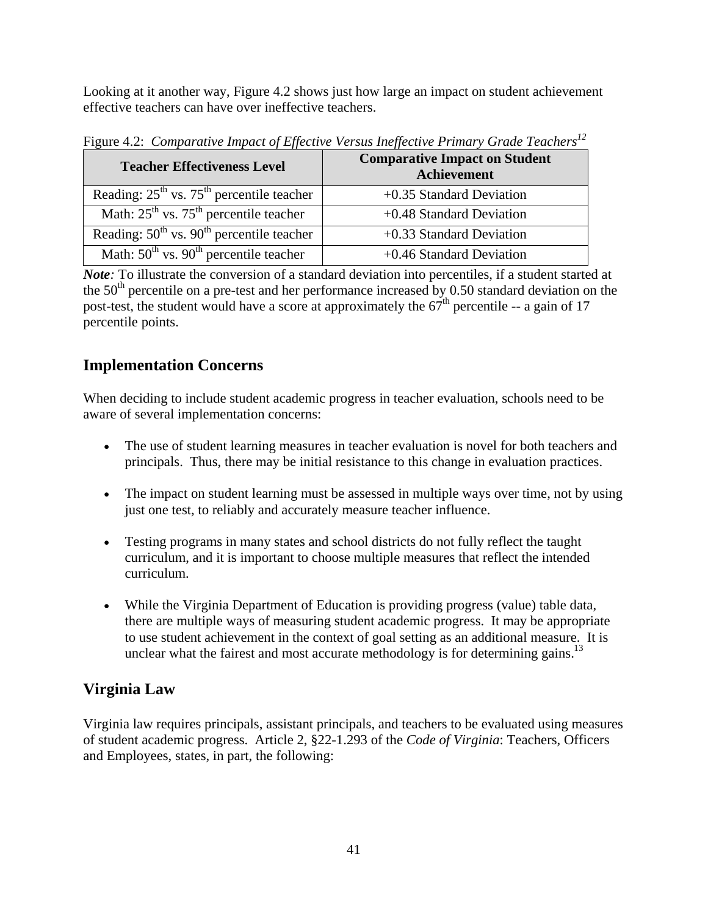Looking at it another way, Figure 4.2 shows just how large an impact on student achievement effective teachers can have over ineffective teachers.

Figure 4.2: *Comparative Impact of Effective Versus Ineffective Primary Grade Teachers*[12]

| Teacher Effectiveness Level | Comparative Impact on Student Achievement |
|---|---|
| Reading: 25th vs. 75th percentile teacher | +0.35 Standard Deviation |
| Math: 25th vs. 75th percentile teacher | +0.48 Standard Deviation |
| Reading: 50th vs. 90th percentile teacher | +0.33 Standard Deviation |
| Math: 50th vs. 90th percentile teacher | +0.46 Standard Deviation |

***Note**:* To illustrate the conversion of a standard deviation into percentiles, if a student started at the 50th percentile on a pre-test and her performance increased by 0.50 standard deviation on the post-test, the student would have a score at approximately the 67th percentile -- a gain of 17 percentile points.

## Implementation Concerns

When deciding to include student academic progress in teacher evaluation, schools need to be aware of several implementation concerns:

- The use of student learning measures in teacher evaluation is novel for both teachers and principals. Thus, there may be initial resistance to this change in evaluation practices.
- The impact on student learning must be assessed in multiple ways over time, not by using just one test, to reliably and accurately measure teacher influence.
- Testing programs in many states and school districts do not fully reflect the taught curriculum, and it is important to choose multiple measures that reflect the intended curriculum.
- While the Virginia Department of Education is providing progress (value) table data, there are multiple ways of measuring student academic progress. It may be appropriate to use student achievement in the context of goal setting as an additional measure. It is unclear what the fairest and most accurate methodology is for determining gains.[13]

## Virginia Law

Virginia law requires principals, assistant principals, and teachers to be evaluated using measures of student academic progress. Article 2, §22-1.293 of the *Code of Virginia*: Teachers, Officers and Employees, states, in part, the following: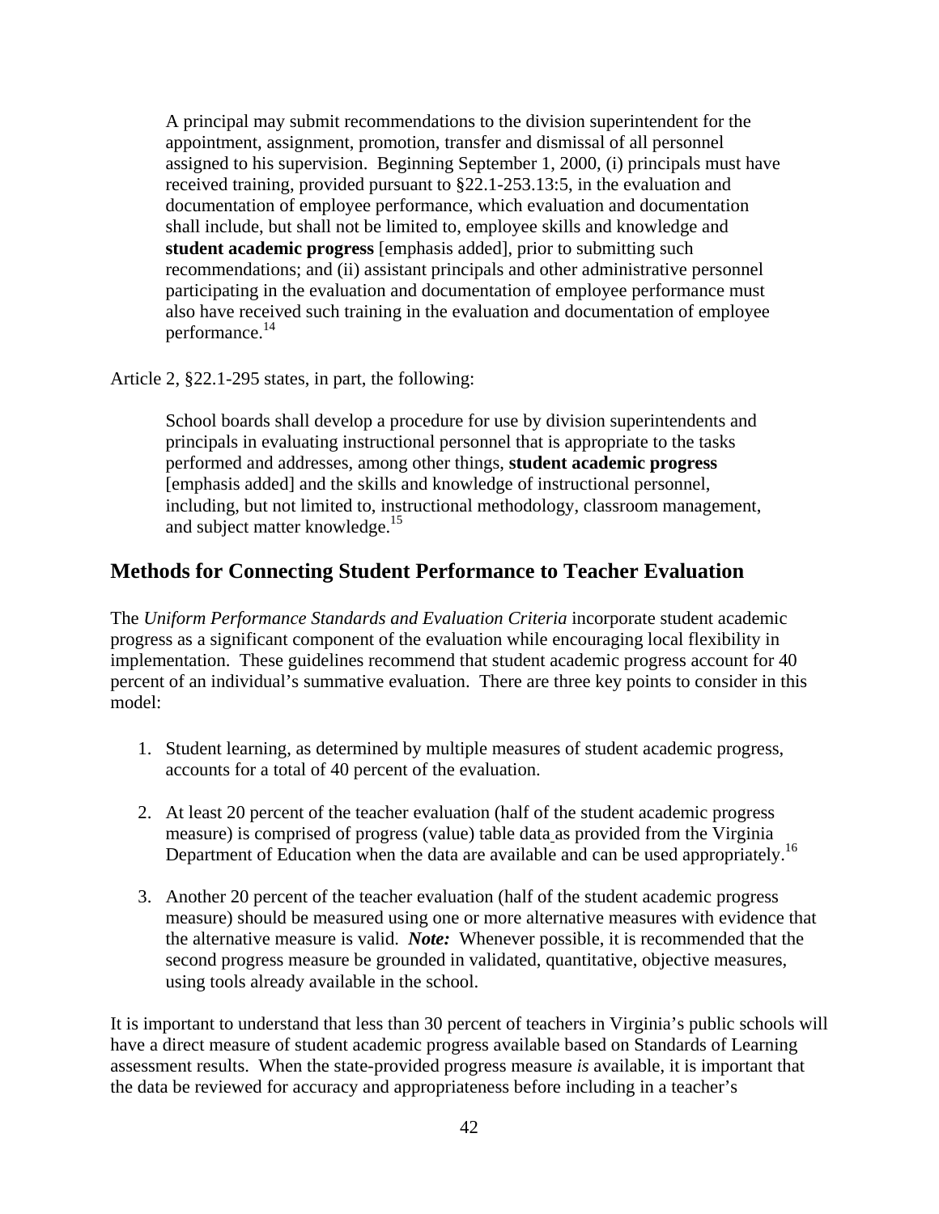> A principal may submit recommendations to the division superintendent for the appointment, assignment, promotion, transfer and dismissal of all personnel assigned to his supervision. Beginning September 1, 2000, (i) principals must have received training, provided pursuant to §22.1-253.13:5, in the evaluation and documentation of employee performance, which evaluation and documentation shall include, but shall not be limited to, employee skills and knowledge and **student academic progress** [emphasis added], prior to submitting such recommendations; and (ii) assistant principals and other administrative personnel participating in the evaluation and documentation of employee performance must also have received such training in the evaluation and documentation of employee performance.[14]

Article 2, §22.1-295 states, in part, the following:

> School boards shall develop a procedure for use by division superintendents and principals in evaluating instructional personnel that is appropriate to the tasks performed and addresses, among other things, **student academic progress** [emphasis added] and the skills and knowledge of instructional personnel, including, but not limited to, instructional methodology, classroom management, and subject matter knowledge.[15]

## Methods for Connecting Student Performance to Teacher Evaluation

The *Uniform Performance Standards and Evaluation Criteria* incorporate student academic progress as a significant component of the evaluation while encouraging local flexibility in implementation. These guidelines recommend that student academic progress account for 40 percent of an individual's summative evaluation. There are three key points to consider in this model:

1. Student learning, as determined by multiple measures of student academic progress, accounts for a total of 40 percent of the evaluation.

2. At least 20 percent of the teacher evaluation (half of the student academic progress measure) is comprised of progress (value) table data as provided from the Virginia Department of Education when the data are available and can be used appropriately.[16]

3. Another 20 percent of the teacher evaluation (half of the student academic progress measure) should be measured using one or more alternative measures with evidence that the alternative measure is valid. ***Note:*** Whenever possible, it is recommended that the second progress measure be grounded in validated, quantitative, objective measures, using tools already available in the school.

It is important to understand that less than 30 percent of teachers in Virginia's public schools will have a direct measure of student academic progress available based on Standards of Learning assessment results. When the state-provided progress measure *is* available, it is important that the data be reviewed for accuracy and appropriateness before including in a teacher's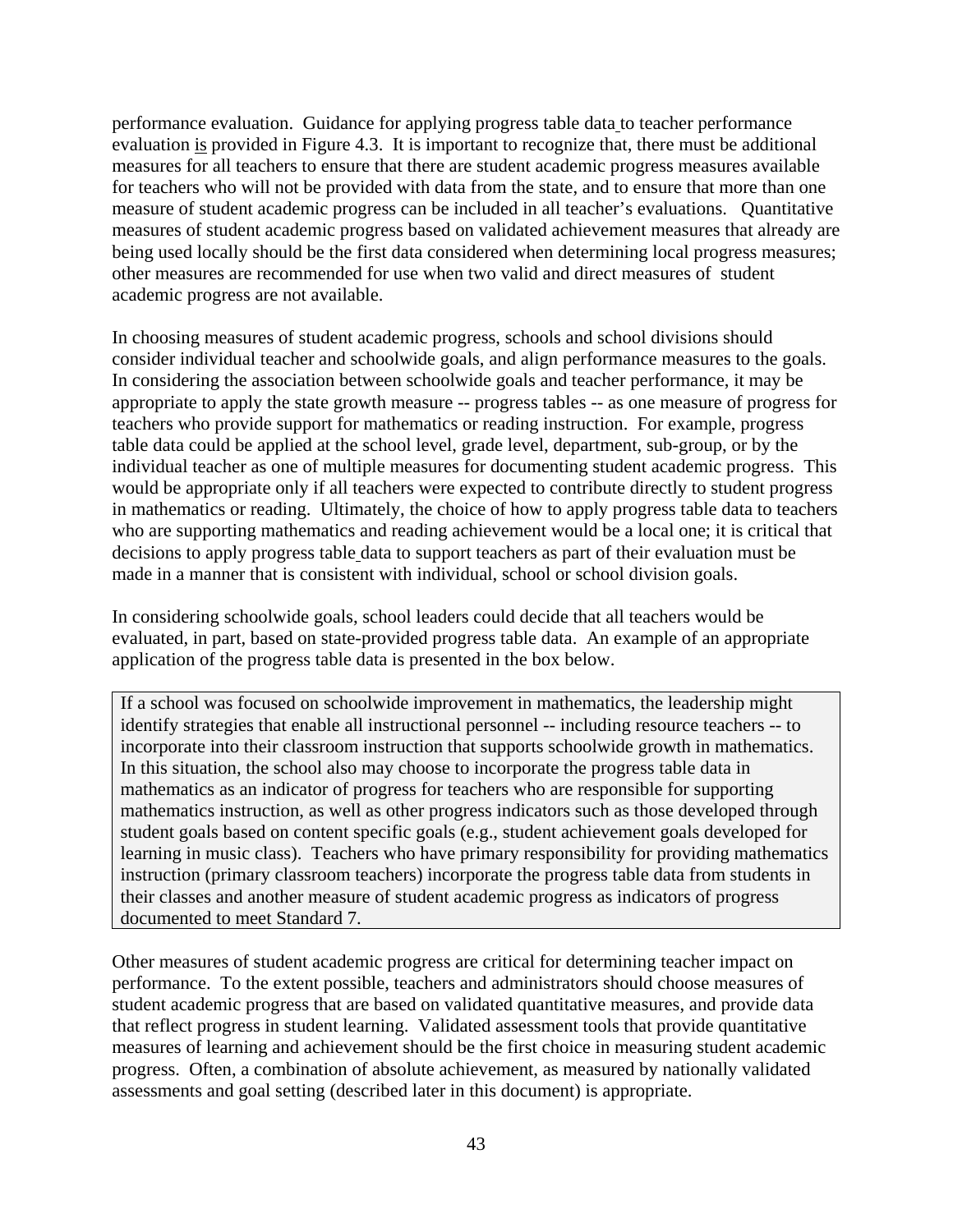performance evaluation. Guidance for applying progress table data to teacher performance evaluation is provided in Figure 4.3. It is important to recognize that, there must be additional measures for all teachers to ensure that there are student academic progress measures available for teachers who will not be provided with data from the state, and to ensure that more than one measure of student academic progress can be included in all teacher's evaluations. Quantitative measures of student academic progress based on validated achievement measures that already are being used locally should be the first data considered when determining local progress measures; other measures are recommended for use when two valid and direct measures of student academic progress are not available.

In choosing measures of student academic progress, schools and school divisions should consider individual teacher and schoolwide goals, and align performance measures to the goals. In considering the association between schoolwide goals and teacher performance, it may be appropriate to apply the state growth measure -- progress tables -- as one measure of progress for teachers who provide support for mathematics or reading instruction. For example, progress table data could be applied at the school level, grade level, department, sub-group, or by the individual teacher as one of multiple measures for documenting student academic progress. This would be appropriate only if all teachers were expected to contribute directly to student progress in mathematics or reading. Ultimately, the choice of how to apply progress table data to teachers who are supporting mathematics and reading achievement would be a local one; it is critical that decisions to apply progress table data to support teachers as part of their evaluation must be made in a manner that is consistent with individual, school or school division goals.

In considering schoolwide goals, school leaders could decide that all teachers would be evaluated, in part, based on state-provided progress table data. An example of an appropriate application of the progress table data is presented in the box below.

> If a school was focused on schoolwide improvement in mathematics, the leadership might identify strategies that enable all instructional personnel -- including resource teachers -- to incorporate into their classroom instruction that supports schoolwide growth in mathematics. In this situation, the school also may choose to incorporate the progress table data in mathematics as an indicator of progress for teachers who are responsible for supporting mathematics instruction, as well as other progress indicators such as those developed through student goals based on content specific goals (e.g., student achievement goals developed for learning in music class). Teachers who have primary responsibility for providing mathematics instruction (primary classroom teachers) incorporate the progress table data from students in their classes and another measure of student academic progress as indicators of progress documented to meet Standard 7.

Other measures of student academic progress are critical for determining teacher impact on performance. To the extent possible, teachers and administrators should choose measures of student academic progress that are based on validated quantitative measures, and provide data that reflect progress in student learning. Validated assessment tools that provide quantitative measures of learning and achievement should be the first choice in measuring student academic progress. Often, a combination of absolute achievement, as measured by nationally validated assessments and goal setting (described later in this document) is appropriate.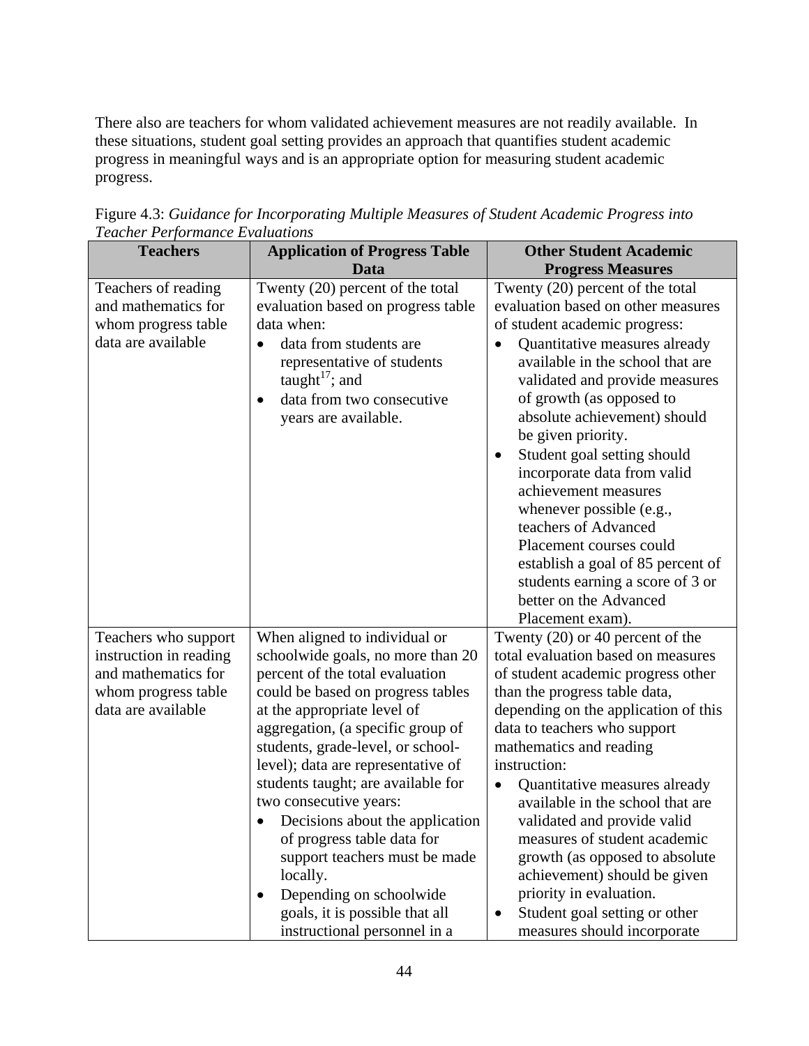There also are teachers for whom validated achievement measures are not readily available. In these situations, student goal setting provides an approach that quantifies student academic progress in meaningful ways and is an appropriate option for measuring student academic progress.

Figure 4.3: *Guidance for Incorporating Multiple Measures of Student Academic Progress into Teacher Performance Evaluations*

| Teachers | Application of Progress Table Data | Other Student Academic Progress Measures |
|---|---|---|
| Teachers of reading and mathematics for whom progress table data are available | Twenty (20) percent of the total evaluation based on progress table data when: <br>• data from students are representative of students taught[17]; and <br>• data from two consecutive years are available. | Twenty (20) percent of the total evaluation based on other measures of student academic progress: <br>• Quantitative measures already available in the school that are validated and provide measures of growth (as opposed to absolute achievement) should be given priority. <br>• Student goal setting should incorporate data from valid achievement measures whenever possible (e.g., teachers of Advanced Placement courses could establish a goal of 85 percent of students earning a score of 3 or better on the Advanced Placement exam). |
| Teachers who support instruction in reading and mathematics for whom progress table data are available | When aligned to individual or schoolwide goals, no more than 20 percent of the total evaluation could be based on progress tables at the appropriate level of aggregation, (a specific group of students, grade-level, or school-level); data are representative of students taught; are available for two consecutive years: <br>• Decisions about the application of progress table data for support teachers must be made locally. <br>• Depending on schoolwide goals, it is possible that all instructional personnel in a | Twenty (20) or 40 percent of the total evaluation based on measures of student academic progress other than the progress table data, depending on the application of this data to teachers who support mathematics and reading instruction: <br>• Quantitative measures already available in the school that are validated and provide valid measures of student academic growth (as opposed to absolute achievement) should be given priority in evaluation. <br>• Student goal setting or other measures should incorporate |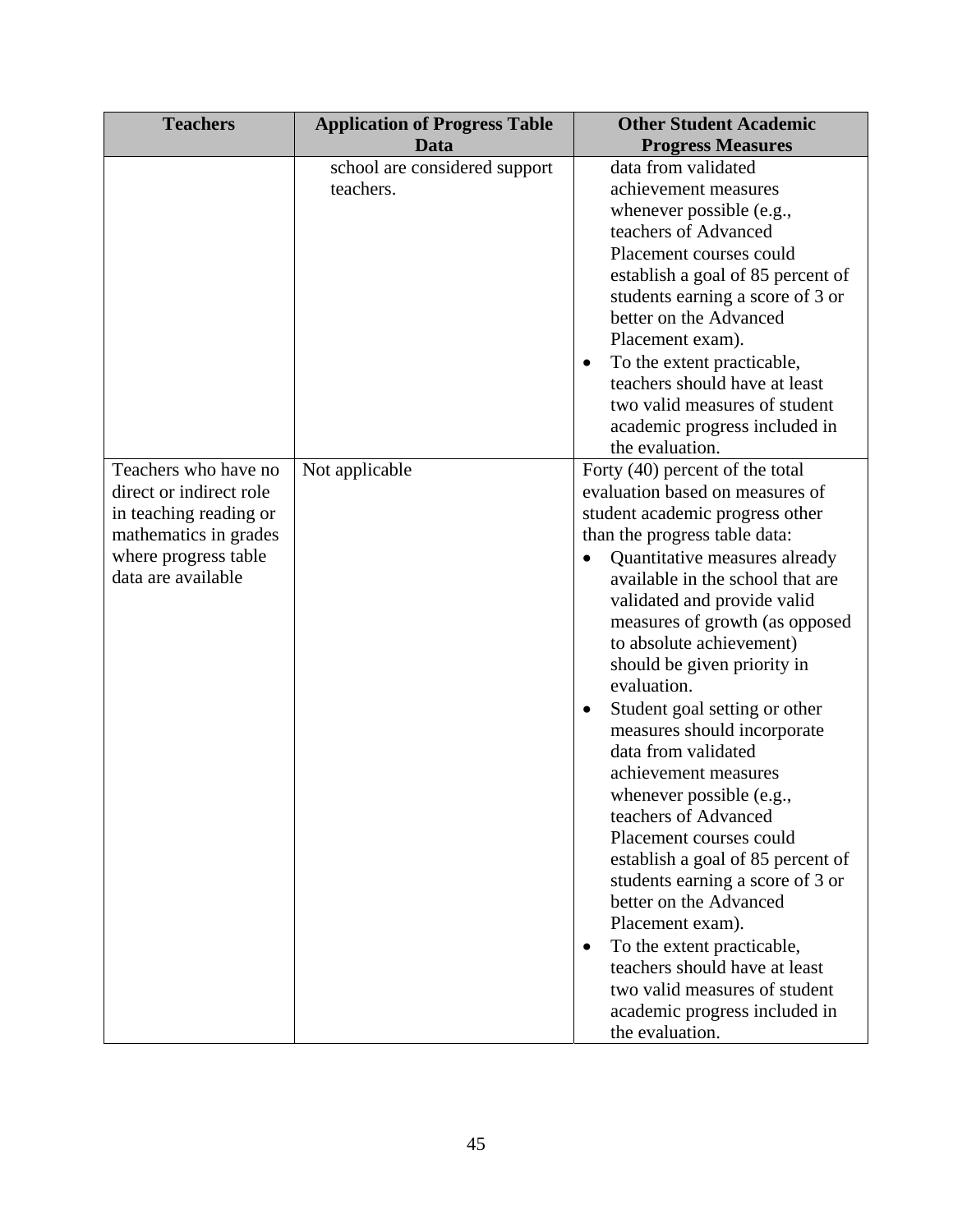| Teachers | Application of Progress Table Data | Other Student Academic Progress Measures |
|---|---|---|
| | school are considered support teachers. | data from validated achievement measures whenever possible (e.g., teachers of Advanced Placement courses could establish a goal of 85 percent of students earning a score of 3 or better on the Advanced Placement exam).<br>• To the extent practicable, teachers should have at least two valid measures of student academic progress included in the evaluation. |
| Teachers who have no direct or indirect role in teaching reading or mathematics in grades where progress table data are available | Not applicable | Forty (40) percent of the total evaluation based on measures of student academic progress other than the progress table data:<br>• Quantitative measures already available in the school that are validated and provide valid measures of growth (as opposed to absolute achievement) should be given priority in evaluation.<br>• Student goal setting or other measures should incorporate data from validated achievement measures whenever possible (e.g., teachers of Advanced Placement courses could establish a goal of 85 percent of students earning a score of 3 or better on the Advanced Placement exam).<br>• To the extent practicable, teachers should have at least two valid measures of student academic progress included in the evaluation. |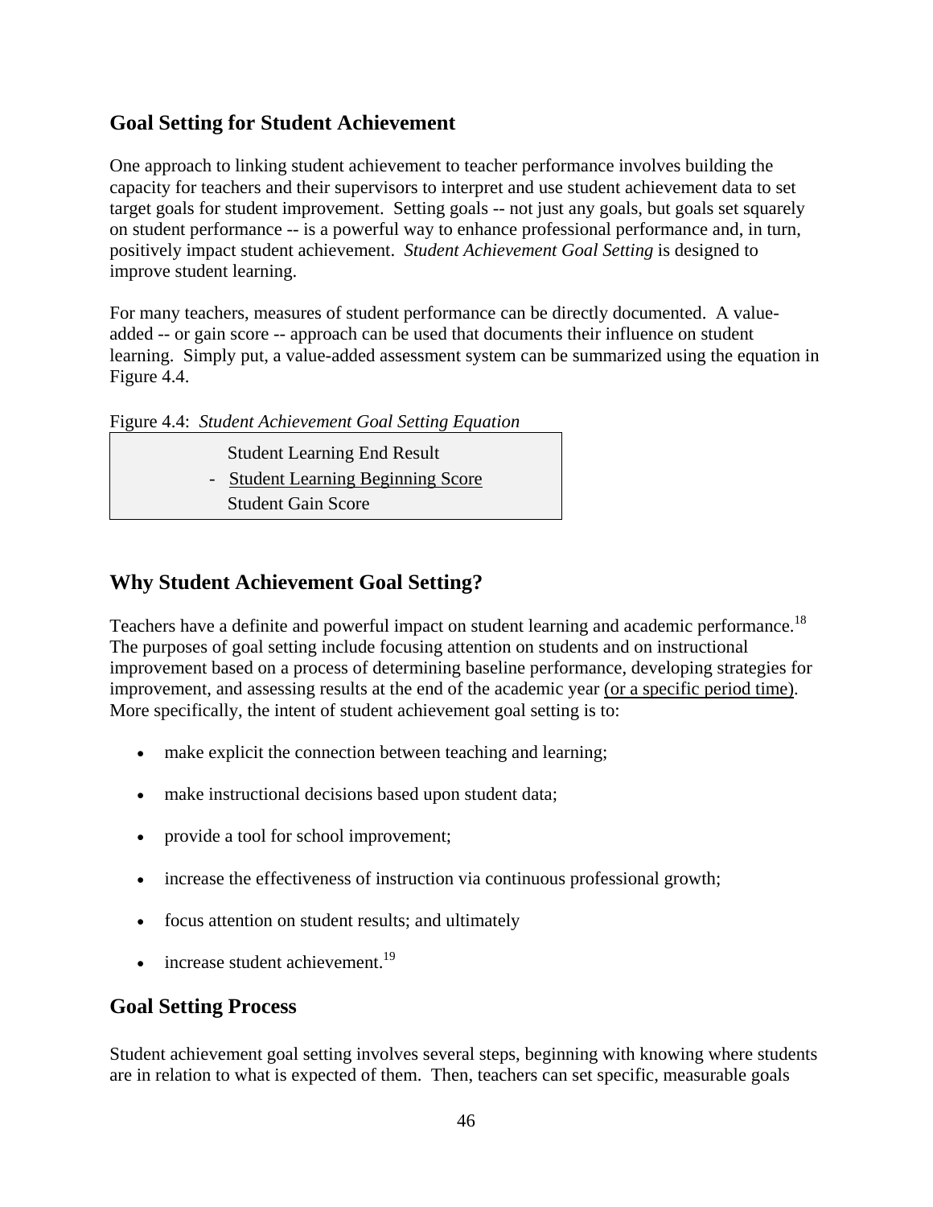## Goal Setting for Student Achievement

One approach to linking student achievement to teacher performance involves building the capacity for teachers and their supervisors to interpret and use student achievement data to set target goals for student improvement. Setting goals -- not just any goals, but goals set squarely on student performance -- is a powerful way to enhance professional performance and, in turn, positively impact student achievement. *Student Achievement Goal Setting* is designed to improve student learning.

For many teachers, measures of student performance can be directly documented. A value-added -- or gain score -- approach can be used that documents their influence on student learning. Simply put, a value-added assessment system can be summarized using the equation in Figure 4.4.

Figure 4.4: *Student Achievement Goal Setting Equation*

|   | Student Learning End Result |
|---|---|
| - | <u>Student Learning Beginning Score</u> |
|   | Student Gain Score |

## Why Student Achievement Goal Setting?

Teachers have a definite and powerful impact on student learning and academic performance.[18] The purposes of goal setting include focusing attention on students and on instructional improvement based on a process of determining baseline performance, developing strategies for improvement, and assessing results at the end of the academic year <u>(or a specific period time)</u>. More specifically, the intent of student achievement goal setting is to:

- make explicit the connection between teaching and learning;
- make instructional decisions based upon student data;
- provide a tool for school improvement;
- increase the effectiveness of instruction via continuous professional growth;
- focus attention on student results; and ultimately
- increase student achievement.[19]

## Goal Setting Process

Student achievement goal setting involves several steps, beginning with knowing where students are in relation to what is expected of them. Then, teachers can set specific, measurable goals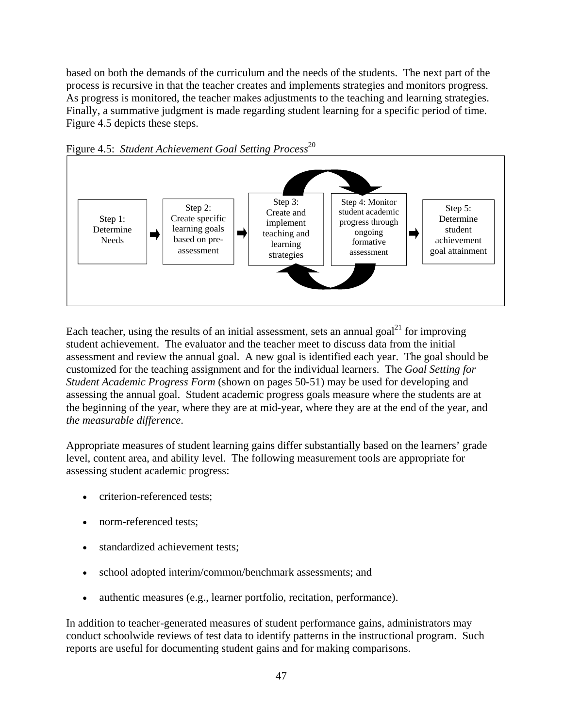based on both the demands of the curriculum and the needs of the students. The next part of the process is recursive in that the teacher creates and implements strategies and monitors progress. As progress is monitored, the teacher makes adjustments to the teaching and learning strategies. Finally, a summative judgment is made regarding student learning for a specific period of time. Figure 4.5 depicts these steps.

Figure 4.5: *Student Achievement Goal Setting Process*[20]

Step 1: Determine Needs → Step 2: Create specific learning goals based on pre-assessment → Step 3: Create and implement teaching and learning strategies ⇄ Step 4: Monitor student academic progress through ongoing formative assessment → Step 5: Determine student achievement goal attainment

Each teacher, using the results of an initial assessment, sets an annual goal[21] for improving student achievement. The evaluator and the teacher meet to discuss data from the initial assessment and review the annual goal. A new goal is identified each year. The goal should be customized for the teaching assignment and for the individual learners. The *Goal Setting for Student Academic Progress Form* (shown on pages 50-51) may be used for developing and assessing the annual goal. Student academic progress goals measure where the students are at the beginning of the year, where they are at mid-year, where they are at the end of the year, and *the measurable difference*.

Appropriate measures of student learning gains differ substantially based on the learners' grade level, content area, and ability level. The following measurement tools are appropriate for assessing student academic progress:

- criterion-referenced tests;
- norm-referenced tests;
- standardized achievement tests;
- school adopted interim/common/benchmark assessments; and
- authentic measures (e.g., learner portfolio, recitation, performance).

In addition to teacher-generated measures of student performance gains, administrators may conduct schoolwide reviews of test data to identify patterns in the instructional program. Such reports are useful for documenting student gains and for making comparisons.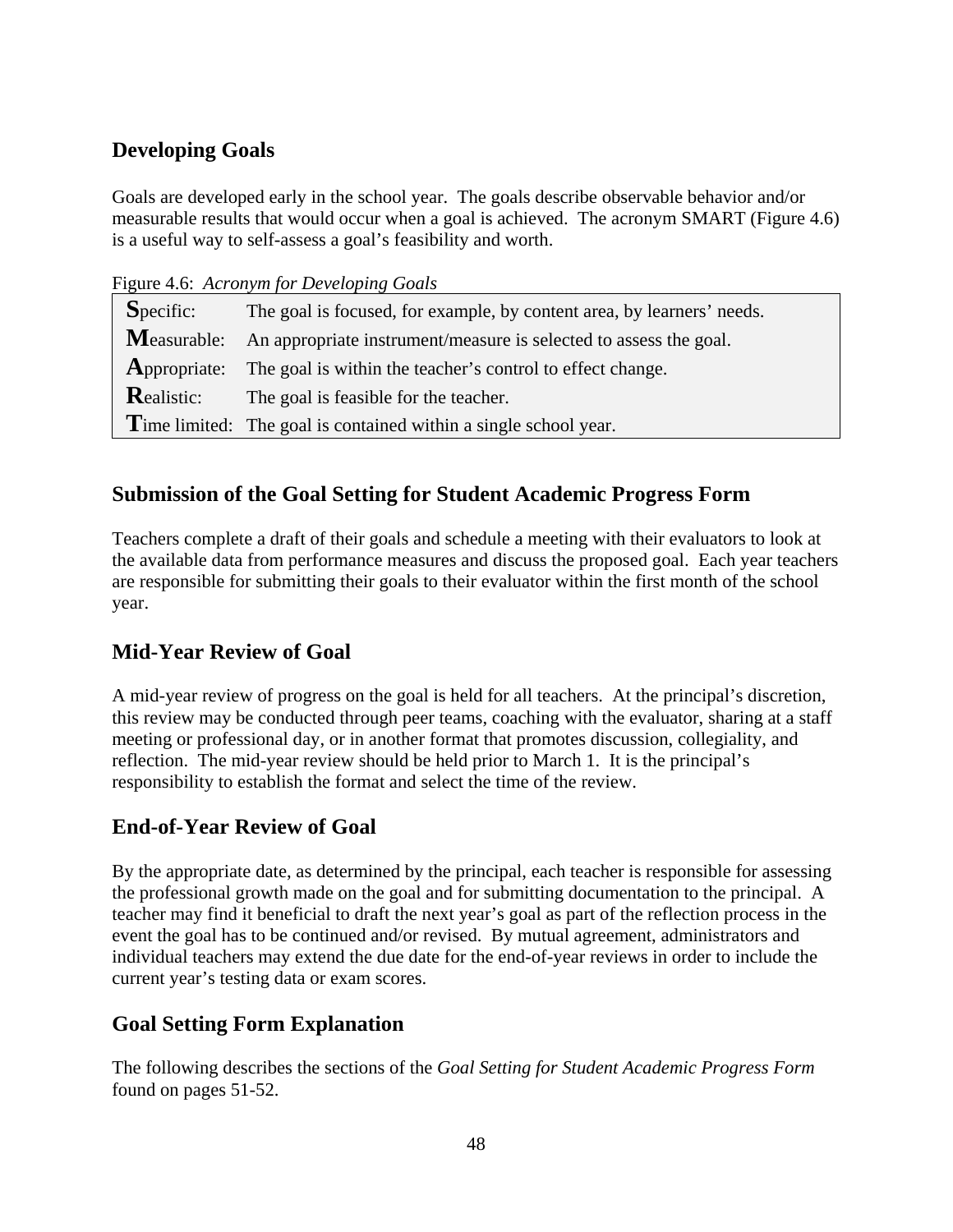## Developing Goals

Goals are developed early in the school year. The goals describe observable behavior and/or measurable results that would occur when a goal is achieved. The acronym SMART (Figure 4.6) is a useful way to self-assess a goal's feasibility and worth.

Figure 4.6: *Acronym for Developing Goals*

| | |
|---|---|
| **S**pecific: | The goal is focused, for example, by content area, by learners' needs. |
| **M**easurable: | An appropriate instrument/measure is selected to assess the goal. |
| **A**ppropriate: | The goal is within the teacher's control to effect change. |
| **R**ealistic: | The goal is feasible for the teacher. |
| **T**ime limited: | The goal is contained within a single school year. |

## Submission of the Goal Setting for Student Academic Progress Form

Teachers complete a draft of their goals and schedule a meeting with their evaluators to look at the available data from performance measures and discuss the proposed goal. Each year teachers are responsible for submitting their goals to their evaluator within the first month of the school year.

## Mid-Year Review of Goal

A mid-year review of progress on the goal is held for all teachers. At the principal's discretion, this review may be conducted through peer teams, coaching with the evaluator, sharing at a staff meeting or professional day, or in another format that promotes discussion, collegiality, and reflection. The mid-year review should be held prior to March 1. It is the principal's responsibility to establish the format and select the time of the review.

## End-of-Year Review of Goal

By the appropriate date, as determined by the principal, each teacher is responsible for assessing the professional growth made on the goal and for submitting documentation to the principal. A teacher may find it beneficial to draft the next year's goal as part of the reflection process in the event the goal has to be continued and/or revised. By mutual agreement, administrators and individual teachers may extend the due date for the end-of-year reviews in order to include the current year's testing data or exam scores.

## Goal Setting Form Explanation

The following describes the sections of the *Goal Setting for Student Academic Progress Form* found on pages 51-52.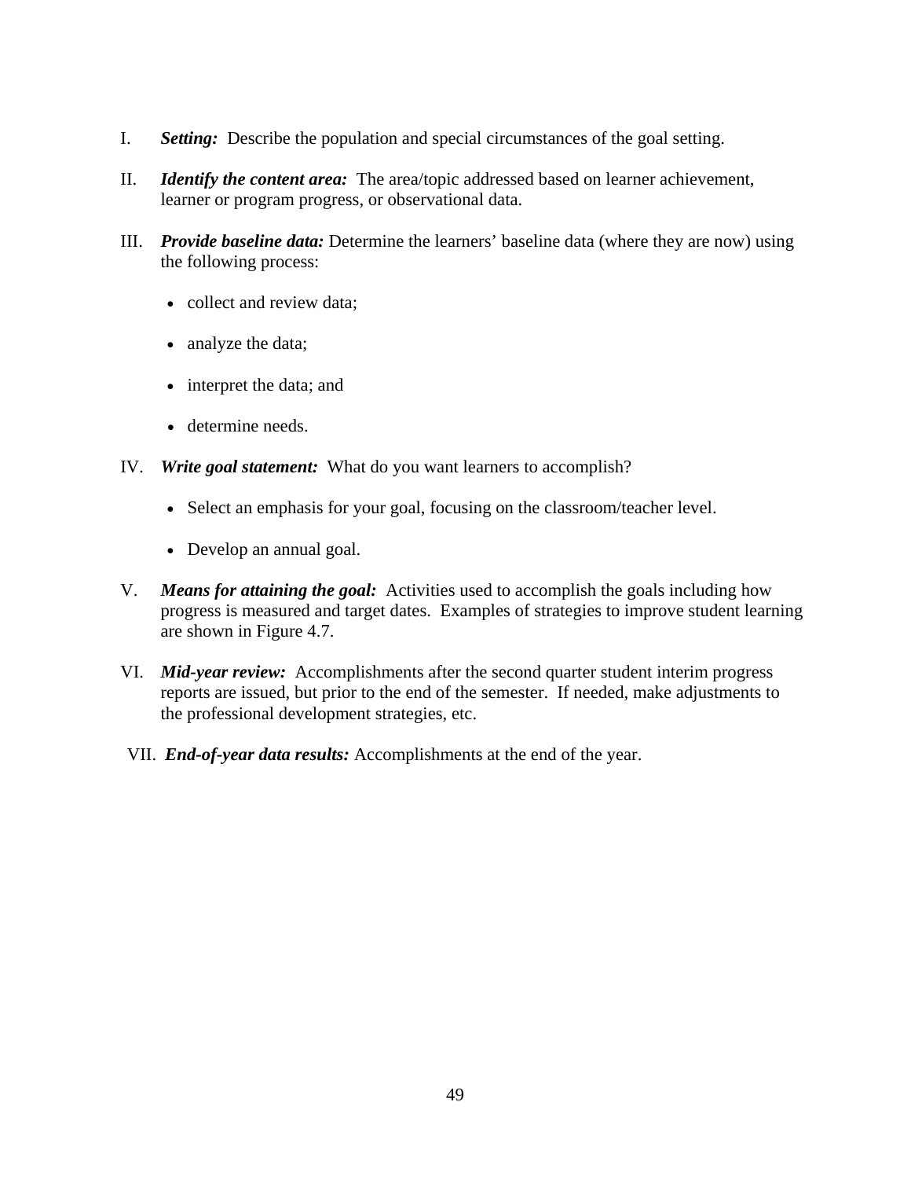I. ***Setting:*** Describe the population and special circumstances of the goal setting.

II. ***Identify the content area:*** The area/topic addressed based on learner achievement, learner or program progress, or observational data.

III. ***Provide baseline data:*** Determine the learners' baseline data (where they are now) using the following process:

- collect and review data;
- analyze the data;
- interpret the data; and
- determine needs.

IV. ***Write goal statement:*** What do you want learners to accomplish?

- Select an emphasis for your goal, focusing on the classroom/teacher level.
- Develop an annual goal.

V. ***Means for attaining the goal:*** Activities used to accomplish the goals including how progress is measured and target dates. Examples of strategies to improve student learning are shown in Figure 4.7.

VI. ***Mid-year review:*** Accomplishments after the second quarter student interim progress reports are issued, but prior to the end of the semester. If needed, make adjustments to the professional development strategies, etc.

VII. ***End-of-year data results:*** Accomplishments at the end of the year.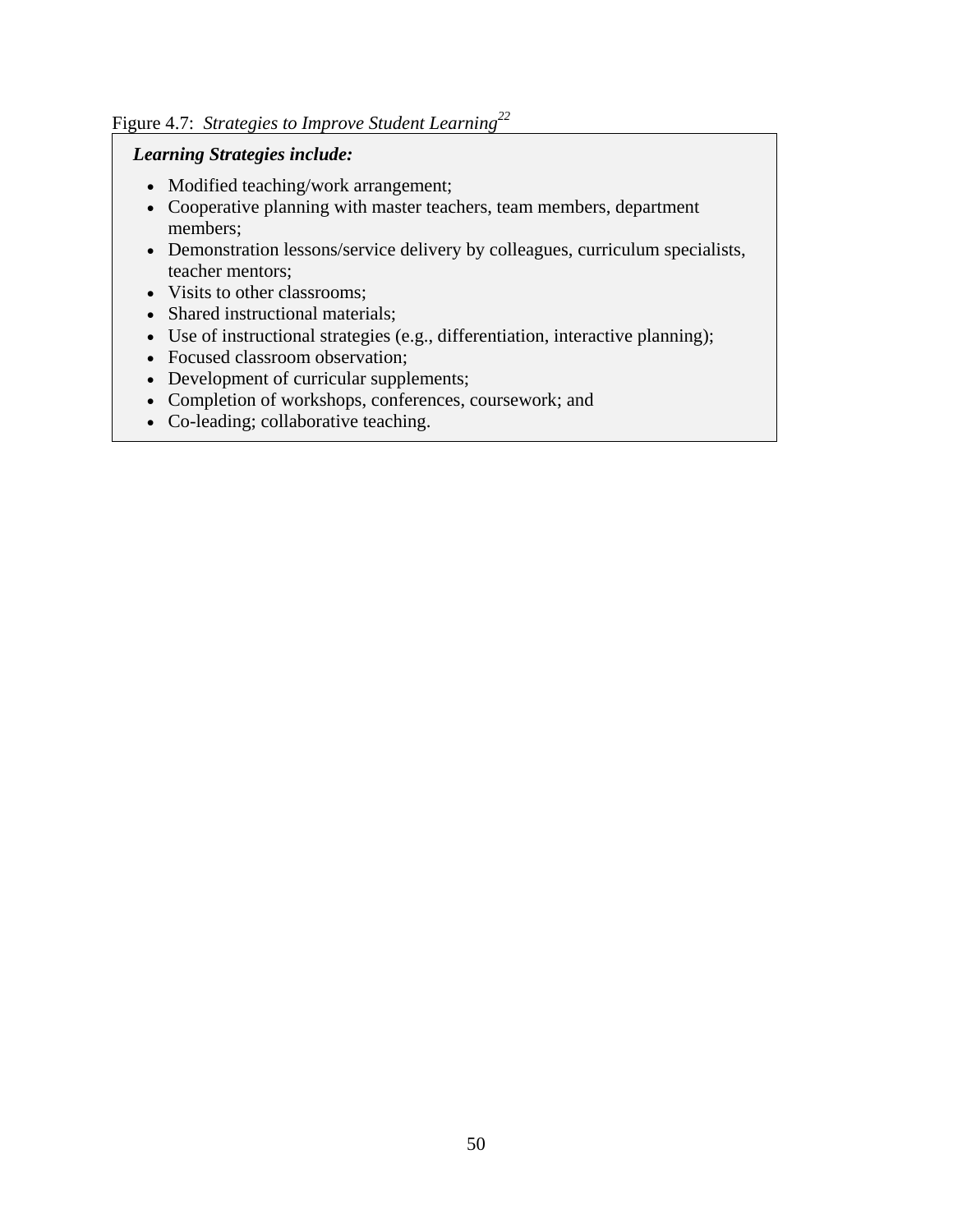Figure 4.7: *Strategies to Improve Student Learning*[22]

***Learning Strategies include:***

- Modified teaching/work arrangement;
- Cooperative planning with master teachers, team members, department members;
- Demonstration lessons/service delivery by colleagues, curriculum specialists, teacher mentors;
- Visits to other classrooms;
- Shared instructional materials;
- Use of instructional strategies (e.g., differentiation, interactive planning);
- Focused classroom observation;
- Development of curricular supplements;
- Completion of workshops, conferences, coursework; and
- Co-leading; collaborative teaching.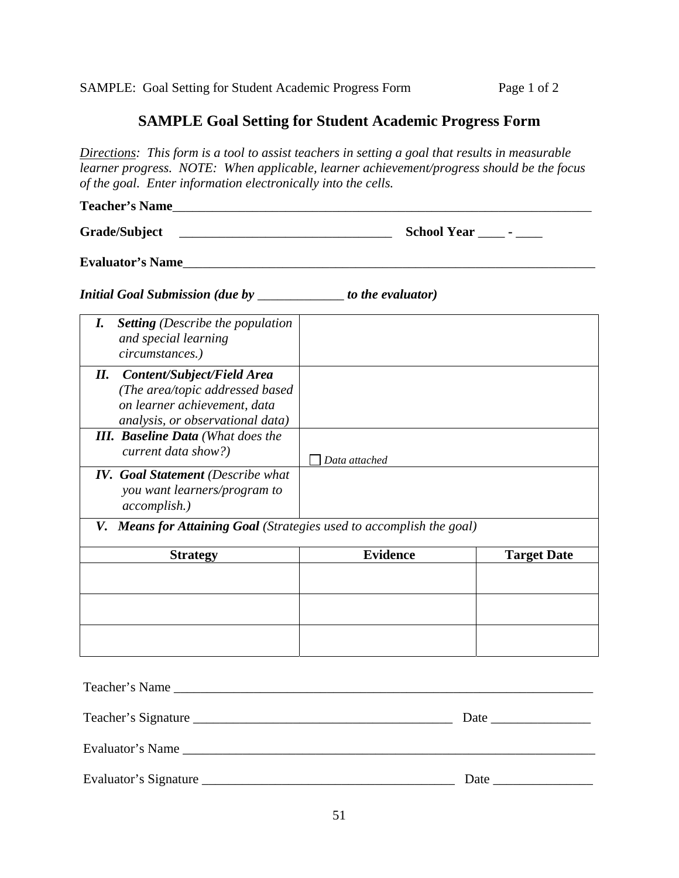# SAMPLE Goal Setting for Student Academic Progress Form

*Directions: This form is a tool to assist teachers in setting a goal that results in measurable learner progress. NOTE: When applicable, learner achievement/progress should be the focus of the goal. Enter information electronically into the cells.*

**Teacher's Name**___________________________________________________________________

**Grade/Subject** _________________________________ **School Year** ____ - ____

**Evaluator's Name**_________________________________________________________________

***Initial Goal Submission (due by _____________ to the evaluator)***

| | |
|---|---|
| ***I. Setting** (Describe the population and special learning circumstances.)* | |
| ***II. Content/Subject/Field Area** (The area/topic addressed based on learner achievement, data analysis, or observational data)* | |
| ***III. Baseline Data** (What does the current data show?)* | ☐ *Data attached* |
| ***IV. Goal Statement** (Describe what you want learners/program to accomplish.)* | |

***V. Means for Attaining Goal** (Strategies used to accomplish the goal)*

| Strategy | Evidence | Target Date |
|---|---|---|
| | | |
| | | |
| | | |

Teacher's Name ___________________________________________________________________

Teacher's Signature _______________________________________ Date _______________

Evaluator's Name __________________________________________________________________

Evaluator's Signature ______________________________________ Date _______________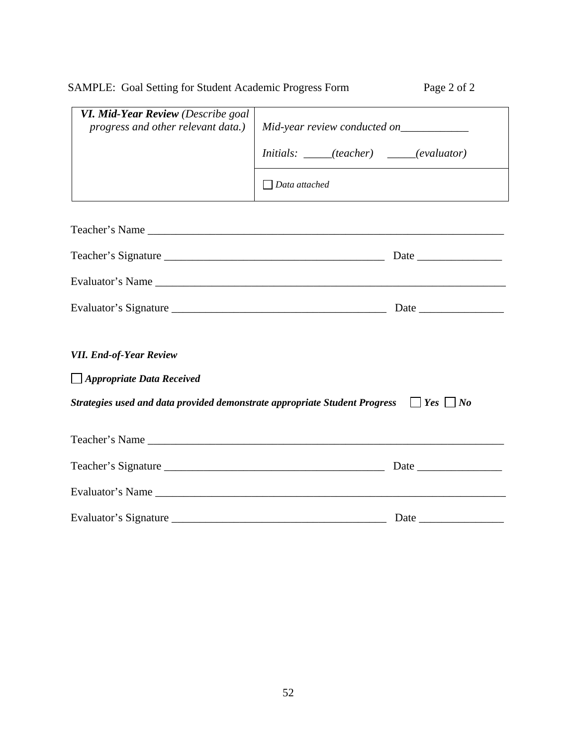SAMPLE: Goal Setting for Student Academic Progress Form

| ***VI. Mid-Year Review** (Describe goal progress and other relevant data.)* | *Mid-year review conducted on____________* <br><br> *Initials: _____(teacher) _____(evaluator)* |
|---|---|
| | ☐ *Data attached* |

Teacher's Name ___________________________________________________________________

Teacher's Signature _______________________________________ Date _______________

Evaluator's Name _________________________________________________________________

Evaluator's Signature ______________________________________ Date _______________

***VII. End-of-Year Review***

☐ ***Appropriate Data Received***

***Strategies used and data provided demonstrate appropriate Student Progress*** ☐ ***Yes*** ☐ ***No***

Teacher's Name ___________________________________________________________________

Teacher's Signature _______________________________________ Date _______________

Evaluator's Name _________________________________________________________________

Evaluator's Signature ______________________________________ Date _______________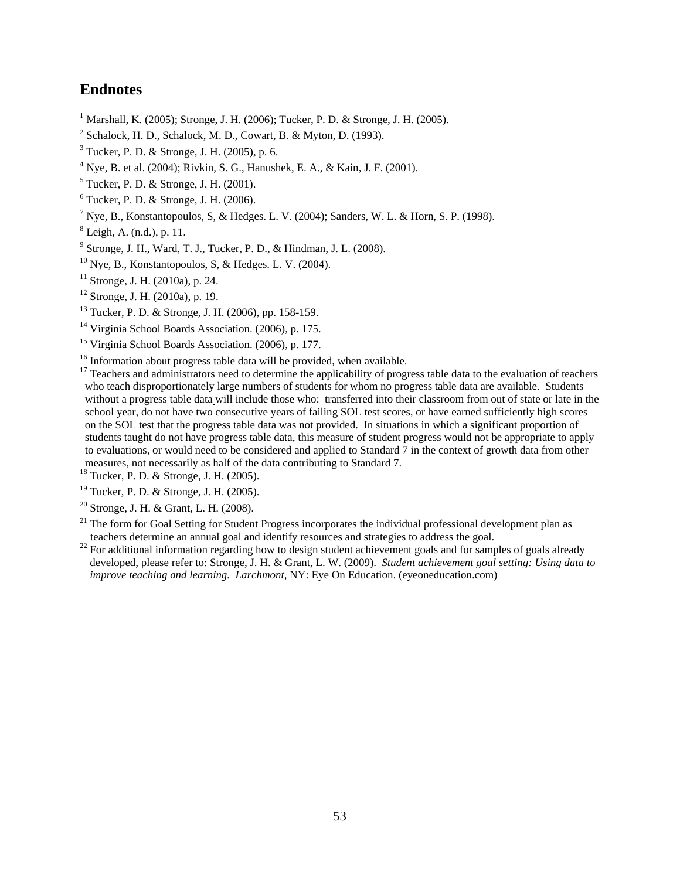## Endnotes

[1] Marshall, K. (2005); Stronge, J. H. (2006); Tucker, P. D. & Stronge, J. H. (2005).

[2] Schalock, H. D., Schalock, M. D., Cowart, B. & Myton, D. (1993).

[3] Tucker, P. D. & Stronge, J. H. (2005), p. 6.

[4] Nye, B. et al. (2004); Rivkin, S. G., Hanushek, E. A., & Kain, J. F. (2001).

[5] Tucker, P. D. & Stronge, J. H. (2001).

[6] Tucker, P. D. & Stronge, J. H. (2006).

[7] Nye, B., Konstantopoulos, S, & Hedges. L. V. (2004); Sanders, W. L. & Horn, S. P. (1998).

[8] Leigh, A. (n.d.), p. 11.

[9] Stronge, J. H., Ward, T. J., Tucker, P. D., & Hindman, J. L. (2008).

[10] Nye, B., Konstantopoulos, S, & Hedges. L. V. (2004).

[11] Stronge, J. H. (2010a), p. 24.

[12] Stronge, J. H. (2010a), p. 19.

[13] Tucker, P. D. & Stronge, J. H. (2006), pp. 158-159.

[14] Virginia School Boards Association. (2006), p. 175.

[15] Virginia School Boards Association. (2006), p. 177.

[16] Information about progress table data will be provided, when available.

[17] Teachers and administrators need to determine the applicability of progress table data to the evaluation of teachers who teach disproportionately large numbers of students for whom no progress table data are available. Students without a progress table data will include those who: transferred into their classroom from out of state or late in the school year, do not have two consecutive years of failing SOL test scores, or have earned sufficiently high scores on the SOL test that the progress table data was not provided. In situations in which a significant proportion of students taught do not have progress table data, this measure of student progress would not be appropriate to apply to evaluations, or would need to be considered and applied to Standard 7 in the context of growth data from other measures, not necessarily as half of the data contributing to Standard 7.

[18] Tucker, P. D. & Stronge, J. H. (2005).

[19] Tucker, P. D. & Stronge, J. H. (2005).

[20] Stronge, J. H. & Grant, L. H. (2008).

[21] The form for Goal Setting for Student Progress incorporates the individual professional development plan as teachers determine an annual goal and identify resources and strategies to address the goal.

[22] For additional information regarding how to design student achievement goals and for samples of goals already developed, please refer to: Stronge, J. H. & Grant, L. W. (2009). *Student achievement goal setting: Using data to improve teaching and learning*. *Larchmont*, NY: Eye On Education. (eyeoneducation.com)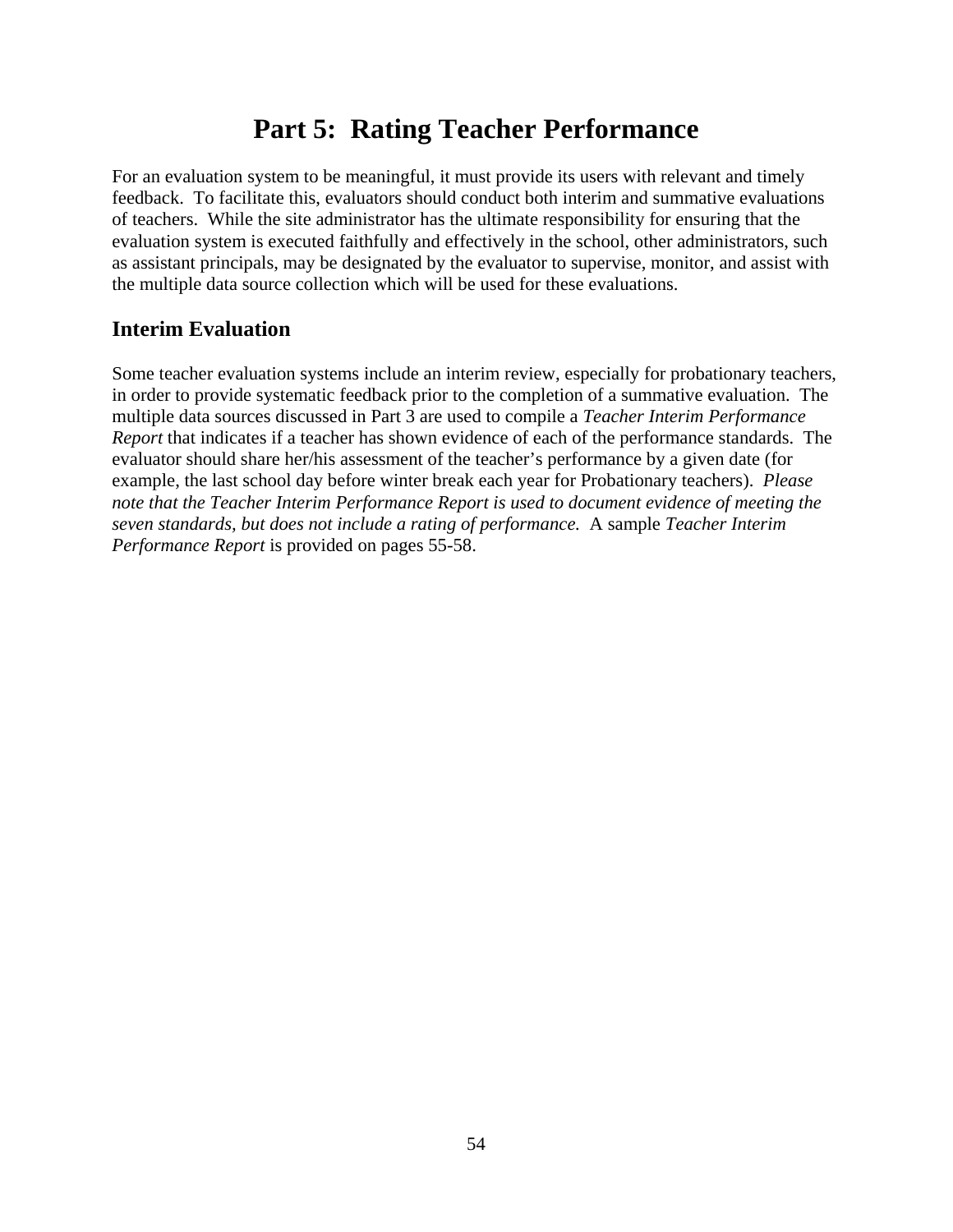# Part 5: Rating Teacher Performance

For an evaluation system to be meaningful, it must provide its users with relevant and timely feedback. To facilitate this, evaluators should conduct both interim and summative evaluations of teachers. While the site administrator has the ultimate responsibility for ensuring that the evaluation system is executed faithfully and effectively in the school, other administrators, such as assistant principals, may be designated by the evaluator to supervise, monitor, and assist with the multiple data source collection which will be used for these evaluations.

## Interim Evaluation

Some teacher evaluation systems include an interim review, especially for probationary teachers, in order to provide systematic feedback prior to the completion of a summative evaluation. The multiple data sources discussed in Part 3 are used to compile a *Teacher Interim Performance Report* that indicates if a teacher has shown evidence of each of the performance standards. The evaluator should share her/his assessment of the teacher's performance by a given date (for example, the last school day before winter break each year for Probationary teachers). *Please note that the Teacher Interim Performance Report is used to document evidence of meeting the seven standards, but does not include a rating of performance.* A sample *Teacher Interim Performance Report* is provided on pages 55-58.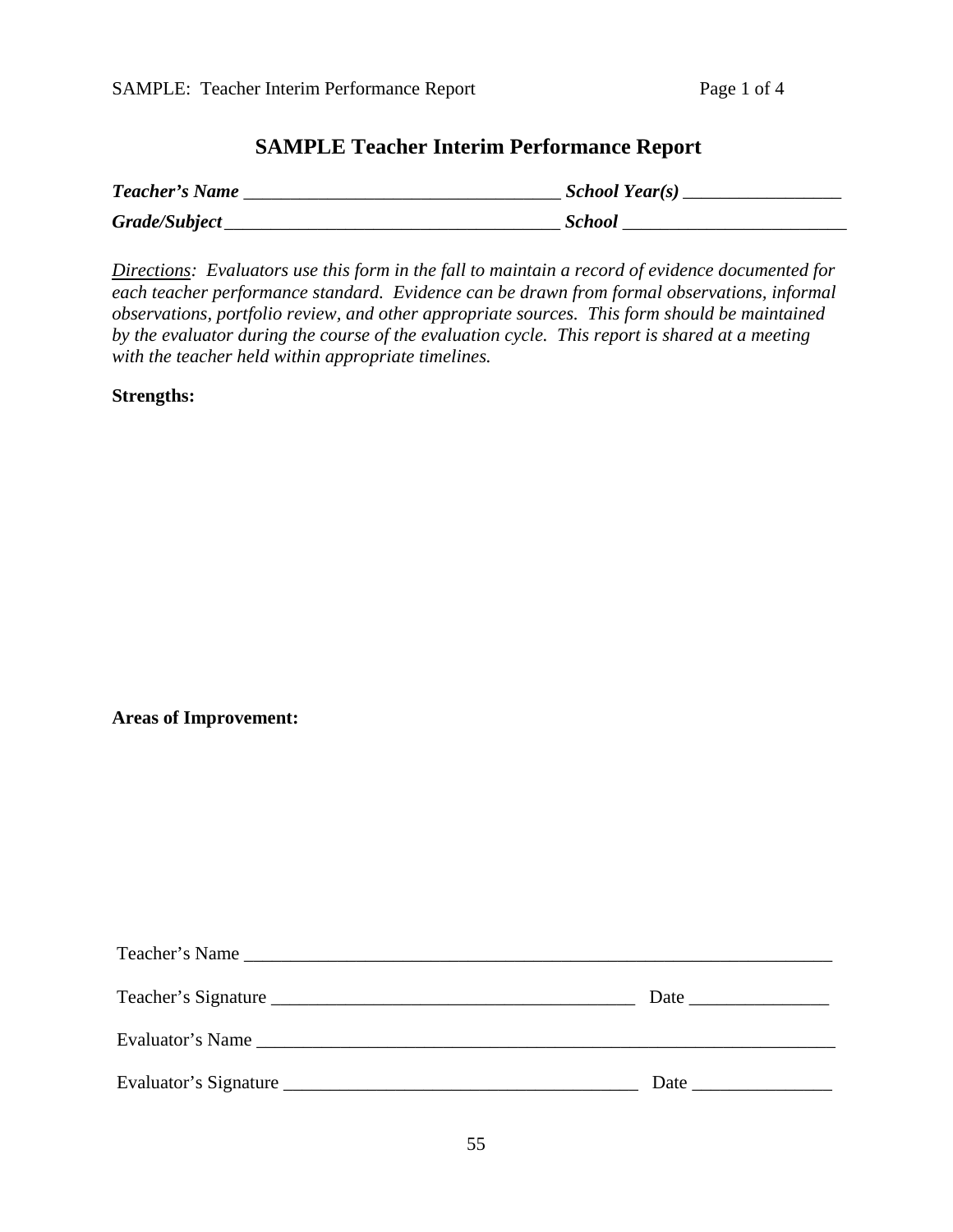# SAMPLE Teacher Interim Performance Report

***Teacher's Name*** ___________________________________ ***School Year(s)*** _________________

***Grade/Subject*** ____________________________________ ***School*** ________________________

*Directions: Evaluators use this form in the fall to maintain a record of evidence documented for each teacher performance standard. Evidence can be drawn from formal observations, informal observations, portfolio review, and other appropriate sources. This form should be maintained by the evaluator during the course of the evaluation cycle. This report is shared at a meeting with the teacher held within appropriate timelines.*

**Strengths:**

**Areas of Improvement:**

Teacher's Name _________________________________________________________________

Teacher's Signature ________________________________________ Date _______________

Evaluator's Name _______________________________________________________________

Evaluator's Signature ______________________________________ Date _______________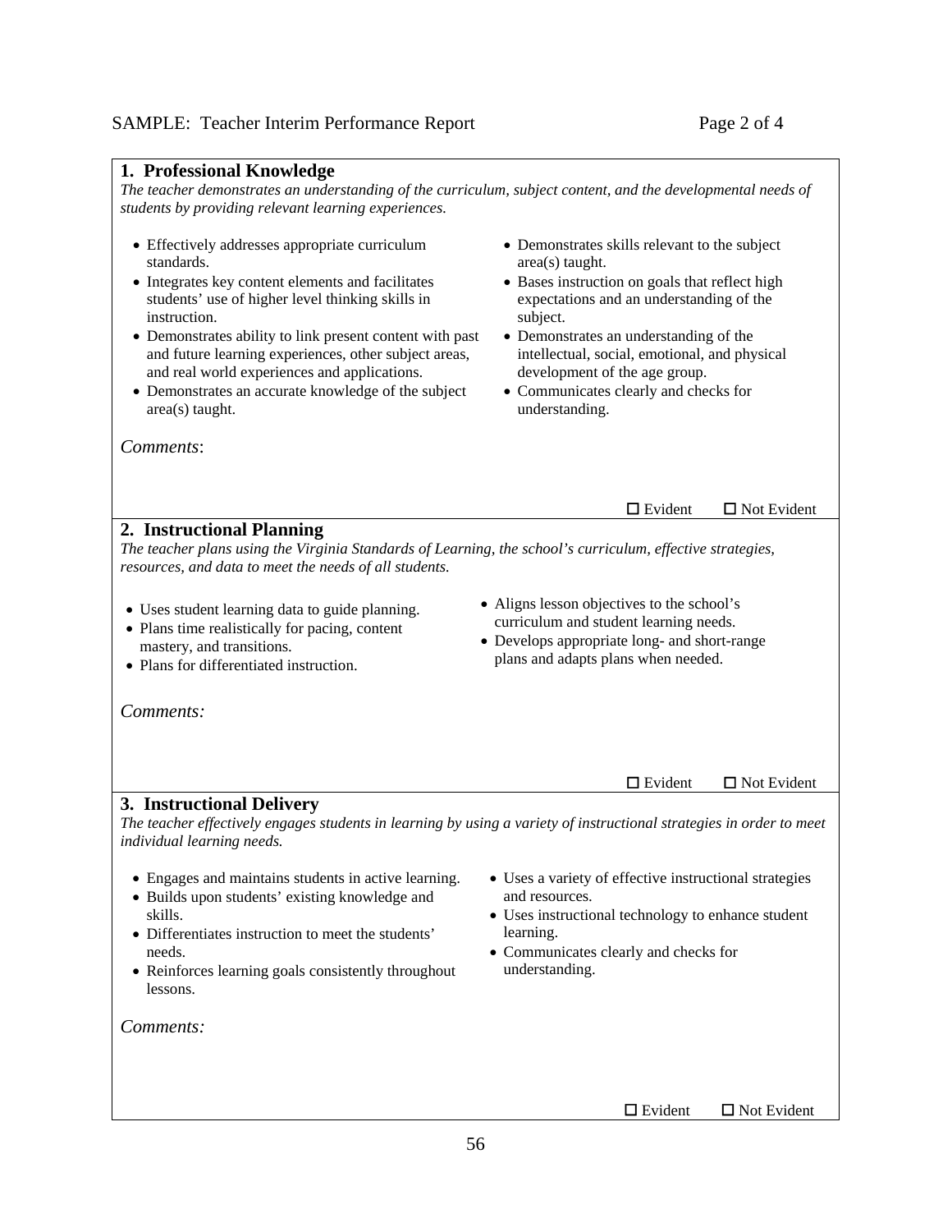## 1. Professional Knowledge

*The teacher demonstrates an understanding of the curriculum, subject content, and the developmental needs of students by providing relevant learning experiences.*

- Effectively addresses appropriate curriculum standards.
- Integrates key content elements and facilitates students' use of higher level thinking skills in instruction.
- Demonstrates ability to link present content with past and future learning experiences, other subject areas, and real world experiences and applications.
- Demonstrates an accurate knowledge of the subject area(s) taught.
- Demonstrates skills relevant to the subject area(s) taught.
- Bases instruction on goals that reflect high expectations and an understanding of the subject.
- Demonstrates an understanding of the intellectual, social, emotional, and physical development of the age group.
- Communicates clearly and checks for understanding.

*Comments*:

☐ Evident ☐ Not Evident

## 2. Instructional Planning

*The teacher plans using the Virginia Standards of Learning, the school's curriculum, effective strategies, resources, and data to meet the needs of all students.*

- Uses student learning data to guide planning.
- Plans time realistically for pacing, content mastery, and transitions.
- Plans for differentiated instruction.
- Aligns lesson objectives to the school's curriculum and student learning needs.
- Develops appropriate long- and short-range plans and adapts plans when needed.

*Comments:*

☐ Evident ☐ Not Evident

## 3. Instructional Delivery

*The teacher effectively engages students in learning by using a variety of instructional strategies in order to meet individual learning needs.*

- Engages and maintains students in active learning.
- Builds upon students' existing knowledge and skills.
- Differentiates instruction to meet the students' needs.
- Reinforces learning goals consistently throughout lessons.
- Uses a variety of effective instructional strategies and resources.
- Uses instructional technology to enhance student learning.
- Communicates clearly and checks for understanding.

*Comments:*

☐ Evident ☐ Not Evident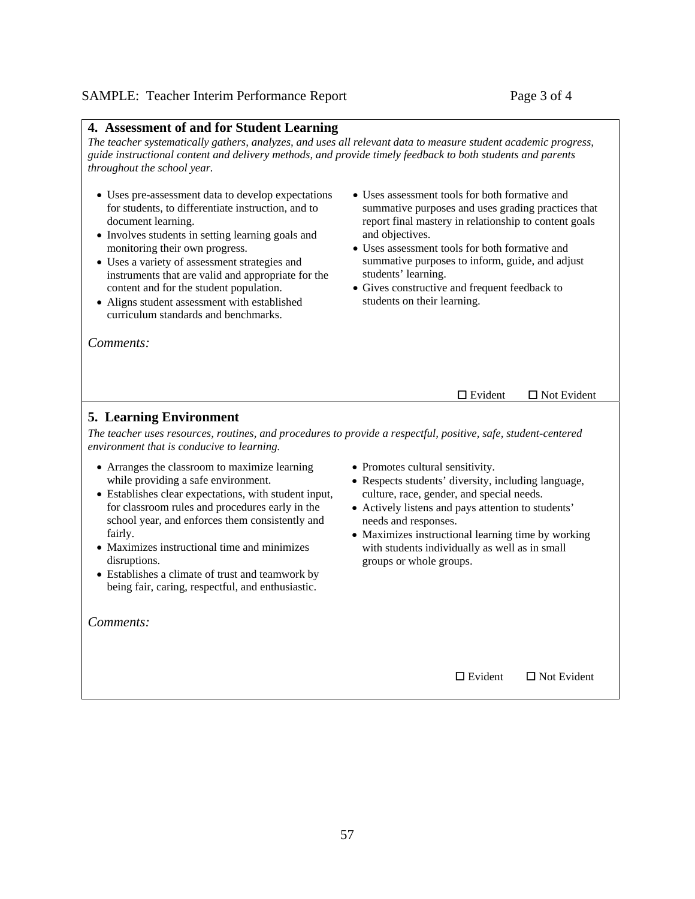## 4. Assessment of and for Student Learning

*The teacher systematically gathers, analyzes, and uses all relevant data to measure student academic progress, guide instructional content and delivery methods, and provide timely feedback to both students and parents throughout the school year.*

- Uses pre-assessment data to develop expectations for students, to differentiate instruction, and to document learning.
- Involves students in setting learning goals and monitoring their own progress.
- Uses a variety of assessment strategies and instruments that are valid and appropriate for the content and for the student population.
- Aligns student assessment with established curriculum standards and benchmarks.
- Uses assessment tools for both formative and summative purposes and uses grading practices that report final mastery in relationship to content goals and objectives.
- Uses assessment tools for both formative and summative purposes to inform, guide, and adjust students' learning.
- Gives constructive and frequent feedback to students on their learning.

*Comments:*

☐ Evident ☐ Not Evident

## 5. Learning Environment

*The teacher uses resources, routines, and procedures to provide a respectful, positive, safe, student-centered environment that is conducive to learning.*

- Arranges the classroom to maximize learning while providing a safe environment.
- Establishes clear expectations, with student input, for classroom rules and procedures early in the school year, and enforces them consistently and fairly.
- Maximizes instructional time and minimizes disruptions.
- Establishes a climate of trust and teamwork by being fair, caring, respectful, and enthusiastic.
- Promotes cultural sensitivity.
- Respects students' diversity, including language, culture, race, gender, and special needs.
- Actively listens and pays attention to students' needs and responses.
- Maximizes instructional learning time by working with students individually as well as in small groups or whole groups.

*Comments:*

☐ Evident ☐ Not Evident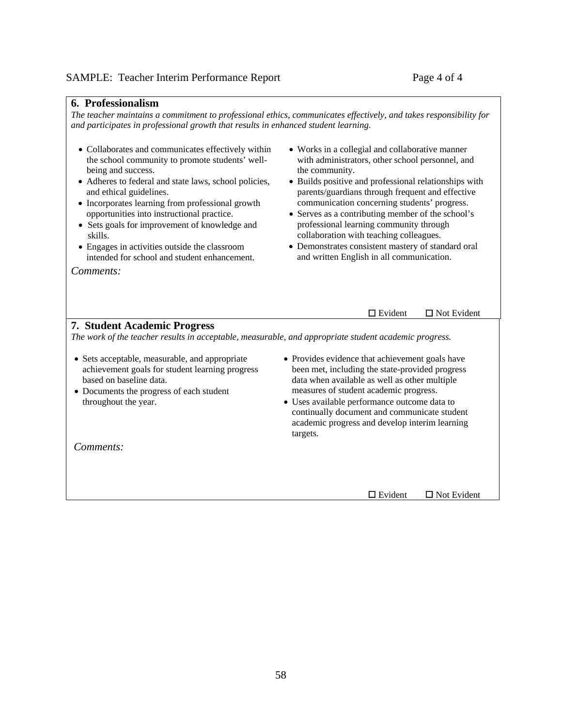## 6. Professionalism

*The teacher maintains a commitment to professional ethics, communicates effectively, and takes responsibility for and participates in professional growth that results in enhanced student learning.*

- Collaborates and communicates effectively within the school community to promote students' well-being and success.
- Adheres to federal and state laws, school policies, and ethical guidelines.
- Incorporates learning from professional growth opportunities into instructional practice.
- Sets goals for improvement of knowledge and skills.
- Engages in activities outside the classroom intended for school and student enhancement.
- Works in a collegial and collaborative manner with administrators, other school personnel, and the community.
- Builds positive and professional relationships with parents/guardians through frequent and effective communication concerning students' progress.
- Serves as a contributing member of the school's professional learning community through collaboration with teaching colleagues.
- Demonstrates consistent mastery of standard oral and written English in all communication.

*Comments:*

☐ Evident ☐ Not Evident

## 7. Student Academic Progress

*The work of the teacher results in acceptable, measurable, and appropriate student academic progress.*

- Sets acceptable, measurable, and appropriate achievement goals for student learning progress based on baseline data.
- Documents the progress of each student throughout the year.
- Provides evidence that achievement goals have been met, including the state-provided progress data when available as well as other multiple measures of student academic progress.
- Uses available performance outcome data to continually document and communicate student academic progress and develop interim learning targets.

*Comments:*

☐ Evident ☐ Not Evident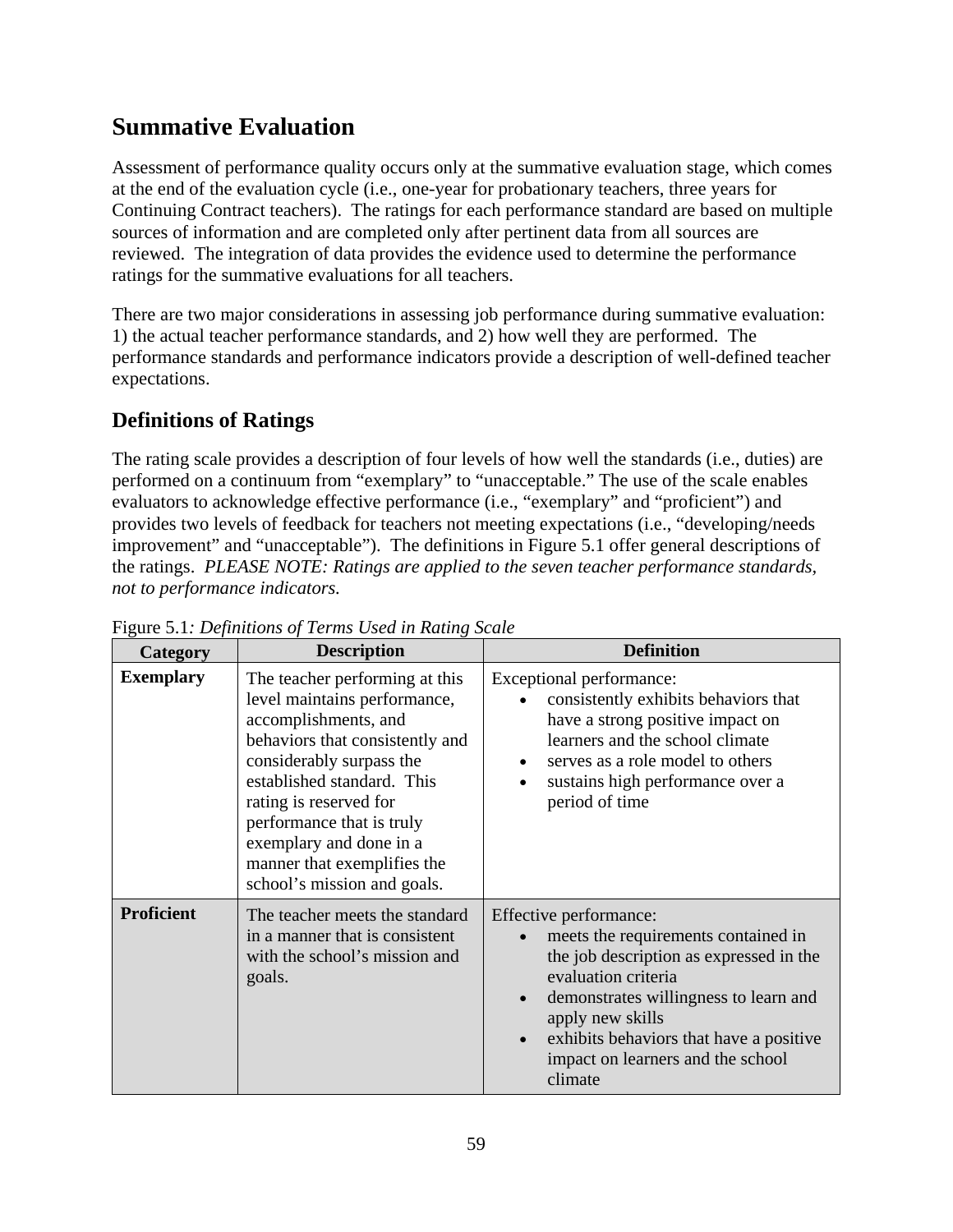## Summative Evaluation

Assessment of performance quality occurs only at the summative evaluation stage, which comes at the end of the evaluation cycle (i.e., one-year for probationary teachers, three years for Continuing Contract teachers). The ratings for each performance standard are based on multiple sources of information and are completed only after pertinent data from all sources are reviewed. The integration of data provides the evidence used to determine the performance ratings for the summative evaluations for all teachers.

There are two major considerations in assessing job performance during summative evaluation: 1) the actual teacher performance standards, and 2) how well they are performed. The performance standards and performance indicators provide a description of well-defined teacher expectations.

### Definitions of Ratings

The rating scale provides a description of four levels of how well the standards (i.e., duties) are performed on a continuum from "exemplary" to "unacceptable." The use of the scale enables evaluators to acknowledge effective performance (i.e., "exemplary" and "proficient") and provides two levels of feedback for teachers not meeting expectations (i.e., "developing/needs improvement" and "unacceptable"). The definitions in Figure 5.1 offer general descriptions of the ratings. *PLEASE NOTE: Ratings are applied to the seven teacher performance standards, not to performance indicators.*

Figure 5.1*: Definitions of Terms Used in Rating Scale*

| Category | Description | Definition |
|---|---|---|
| **Exemplary** | The teacher performing at this level maintains performance, accomplishments, and behaviors that consistently and considerably surpass the established standard. This rating is reserved for performance that is truly exemplary and done in a manner that exemplifies the school's mission and goals. | Exceptional performance:<br>• consistently exhibits behaviors that have a strong positive impact on learners and the school climate<br>• serves as a role model to others<br>• sustains high performance over a period of time |
| **Proficient** | The teacher meets the standard in a manner that is consistent with the school's mission and goals. | Effective performance:<br>• meets the requirements contained in the job description as expressed in the evaluation criteria<br>• demonstrates willingness to learn and apply new skills<br>• exhibits behaviors that have a positive impact on learners and the school climate |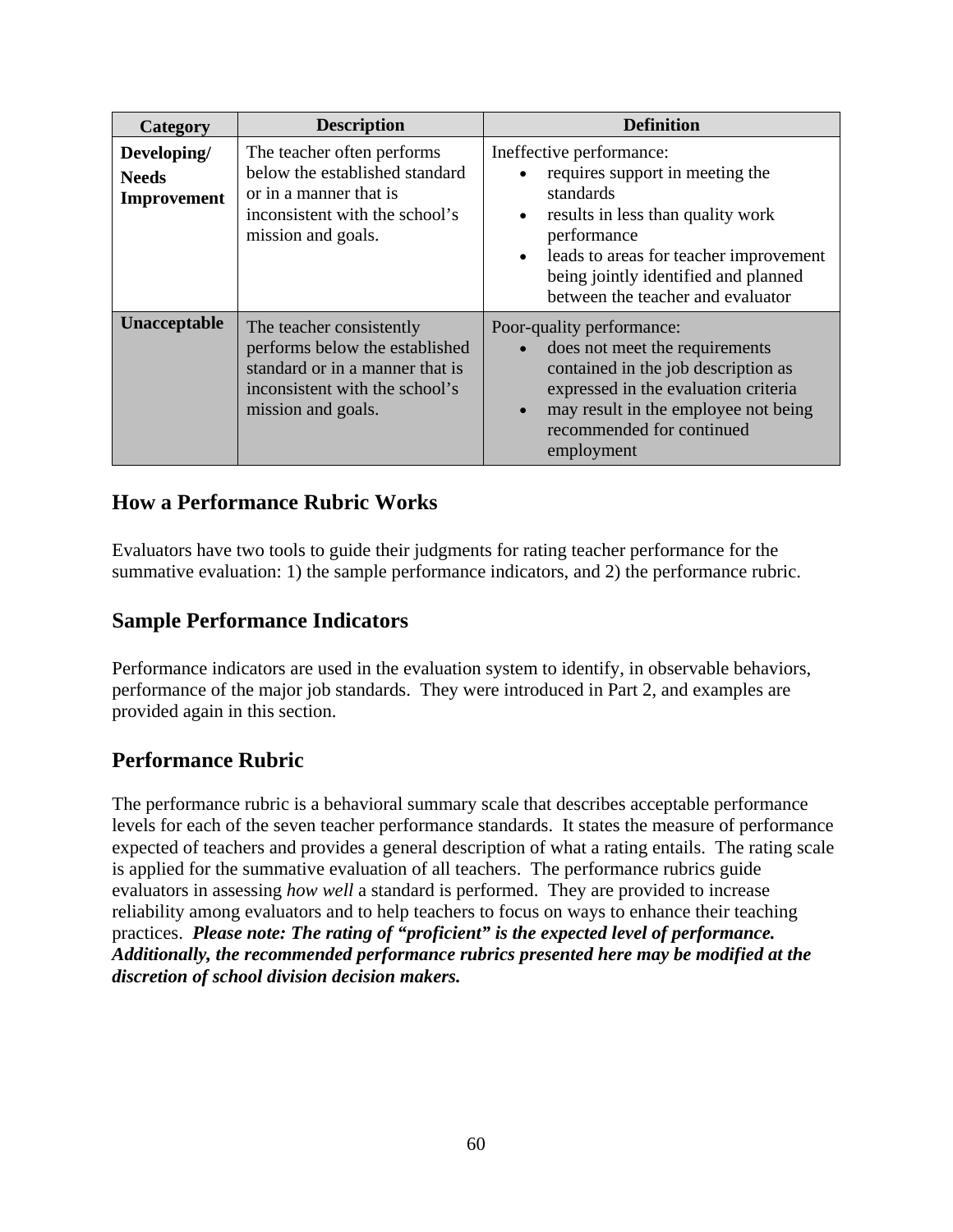| Category | Description | Definition |
| --- | --- | --- |
| **Developing/ Needs Improvement** | The teacher often performs below the established standard or in a manner that is inconsistent with the school's mission and goals. | Ineffective performance: <br>• requires support in meeting the standards <br>• results in less than quality work performance <br>• leads to areas for teacher improvement being jointly identified and planned between the teacher and evaluator |
| **Unacceptable** | The teacher consistently performs below the established standard or in a manner that is inconsistent with the school's mission and goals. | Poor-quality performance: <br>• does not meet the requirements contained in the job description as expressed in the evaluation criteria <br>• may result in the employee not being recommended for continued employment |

## How a Performance Rubric Works

Evaluators have two tools to guide their judgments for rating teacher performance for the summative evaluation: 1) the sample performance indicators, and 2) the performance rubric.

## Sample Performance Indicators

Performance indicators are used in the evaluation system to identify, in observable behaviors, performance of the major job standards. They were introduced in Part 2, and examples are provided again in this section.

## Performance Rubric

The performance rubric is a behavioral summary scale that describes acceptable performance levels for each of the seven teacher performance standards. It states the measure of performance expected of teachers and provides a general description of what a rating entails. The rating scale is applied for the summative evaluation of all teachers. The performance rubrics guide evaluators in assessing *how well* a standard is performed. They are provided to increase reliability among evaluators and to help teachers to focus on ways to enhance their teaching practices. ***Please note: The rating of "proficient" is the expected level of performance. Additionally, the recommended performance rubrics presented here may be modified at the discretion of school division decision makers.***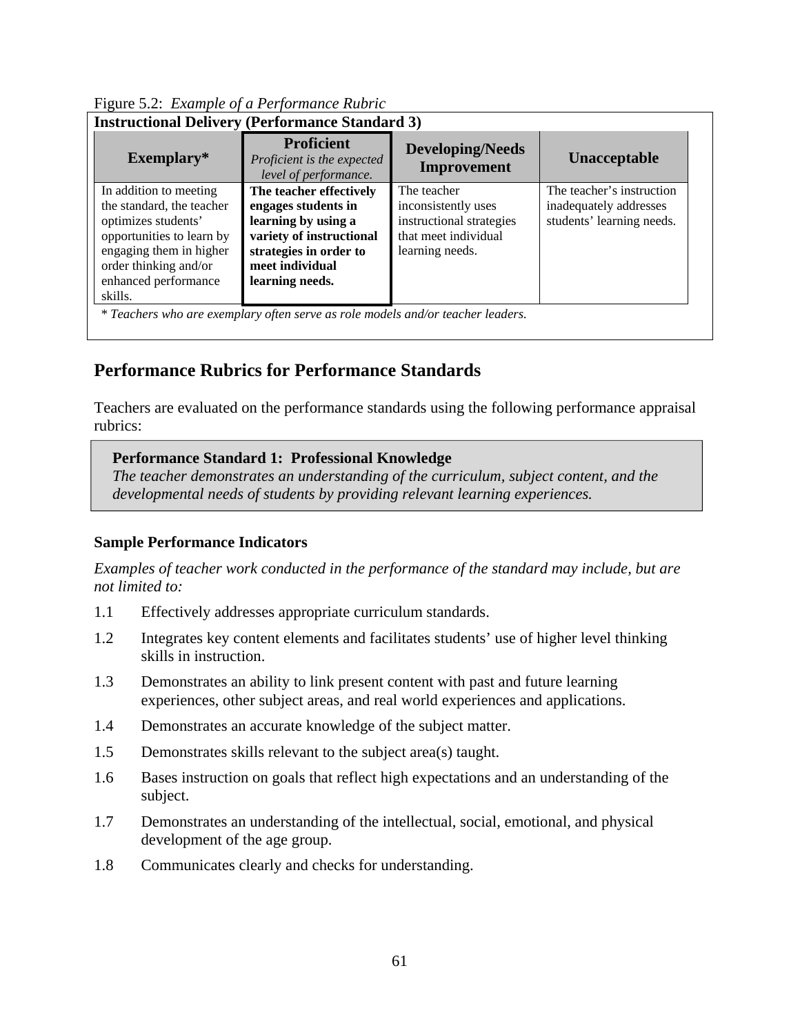Figure 5.2: *Example of a Performance Rubric*

**Instructional Delivery (Performance Standard 3)**

| Exemplary* | Proficient *Proficient is the expected level of performance.* | Developing/Needs Improvement | Unacceptable |
|---|---|---|---|
| In addition to meeting the standard, the teacher optimizes students' opportunities to learn by engaging them in higher order thinking and/or enhanced performance skills. | **The teacher effectively engages students in learning by using a variety of instructional strategies in order to meet individual learning needs.** | The teacher inconsistently uses instructional strategies that meet individual learning needs. | The teacher's instruction inadequately addresses students' learning needs. |

\* *Teachers who are exemplary often serve as role models and/or teacher leaders.*

## Performance Rubrics for Performance Standards

Teachers are evaluated on the performance standards using the following performance appraisal rubrics:

**Performance Standard 1: Professional Knowledge**
*The teacher demonstrates an understanding of the curriculum, subject content, and the developmental needs of students by providing relevant learning experiences.*

### Sample Performance Indicators

*Examples of teacher work conducted in the performance of the standard may include, but are not limited to:*

1.1 Effectively addresses appropriate curriculum standards.

1.2 Integrates key content elements and facilitates students' use of higher level thinking skills in instruction.

1.3 Demonstrates an ability to link present content with past and future learning experiences, other subject areas, and real world experiences and applications.

1.4 Demonstrates an accurate knowledge of the subject matter.

1.5 Demonstrates skills relevant to the subject area(s) taught.

1.6 Bases instruction on goals that reflect high expectations and an understanding of the subject.

1.7 Demonstrates an understanding of the intellectual, social, emotional, and physical development of the age group.

1.8 Communicates clearly and checks for understanding.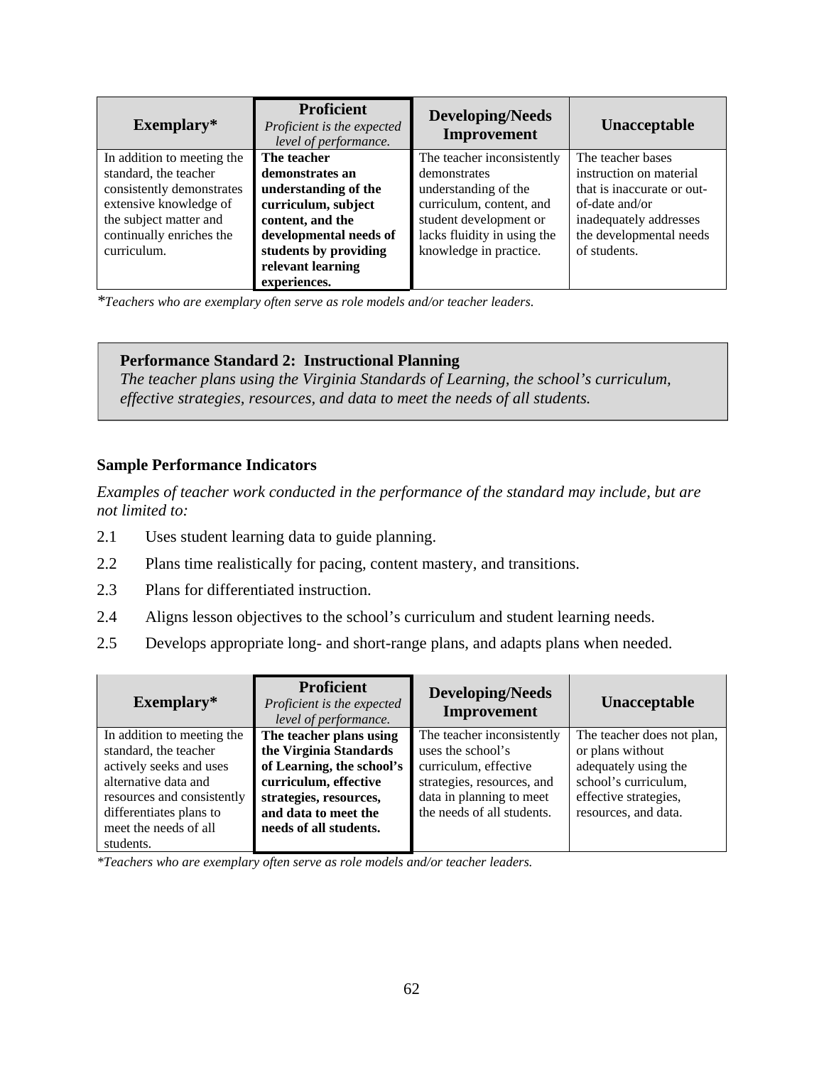| Exemplary* | **Proficient** *Proficient is the expected level of performance.* | Developing/Needs Improvement | Unacceptable |
|---|---|---|---|
| In addition to meeting the standard, the teacher consistently demonstrates extensive knowledge of the subject matter and continually enriches the curriculum. | **The teacher demonstrates an understanding of the curriculum, subject content, and the developmental needs of students by providing relevant learning experiences.** | The teacher inconsistently demonstrates understanding of the curriculum, content, and student development or lacks fluidity in using the knowledge in practice. | The teacher bases instruction on material that is inaccurate or out-of-date and/or inadequately addresses the developmental needs of students. |

*\*Teachers who are exemplary often serve as role models and/or teacher leaders.*

**Performance Standard 2: Instructional Planning**
*The teacher plans using the Virginia Standards of Learning, the school's curriculum, effective strategies, resources, and data to meet the needs of all students.*

### Sample Performance Indicators

*Examples of teacher work conducted in the performance of the standard may include, but are not limited to:*

2.1 Uses student learning data to guide planning.

2.2 Plans time realistically for pacing, content mastery, and transitions.

2.3 Plans for differentiated instruction.

2.4 Aligns lesson objectives to the school's curriculum and student learning needs.

2.5 Develops appropriate long- and short-range plans, and adapts plans when needed.

| Exemplary* | **Proficient** *Proficient is the expected level of performance.* | Developing/Needs Improvement | Unacceptable |
|---|---|---|---|
| In addition to meeting the standard, the teacher actively seeks and uses alternative data and resources and consistently differentiates plans to meet the needs of all students. | **The teacher plans using the Virginia Standards of Learning, the school's curriculum, effective strategies, resources, and data to meet the needs of all students.** | The teacher inconsistently uses the school's curriculum, effective strategies, resources, and data in planning to meet the needs of all students. | The teacher does not plan, or plans without adequately using the school's curriculum, effective strategies, resources, and data. |

*\*Teachers who are exemplary often serve as role models and/or teacher leaders.*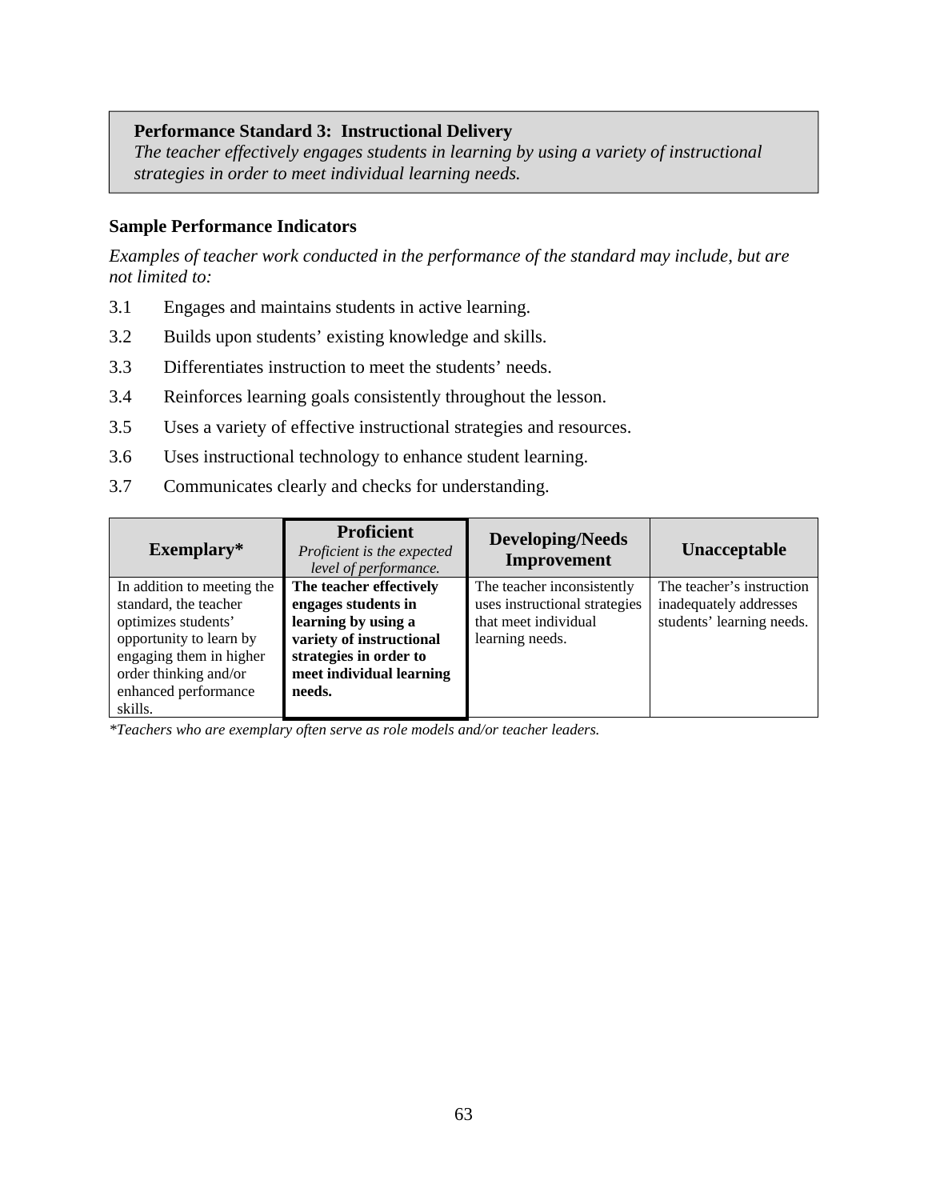**Performance Standard 3: Instructional Delivery**

*The teacher effectively engages students in learning by using a variety of instructional strategies in order to meet individual learning needs.*

### Sample Performance Indicators

*Examples of teacher work conducted in the performance of the standard may include, but are not limited to:*

3.1 Engages and maintains students in active learning.

3.2 Builds upon students' existing knowledge and skills.

3.3 Differentiates instruction to meet the students' needs.

3.4 Reinforces learning goals consistently throughout the lesson.

3.5 Uses a variety of effective instructional strategies and resources.

3.6 Uses instructional technology to enhance student learning.

3.7 Communicates clearly and checks for understanding.

| Exemplary* | Proficient *Proficient is the expected level of performance.* | Developing/Needs Improvement | Unacceptable |
|---|---|---|---|
| In addition to meeting the standard, the teacher optimizes students' opportunity to learn by engaging them in higher order thinking and/or enhanced performance skills. | **The teacher effectively engages students in learning by using a variety of instructional strategies in order to meet individual learning needs.** | The teacher inconsistently uses instructional strategies that meet individual learning needs. | The teacher's instruction inadequately addresses students' learning needs. |

*\*Teachers who are exemplary often serve as role models and/or teacher leaders.*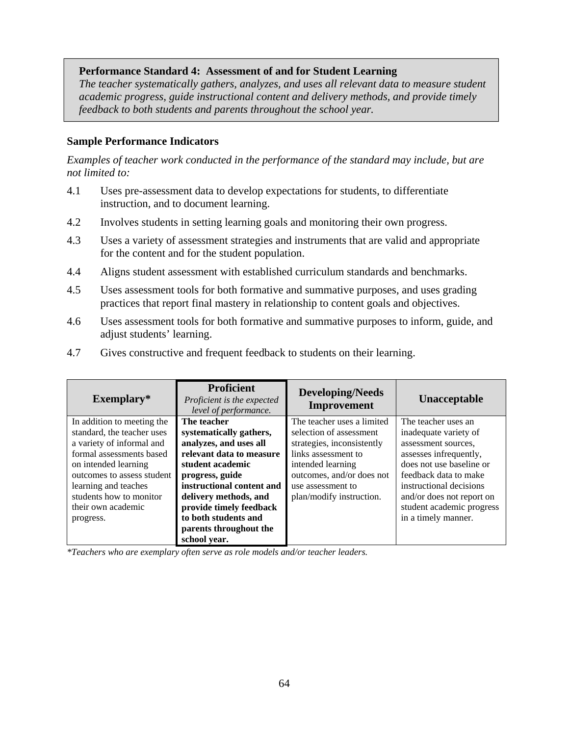**Performance Standard 4: Assessment of and for Student Learning**

*The teacher systematically gathers, analyzes, and uses all relevant data to measure student academic progress, guide instructional content and delivery methods, and provide timely feedback to both students and parents throughout the school year.*

**Sample Performance Indicators**

*Examples of teacher work conducted in the performance of the standard may include, but are not limited to:*

4.1 Uses pre-assessment data to develop expectations for students, to differentiate instruction, and to document learning.

4.2 Involves students in setting learning goals and monitoring their own progress.

4.3 Uses a variety of assessment strategies and instruments that are valid and appropriate for the content and for the student population.

4.4 Aligns student assessment with established curriculum standards and benchmarks.

4.5 Uses assessment tools for both formative and summative purposes, and uses grading practices that report final mastery in relationship to content goals and objectives.

4.6 Uses assessment tools for both formative and summative purposes to inform, guide, and adjust students' learning.

4.7 Gives constructive and frequent feedback to students on their learning.

| Exemplary* | Proficient *Proficient is the expected level of performance.* | Developing/Needs Improvement | Unacceptable |
|---|---|---|---|
| In addition to meeting the standard, the teacher uses a variety of informal and formal assessments based on intended learning outcomes to assess student learning and teaches students how to monitor their own academic progress. | **The teacher systematically gathers, analyzes, and uses all relevant data to measure student academic progress, guide instructional content and delivery methods, and provide timely feedback to both students and parents throughout the school year.** | The teacher uses a limited selection of assessment strategies, inconsistently links assessment to intended learning outcomes, and/or does not use assessment to plan/modify instruction. | The teacher uses an inadequate variety of assessment sources, assesses infrequently, does not use baseline or feedback data to make instructional decisions and/or does not report on student academic progress in a timely manner. |

*\*Teachers who are exemplary often serve as role models and/or teacher leaders.*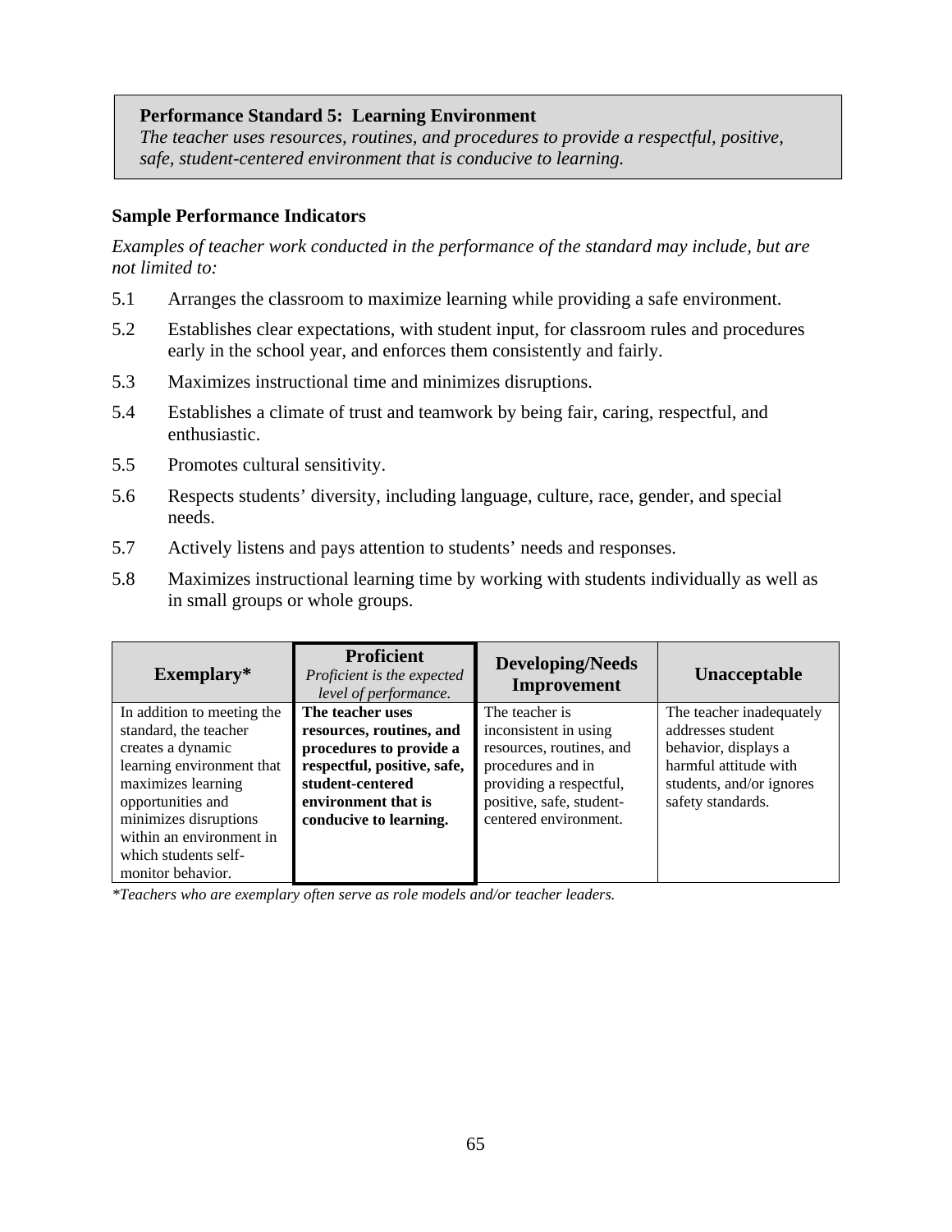**Performance Standard 5: Learning Environment**

*The teacher uses resources, routines, and procedures to provide a respectful, positive, safe, student-centered environment that is conducive to learning.*

### Sample Performance Indicators

*Examples of teacher work conducted in the performance of the standard may include, but are not limited to:*

5.1 Arranges the classroom to maximize learning while providing a safe environment.

5.2 Establishes clear expectations, with student input, for classroom rules and procedures early in the school year, and enforces them consistently and fairly.

5.3 Maximizes instructional time and minimizes disruptions.

5.4 Establishes a climate of trust and teamwork by being fair, caring, respectful, and enthusiastic.

5.5 Promotes cultural sensitivity.

5.6 Respects students' diversity, including language, culture, race, gender, and special needs.

5.7 Actively listens and pays attention to students' needs and responses.

5.8 Maximizes instructional learning time by working with students individually as well as in small groups or whole groups.

| Exemplary* | Proficient *Proficient is the expected level of performance.* | Developing/Needs Improvement | Unacceptable |
|---|---|---|---|
| In addition to meeting the standard, the teacher creates a dynamic learning environment that maximizes learning opportunities and minimizes disruptions within an environment in which students self-monitor behavior. | **The teacher uses resources, routines, and procedures to provide a respectful, positive, safe, student-centered environment that is conducive to learning.** | The teacher is inconsistent in using resources, routines, and procedures and in providing a respectful, positive, safe, student-centered environment. | The teacher inadequately addresses student behavior, displays a harmful attitude with students, and/or ignores safety standards. |

*\*Teachers who are exemplary often serve as role models and/or teacher leaders.*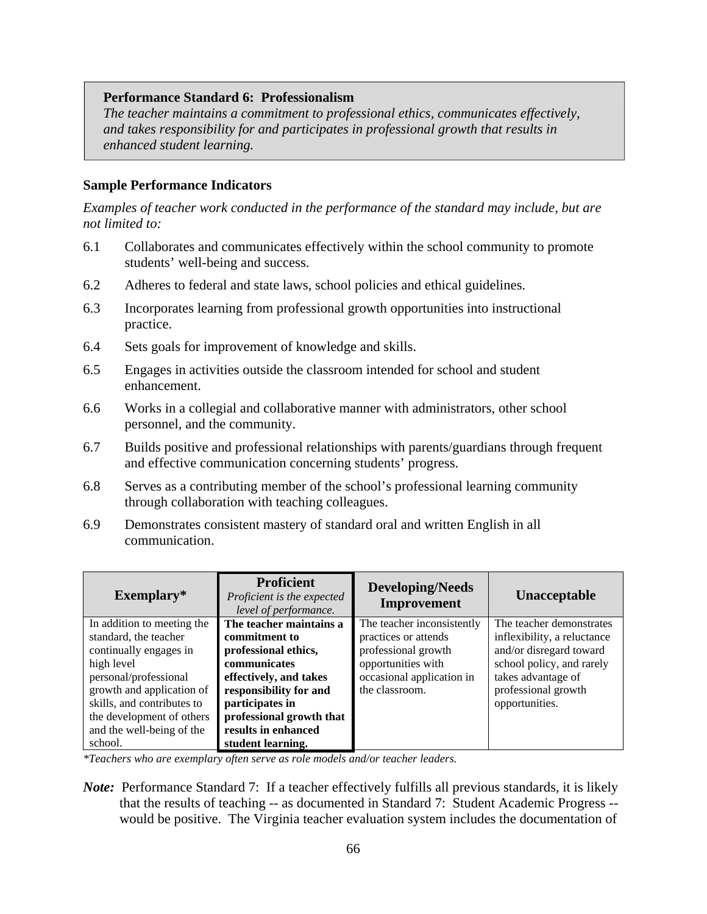**Performance Standard 6: Professionalism**

*The teacher maintains a commitment to professional ethics, communicates effectively, and takes responsibility for and participates in professional growth that results in enhanced student learning.*

**Sample Performance Indicators**

*Examples of teacher work conducted in the performance of the standard may include, but are not limited to:*

6.1 Collaborates and communicates effectively within the school community to promote students' well-being and success.

6.2 Adheres to federal and state laws, school policies and ethical guidelines.

6.3 Incorporates learning from professional growth opportunities into instructional practice.

6.4 Sets goals for improvement of knowledge and skills.

6.5 Engages in activities outside the classroom intended for school and student enhancement.

6.6 Works in a collegial and collaborative manner with administrators, other school personnel, and the community.

6.7 Builds positive and professional relationships with parents/guardians through frequent and effective communication concerning students' progress.

6.8 Serves as a contributing member of the school's professional learning community through collaboration with teaching colleagues.

6.9 Demonstrates consistent mastery of standard oral and written English in all communication.

| Exemplary* | Proficient *Proficient is the expected level of performance.* | Developing/Needs Improvement | Unacceptable |
|---|---|---|---|
| In addition to meeting the standard, the teacher continually engages in high level personal/professional growth and application of skills, and contributes to the development of others and the well-being of the school. | **The teacher maintains a commitment to professional ethics, communicates effectively, and takes responsibility for and participates in professional growth that results in enhanced student learning.** | The teacher inconsistently practices or attends professional growth opportunities with occasional application in the classroom. | The teacher demonstrates inflexibility, a reluctance and/or disregard toward school policy, and rarely takes advantage of professional growth opportunities. |

*\*Teachers who are exemplary often serve as role models and/or teacher leaders.*

***Note:*** Performance Standard 7: If a teacher effectively fulfills all previous standards, it is likely that the results of teaching -- as documented in Standard 7: Student Academic Progress -- would be positive. The Virginia teacher evaluation system includes the documentation of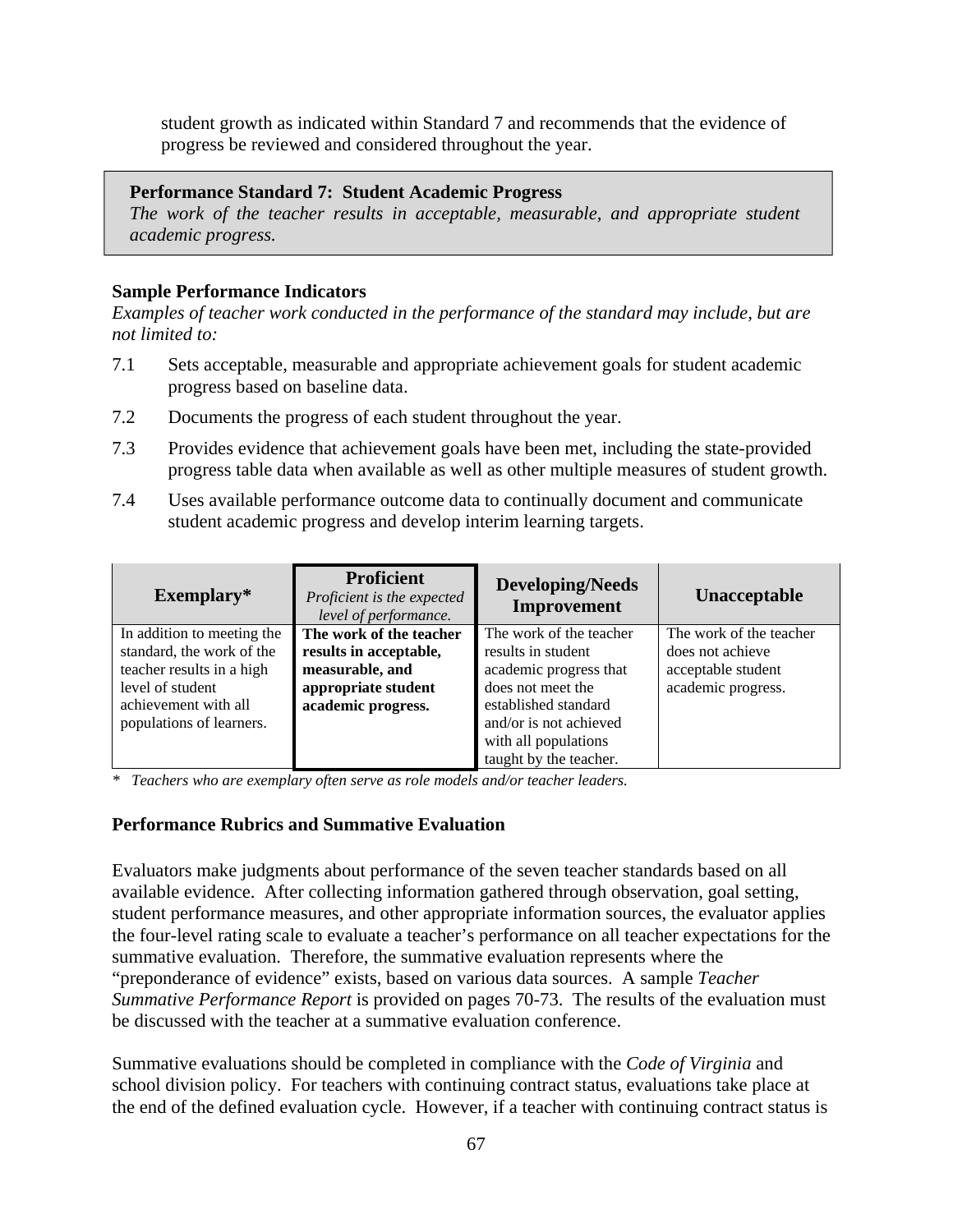student growth as indicated within Standard 7 and recommends that the evidence of progress be reviewed and considered throughout the year.

**Performance Standard 7: Student Academic Progress**
*The work of the teacher results in acceptable, measurable, and appropriate student academic progress.*

**Sample Performance Indicators**
*Examples of teacher work conducted in the performance of the standard may include, but are not limited to:*

7.1 Sets acceptable, measurable and appropriate achievement goals for student academic progress based on baseline data.

7.2 Documents the progress of each student throughout the year.

7.3 Provides evidence that achievement goals have been met, including the state-provided progress table data when available as well as other multiple measures of student growth.

7.4 Uses available performance outcome data to continually document and communicate student academic progress and develop interim learning targets.

| Exemplary* | Proficient<br>*Proficient is the expected level of performance.* | Developing/Needs Improvement | Unacceptable |
|---|---|---|---|
| In addition to meeting the standard, the work of the teacher results in a high level of student achievement with all populations of learners. | **The work of the teacher results in acceptable, measurable, and appropriate student academic progress.** | The work of the teacher results in student academic progress that does not meet the established standard and/or is not achieved with all populations taught by the teacher. | The work of the teacher does not achieve acceptable student academic progress. |

*\* Teachers who are exemplary often serve as role models and/or teacher leaders.*

**Performance Rubrics and Summative Evaluation**

Evaluators make judgments about performance of the seven teacher standards based on all available evidence. After collecting information gathered through observation, goal setting, student performance measures, and other appropriate information sources, the evaluator applies the four-level rating scale to evaluate a teacher's performance on all teacher expectations for the summative evaluation. Therefore, the summative evaluation represents where the "preponderance of evidence" exists, based on various data sources. A sample *Teacher Summative Performance Report* is provided on pages 70-73. The results of the evaluation must be discussed with the teacher at a summative evaluation conference.

Summative evaluations should be completed in compliance with the *Code of Virginia* and school division policy. For teachers with continuing contract status, evaluations take place at the end of the defined evaluation cycle. However, if a teacher with continuing contract status is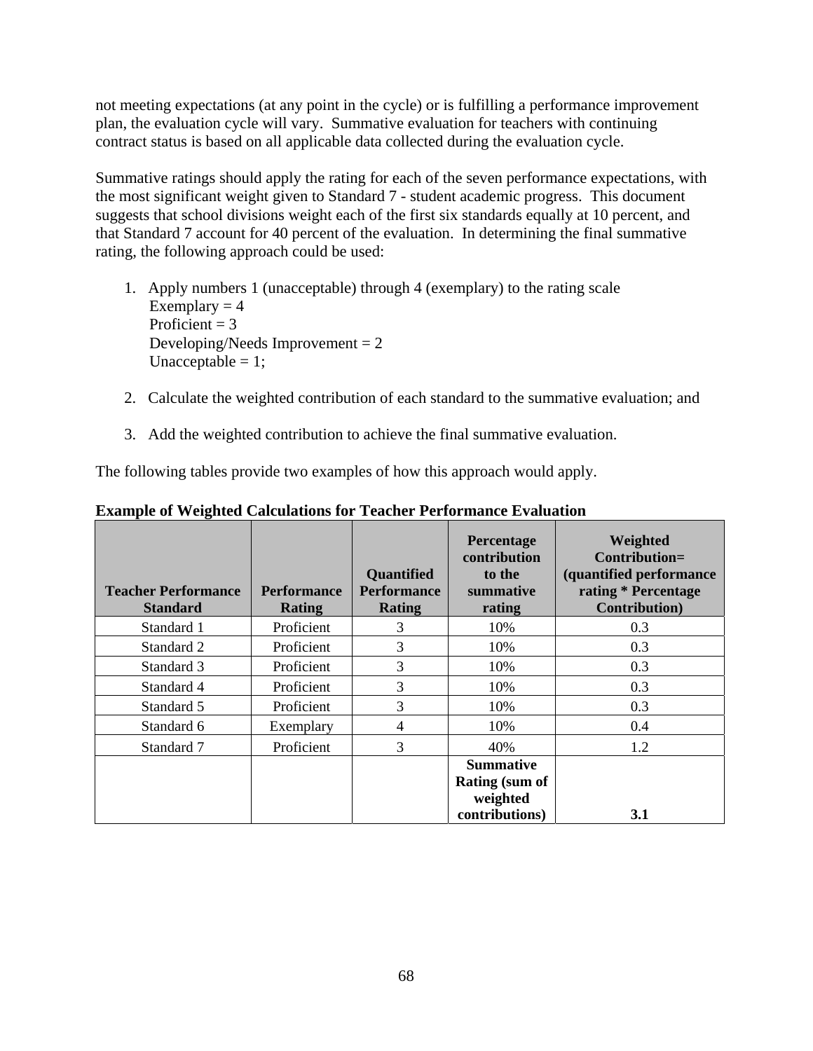not meeting expectations (at any point in the cycle) or is fulfilling a performance improvement plan, the evaluation cycle will vary. Summative evaluation for teachers with continuing contract status is based on all applicable data collected during the evaluation cycle.

Summative ratings should apply the rating for each of the seven performance expectations, with the most significant weight given to Standard 7 - student academic progress. This document suggests that school divisions weight each of the first six standards equally at 10 percent, and that Standard 7 account for 40 percent of the evaluation. In determining the final summative rating, the following approach could be used:

1. Apply numbers 1 (unacceptable) through 4 (exemplary) to the rating scale
   Exemplary = 4
   Proficient = 3
   Developing/Needs Improvement = 2
   Unacceptable = 1;

2. Calculate the weighted contribution of each standard to the summative evaluation; and

3. Add the weighted contribution to achieve the final summative evaluation.

The following tables provide two examples of how this approach would apply.

**Example of Weighted Calculations for Teacher Performance Evaluation**

| Teacher Performance Standard | Performance Rating | Quantified Performance Rating | Percentage contribution to the summative rating | Weighted Contribution= (quantified performance rating * Percentage Contribution) |
|---|---|---|---|---|
| Standard 1 | Proficient | 3 | 10% | 0.3 |
| Standard 2 | Proficient | 3 | 10% | 0.3 |
| Standard 3 | Proficient | 3 | 10% | 0.3 |
| Standard 4 | Proficient | 3 | 10% | 0.3 |
| Standard 5 | Proficient | 3 | 10% | 0.3 |
| Standard 6 | Exemplary | 4 | 10% | 0.4 |
| Standard 7 | Proficient | 3 | 40% | 1.2 |
| | | | **Summative Rating (sum of weighted contributions)** | **3.1** |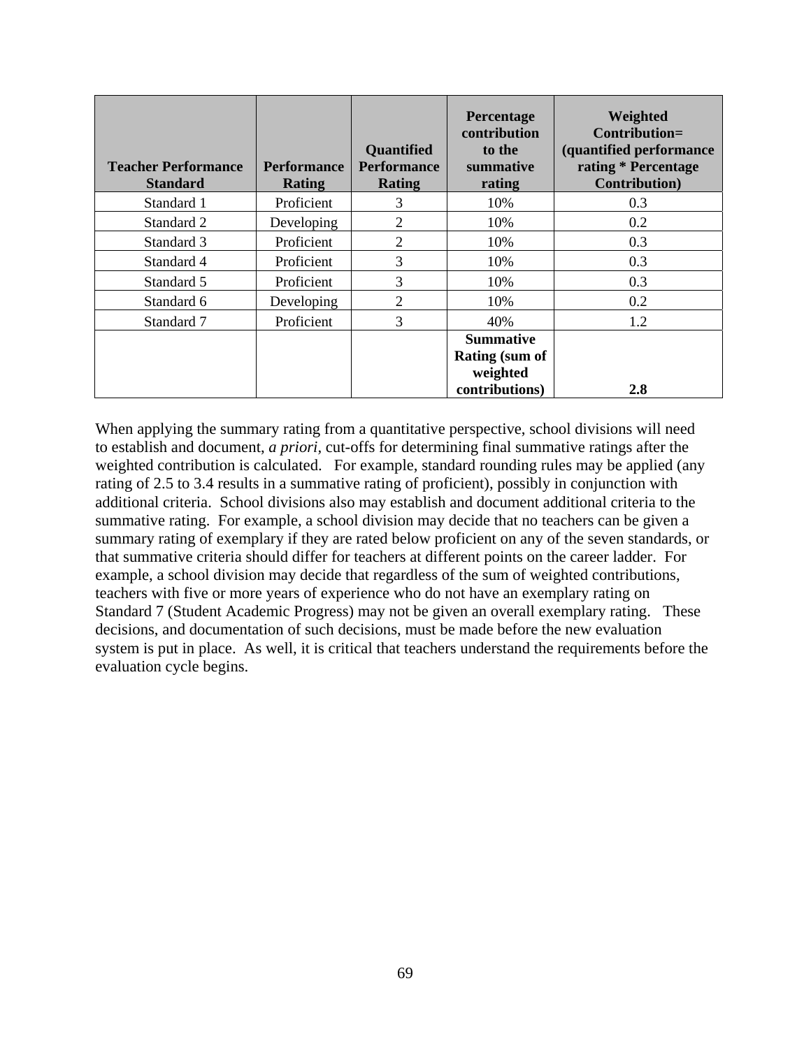| Teacher Performance Standard | Performance Rating | Quantified Performance Rating | Percentage contribution to the summative rating | Weighted Contribution= (quantified performance rating * Percentage Contribution) |
|---|---|---|---|---|
| Standard 1 | Proficient | 3 | 10% | 0.3 |
| Standard 2 | Developing | 2 | 10% | 0.2 |
| Standard 3 | Proficient | 2 | 10% | 0.3 |
| Standard 4 | Proficient | 3 | 10% | 0.3 |
| Standard 5 | Proficient | 3 | 10% | 0.3 |
| Standard 6 | Developing | 2 | 10% | 0.2 |
| Standard 7 | Proficient | 3 | 40% | 1.2 |
| | | | **Summative Rating (sum of weighted contributions)** | **2.8** |

When applying the summary rating from a quantitative perspective, school divisions will need to establish and document, *a priori*, cut-offs for determining final summative ratings after the weighted contribution is calculated. For example, standard rounding rules may be applied (any rating of 2.5 to 3.4 results in a summative rating of proficient), possibly in conjunction with additional criteria. School divisions also may establish and document additional criteria to the summative rating. For example, a school division may decide that no teachers can be given a summary rating of exemplary if they are rated below proficient on any of the seven standards, or that summative criteria should differ for teachers at different points on the career ladder. For example, a school division may decide that regardless of the sum of weighted contributions, teachers with five or more years of experience who do not have an exemplary rating on Standard 7 (Student Academic Progress) may not be given an overall exemplary rating. These decisions, and documentation of such decisions, must be made before the new evaluation system is put in place. As well, it is critical that teachers understand the requirements before the evaluation cycle begins.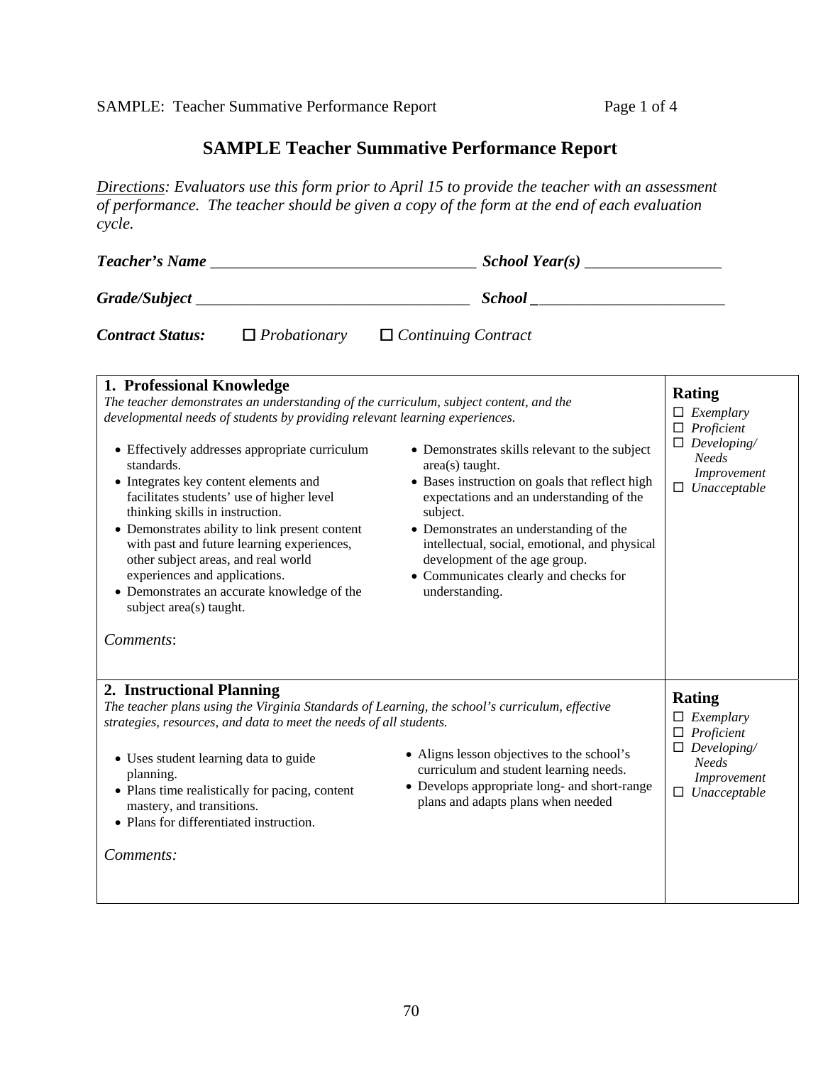# SAMPLE Teacher Summative Performance Report

*Directions: Evaluators use this form prior to April 15 to provide the teacher with an assessment of performance. The teacher should be given a copy of the form at the end of each evaluation cycle.*

***Teacher's Name*** __________________________________ ***School Year(s)*** _________________

***Grade/Subject*** ___________________________________ ***School*** _________________________

***Contract Status:*** ☐ *Probationary* ☐ *Continuing Contract*

| **1. Professional Knowledge** | **Rating** |
|---|---|
| *The teacher demonstrates an understanding of the curriculum, subject content, and the developmental needs of students by providing relevant learning experiences.*<br><br>• Effectively addresses appropriate curriculum standards.<br>• Integrates key content elements and facilitates students' use of higher level thinking skills in instruction.<br>• Demonstrates ability to link present content with past and future learning experiences, other subject areas, and real world experiences and applications.<br>• Demonstrates an accurate knowledge of the subject area(s) taught.<br>• Demonstrates skills relevant to the subject area(s) taught.<br>• Bases instruction on goals that reflect high expectations and an understanding of the subject.<br>• Demonstrates an understanding of the intellectual, social, emotional, and physical development of the age group.<br>• Communicates clearly and checks for understanding.<br><br>*Comments*: | ☐ *Exemplary*<br>☐ *Proficient*<br>☐ *Developing/ Needs Improvement*<br>☐ *Unacceptable* |

| **2. Instructional Planning** | **Rating** |
|---|---|
| *The teacher plans using the Virginia Standards of Learning, the school's curriculum, effective strategies, resources, and data to meet the needs of all students.*<br><br>• Uses student learning data to guide planning.<br>• Plans time realistically for pacing, content mastery, and transitions.<br>• Plans for differentiated instruction.<br>• Aligns lesson objectives to the school's curriculum and student learning needs.<br>• Develops appropriate long- and short-range plans and adapts plans when needed<br><br>*Comments:* | ☐ *Exemplary*<br>☐ *Proficient*<br>☐ *Developing/ Needs Improvement*<br>☐ *Unacceptable* |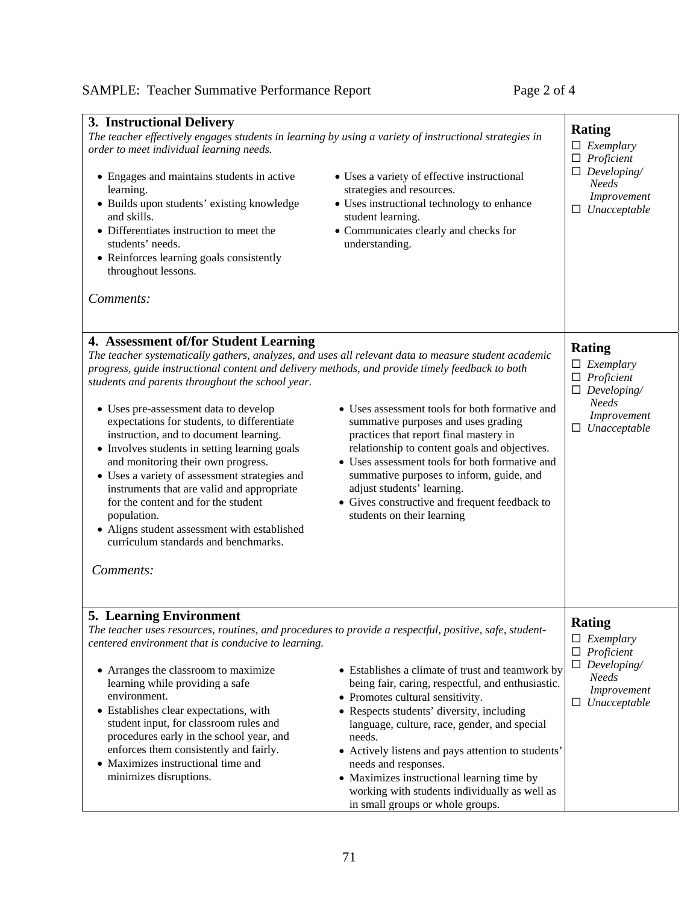### 3. Instructional Delivery

*The teacher effectively engages students in learning by using a variety of instructional strategies in order to meet individual learning needs.*

- Engages and maintains students in active learning.
- Builds upon students' existing knowledge and skills.
- Differentiates instruction to meet the students' needs.
- Reinforces learning goals consistently throughout lessons.
- Uses a variety of effective instructional strategies and resources.
- Uses instructional technology to enhance student learning.
- Communicates clearly and checks for understanding.

*Comments:*

**Rating**

- ☐ *Exemplary*
- ☐ *Proficient*
- ☐ *Developing/ Needs Improvement*
- ☐ *Unacceptable*

### 4. Assessment of/for Student Learning

*The teacher systematically gathers, analyzes, and uses all relevant data to measure student academic progress, guide instructional content and delivery methods, and provide timely feedback to both students and parents throughout the school year.*

- Uses pre-assessment data to develop expectations for students, to differentiate instruction, and to document learning.
- Involves students in setting learning goals and monitoring their own progress.
- Uses a variety of assessment strategies and instruments that are valid and appropriate for the content and for the student population.
- Aligns student assessment with established curriculum standards and benchmarks.
- Uses assessment tools for both formative and summative purposes and uses grading practices that report final mastery in relationship to content goals and objectives.
- Uses assessment tools for both formative and summative purposes to inform, guide, and adjust students' learning.
- Gives constructive and frequent feedback to students on their learning

*Comments:*

**Rating**

- ☐ *Exemplary*
- ☐ *Proficient*
- ☐ *Developing/ Needs Improvement*
- ☐ *Unacceptable*

### 5. Learning Environment

*The teacher uses resources, routines, and procedures to provide a respectful, positive, safe, student-centered environment that is conducive to learning.*

- Arranges the classroom to maximize learning while providing a safe environment.
- Establishes clear expectations, with student input, for classroom rules and procedures early in the school year, and enforces them consistently and fairly.
- Maximizes instructional time and minimizes disruptions.
- Establishes a climate of trust and teamwork by being fair, caring, respectful, and enthusiastic.
- Promotes cultural sensitivity.
- Respects students' diversity, including language, culture, race, gender, and special needs.
- Actively listens and pays attention to students' needs and responses.
- Maximizes instructional learning time by working with students individually as well as in small groups or whole groups.

**Rating**

- ☐ *Exemplary*
- ☐ *Proficient*
- ☐ *Developing/ Needs Improvement*
- ☐ *Unacceptable*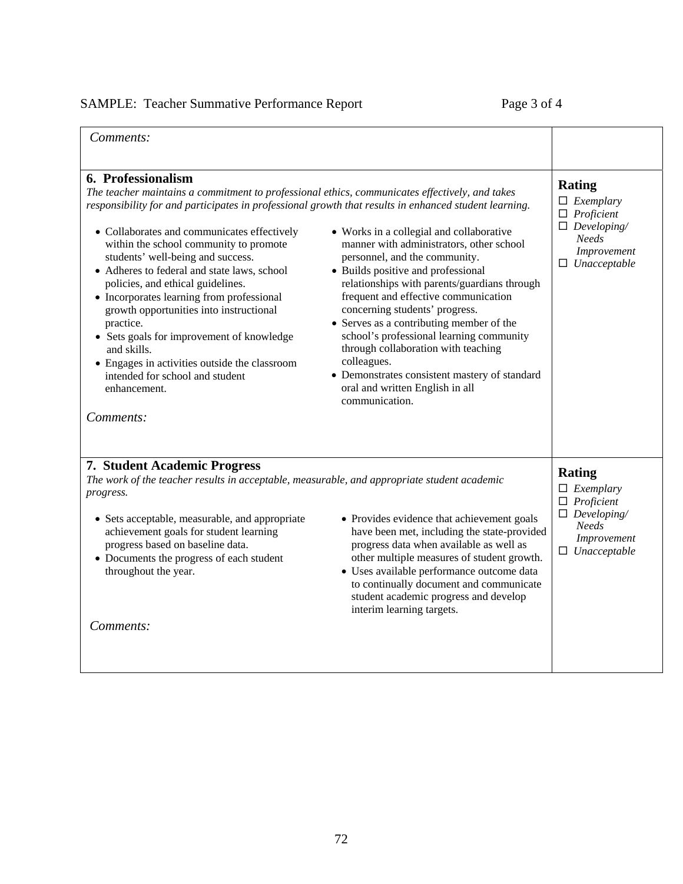SAMPLE: Teacher Summative Performance Report

| | |
|---|---|
| *Comments:* | |
| **6. Professionalism**<br>*The teacher maintains a commitment to professional ethics, communicates effectively, and takes responsibility for and participates in professional growth that results in enhanced student learning.*<br><br>• Collaborates and communicates effectively within the school community to promote students' well-being and success.<br>• Adheres to federal and state laws, school policies, and ethical guidelines.<br>• Incorporates learning from professional growth opportunities into instructional practice.<br>• Sets goals for improvement of knowledge and skills.<br>• Engages in activities outside the classroom intended for school and student enhancement.<br>• Works in a collegial and collaborative manner with administrators, other school personnel, and the community.<br>• Builds positive and professional relationships with parents/guardians through frequent and effective communication concerning students' progress.<br>• Serves as a contributing member of the school's professional learning community through collaboration with teaching colleagues.<br>• Demonstrates consistent mastery of standard oral and written English in all communication.<br><br>*Comments:* | **Rating**<br>☐ *Exemplary*<br>☐ *Proficient*<br>☐ *Developing/ Needs Improvement*<br>☐ *Unacceptable* |
| **7. Student Academic Progress**<br>*The work of the teacher results in acceptable, measurable, and appropriate student academic progress.*<br><br>• Sets acceptable, measurable, and appropriate achievement goals for student learning progress based on baseline data.<br>• Documents the progress of each student throughout the year.<br>• Provides evidence that achievement goals have been met, including the state-provided progress data when available as well as other multiple measures of student growth.<br>• Uses available performance outcome data to continually document and communicate student academic progress and develop interim learning targets.<br><br>*Comments:* | **Rating**<br>☐ *Exemplary*<br>☐ *Proficient*<br>☐ *Developing/ Needs Improvement*<br>☐ *Unacceptable* |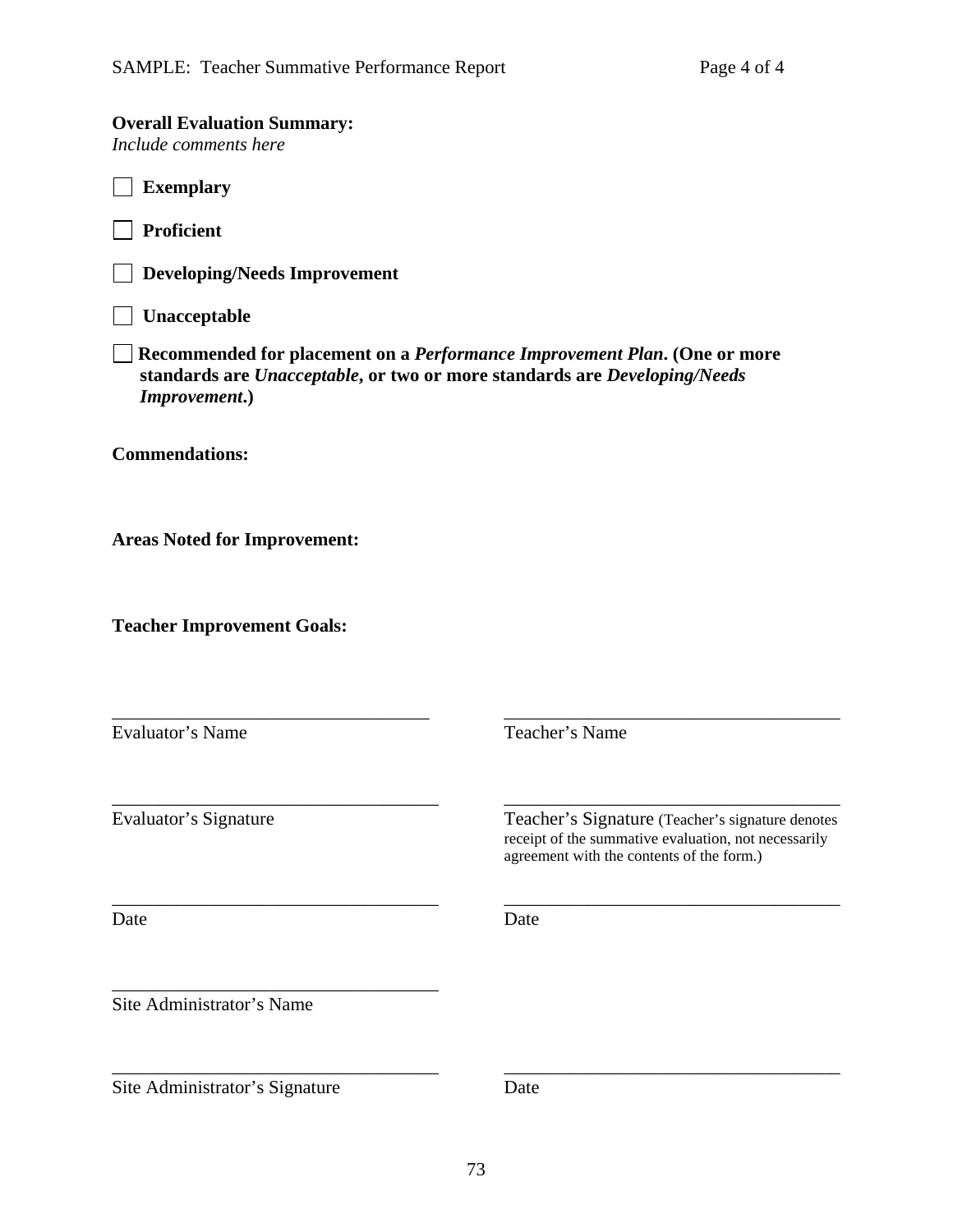**Overall Evaluation Summary:**
*Include comments here*

☐ **Exemplary**

☐ **Proficient**

☐ **Developing/Needs Improvement**

☐ **Unacceptable**

☐ **Recommended for placement on a *Performance Improvement Plan*. (One or more standards are *Unacceptable*, or two or more standards are *Developing/Needs Improvement*.)**

**Commendations:**

**Areas Noted for Improvement:**

**Teacher Improvement Goals:**

| | |
|---|---|
| ______________________________ | ______________________________ |
| Evaluator's Name | Teacher's Name |
| ______________________________ | ______________________________ |
| Evaluator's Signature | Teacher's Signature (Teacher's signature denotes receipt of the summative evaluation, not necessarily agreement with the contents of the form.) |
| ______________________________ | ______________________________ |
| Date | Date |
| ______________________________ | |
| Site Administrator's Name | |
| ______________________________ | ______________________________ |
| Site Administrator's Signature | Date |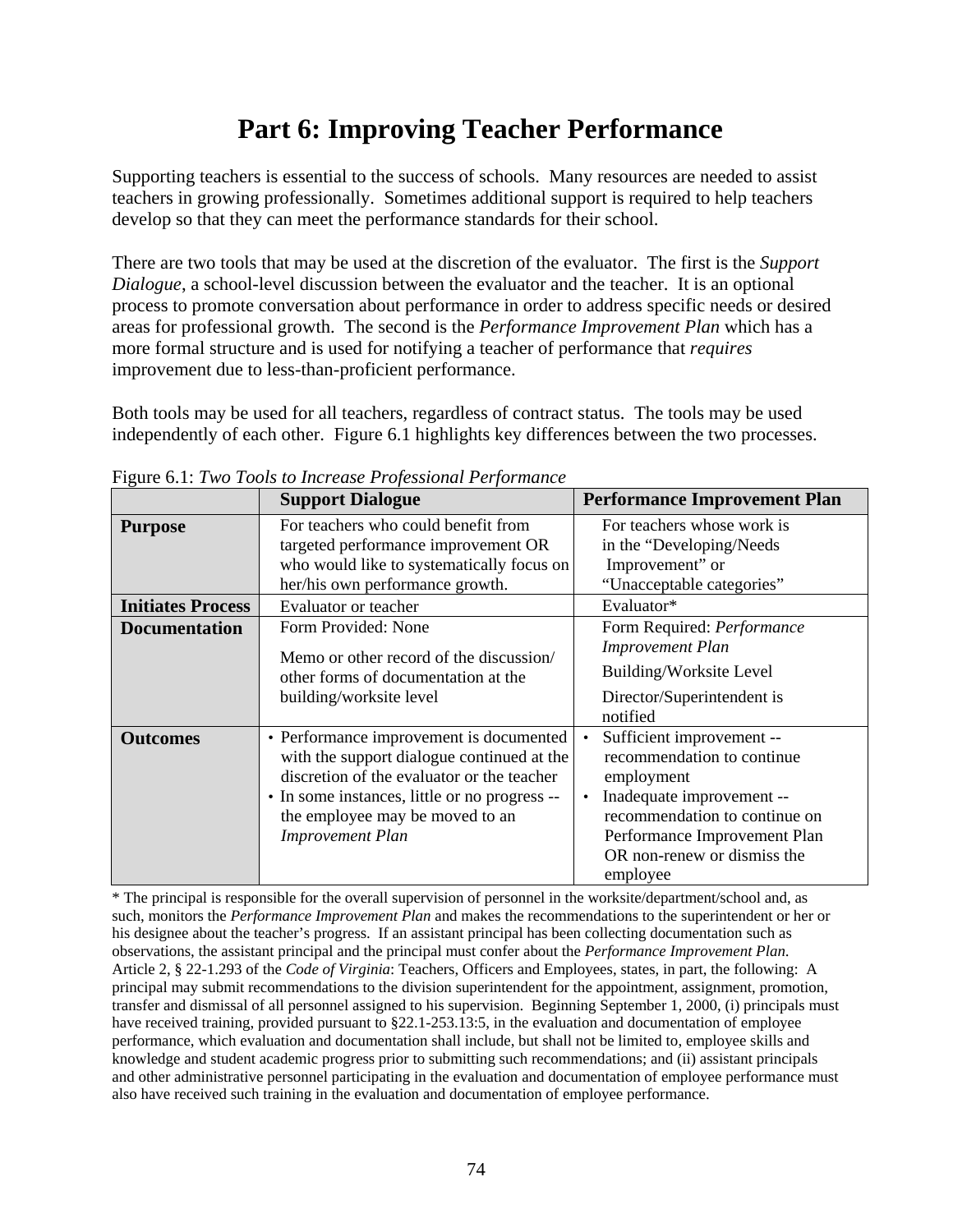# Part 6: Improving Teacher Performance

Supporting teachers is essential to the success of schools. Many resources are needed to assist teachers in growing professionally. Sometimes additional support is required to help teachers develop so that they can meet the performance standards for their school.

There are two tools that may be used at the discretion of the evaluator. The first is the *Support Dialogue*, a school-level discussion between the evaluator and the teacher. It is an optional process to promote conversation about performance in order to address specific needs or desired areas for professional growth. The second is the *Performance Improvement Plan* which has a more formal structure and is used for notifying a teacher of performance that *requires* improvement due to less-than-proficient performance.

Both tools may be used for all teachers, regardless of contract status. The tools may be used independently of each other. Figure 6.1 highlights key differences between the two processes.

Figure 6.1: *Two Tools to Increase Professional Performance*

| | Support Dialogue | Performance Improvement Plan |
|---|---|---|
| **Purpose** | For teachers who could benefit from targeted performance improvement OR who would like to systematically focus on her/his own performance growth. | For teachers whose work is in the "Developing/Needs Improvement" or "Unacceptable categories" |
| **Initiates Process** | Evaluator or teacher | Evaluator* |
| **Documentation** | Form Provided: None<br>Memo or other record of the discussion/ other forms of documentation at the building/worksite level | Form Required: *Performance Improvement Plan*<br>Building/Worksite Level<br>Director/Superintendent is notified |
| **Outcomes** | • Performance improvement is documented with the support dialogue continued at the discretion of the evaluator or the teacher<br>• In some instances, little or no progress -- the employee may be moved to an *Improvement Plan* | • Sufficient improvement -- recommendation to continue employment<br>• Inadequate improvement -- recommendation to continue on Performance Improvement Plan OR non-renew or dismiss the employee |

\* The principal is responsible for the overall supervision of personnel in the worksite/department/school and, as such, monitors the *Performance Improvement Plan* and makes the recommendations to the superintendent or her or his designee about the teacher's progress. If an assistant principal has been collecting documentation such as observations, the assistant principal and the principal must confer about the *Performance Improvement Plan.* Article 2, § 22-1.293 of the *Code of Virginia*: Teachers, Officers and Employees, states, in part, the following: A principal may submit recommendations to the division superintendent for the appointment, assignment, promotion, transfer and dismissal of all personnel assigned to his supervision. Beginning September 1, 2000, (i) principals must have received training, provided pursuant to §22.1-253.13:5, in the evaluation and documentation of employee performance, which evaluation and documentation shall include, but shall not be limited to, employee skills and knowledge and student academic progress prior to submitting such recommendations; and (ii) assistant principals and other administrative personnel participating in the evaluation and documentation of employee performance must also have received such training in the evaluation and documentation of employee performance.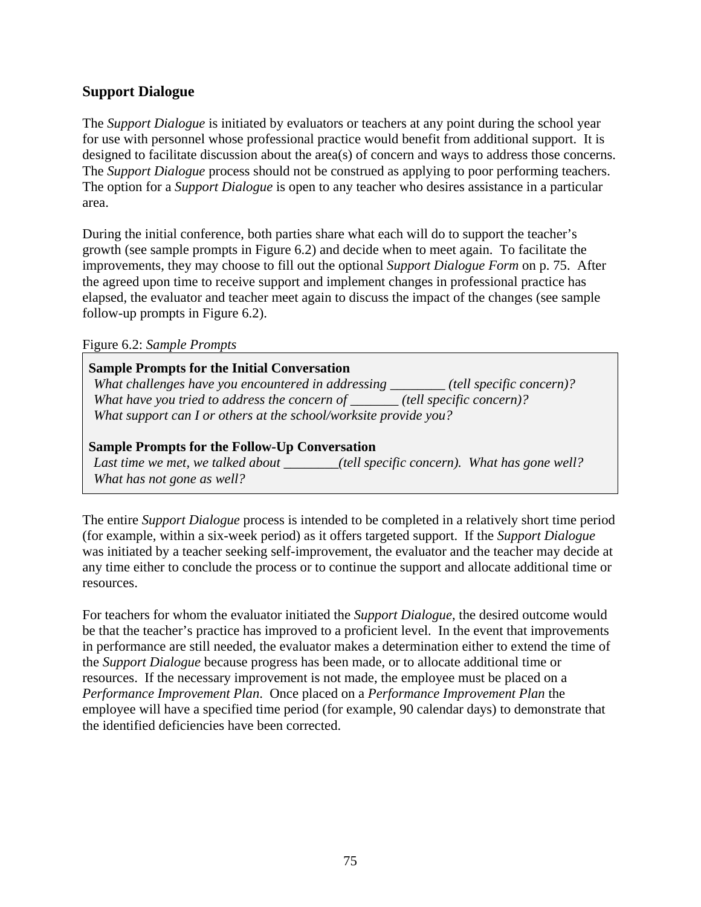## Support Dialogue

The *Support Dialogue* is initiated by evaluators or teachers at any point during the school year for use with personnel whose professional practice would benefit from additional support. It is designed to facilitate discussion about the area(s) of concern and ways to address those concerns. The *Support Dialogue* process should not be construed as applying to poor performing teachers. The option for a *Support Dialogue* is open to any teacher who desires assistance in a particular area.

During the initial conference, both parties share what each will do to support the teacher's growth (see sample prompts in Figure 6.2) and decide when to meet again. To facilitate the improvements, they may choose to fill out the optional *Support Dialogue Form* on p. 75. After the agreed upon time to receive support and implement changes in professional practice has elapsed, the evaluator and teacher meet again to discuss the impact of the changes (see sample follow-up prompts in Figure 6.2).

Figure 6.2: *Sample Prompts*

**Sample Prompts for the Initial Conversation**

*What challenges have you encountered in addressing ________ (tell specific concern)?*
*What have you tried to address the concern of _______ (tell specific concern)?*
*What support can I or others at the school/worksite provide you?*

**Sample Prompts for the Follow-Up Conversation**

*Last time we met, we talked about ________(tell specific concern). What has gone well? What has not gone as well?*

The entire *Support Dialogue* process is intended to be completed in a relatively short time period (for example, within a six-week period) as it offers targeted support. If the *Support Dialogue* was initiated by a teacher seeking self-improvement, the evaluator and the teacher may decide at any time either to conclude the process or to continue the support and allocate additional time or resources.

For teachers for whom the evaluator initiated the *Support Dialogue*, the desired outcome would be that the teacher's practice has improved to a proficient level. In the event that improvements in performance are still needed, the evaluator makes a determination either to extend the time of the *Support Dialogue* because progress has been made, or to allocate additional time or resources. If the necessary improvement is not made, the employee must be placed on a *Performance Improvement Plan*. Once placed on a *Performance Improvement Plan* the employee will have a specified time period (for example, 90 calendar days) to demonstrate that the identified deficiencies have been corrected.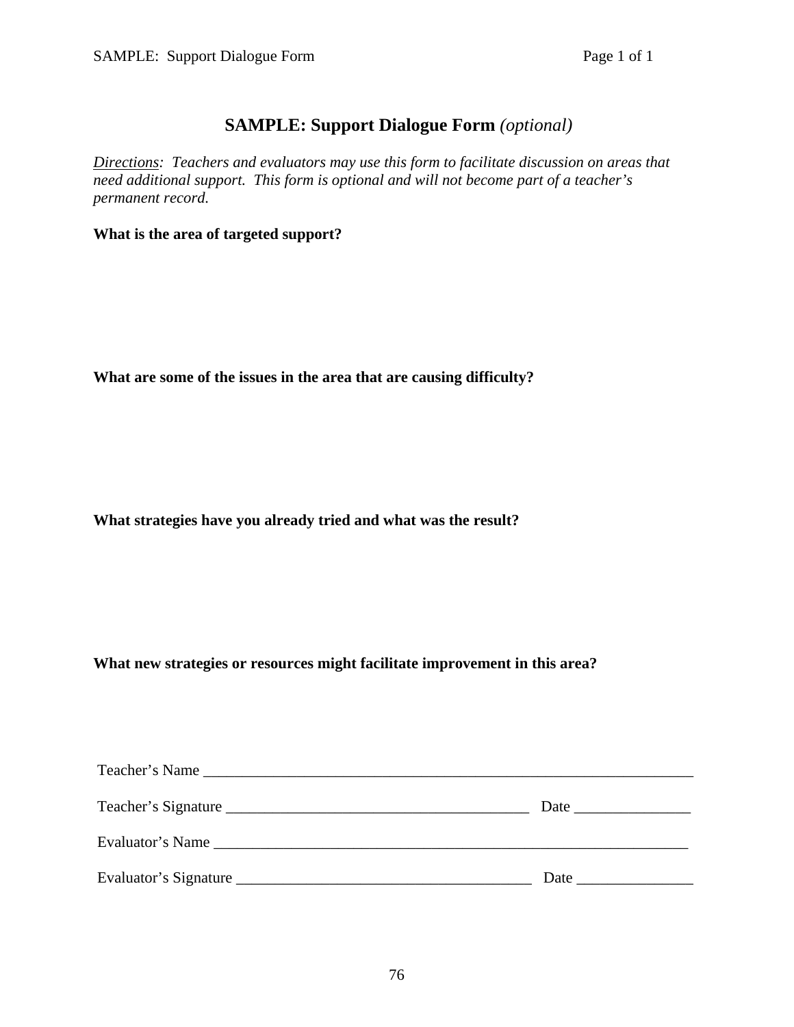# SAMPLE: Support Dialogue Form *(optional)*

*Directions: Teachers and evaluators may use this form to facilitate discussion on areas that need additional support. This form is optional and will not become part of a teacher's permanent record.*

**What is the area of targeted support?**

**What are some of the issues in the area that are causing difficulty?**

**What strategies have you already tried and what was the result?**

**What new strategies or resources might facilitate improvement in this area?**

Teacher's Name ________________________________________________________________

Teacher's Signature ________________________________________ Date _______________

Evaluator's Name ______________________________________________________________

Evaluator's Signature _______________________________________ Date _______________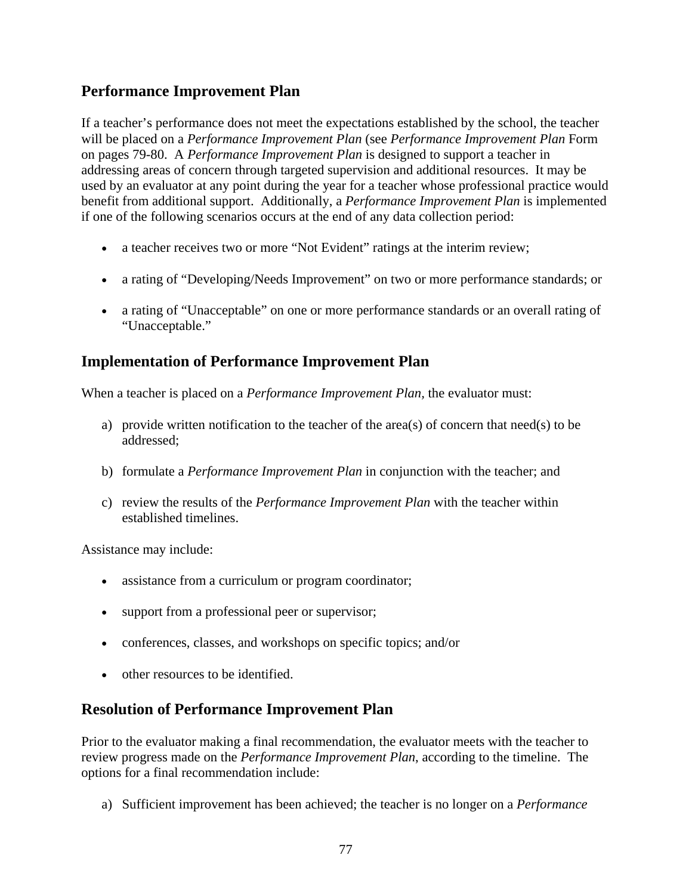## Performance Improvement Plan

If a teacher's performance does not meet the expectations established by the school, the teacher will be placed on a *Performance Improvement Plan* (see *Performance Improvement Plan* Form on pages 79-80. A *Performance Improvement Plan* is designed to support a teacher in addressing areas of concern through targeted supervision and additional resources. It may be used by an evaluator at any point during the year for a teacher whose professional practice would benefit from additional support. Additionally, a *Performance Improvement Plan* is implemented if one of the following scenarios occurs at the end of any data collection period:

- a teacher receives two or more "Not Evident" ratings at the interim review;
- a rating of "Developing/Needs Improvement" on two or more performance standards; or
- a rating of "Unacceptable" on one or more performance standards or an overall rating of "Unacceptable."

## Implementation of Performance Improvement Plan

When a teacher is placed on a *Performance Improvement Plan*, the evaluator must:

a) provide written notification to the teacher of the area(s) of concern that need(s) to be addressed;

b) formulate a *Performance Improvement Plan* in conjunction with the teacher; and

c) review the results of the *Performance Improvement Plan* with the teacher within established timelines.

Assistance may include:

- assistance from a curriculum or program coordinator;
- support from a professional peer or supervisor;
- conferences, classes, and workshops on specific topics; and/or
- other resources to be identified.

## Resolution of Performance Improvement Plan

Prior to the evaluator making a final recommendation, the evaluator meets with the teacher to review progress made on the *Performance Improvement Plan*, according to the timeline. The options for a final recommendation include:

a) Sufficient improvement has been achieved; the teacher is no longer on a *Performance*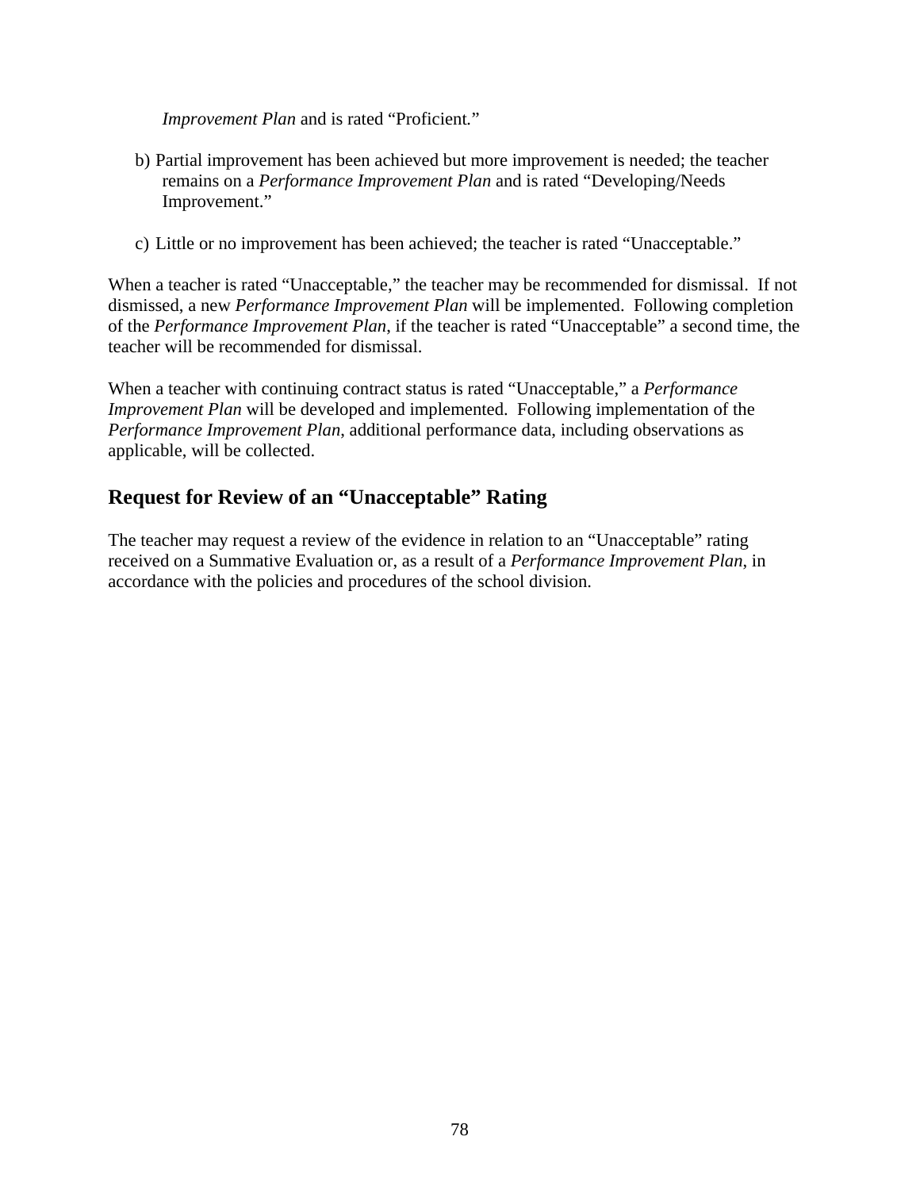*Improvement Plan* and is rated "Proficient."

b) Partial improvement has been achieved but more improvement is needed; the teacher remains on a *Performance Improvement Plan* and is rated "Developing/Needs Improvement."

c) Little or no improvement has been achieved; the teacher is rated "Unacceptable."

When a teacher is rated "Unacceptable," the teacher may be recommended for dismissal. If not dismissed, a new *Performance Improvement Plan* will be implemented. Following completion of the *Performance Improvement Plan*, if the teacher is rated "Unacceptable" a second time, the teacher will be recommended for dismissal.

When a teacher with continuing contract status is rated "Unacceptable," a *Performance Improvement Plan* will be developed and implemented. Following implementation of the *Performance Improvement Plan*, additional performance data, including observations as applicable, will be collected.

## Request for Review of an "Unacceptable" Rating

The teacher may request a review of the evidence in relation to an "Unacceptable" rating received on a Summative Evaluation or, as a result of a *Performance Improvement Plan*, in accordance with the policies and procedures of the school division.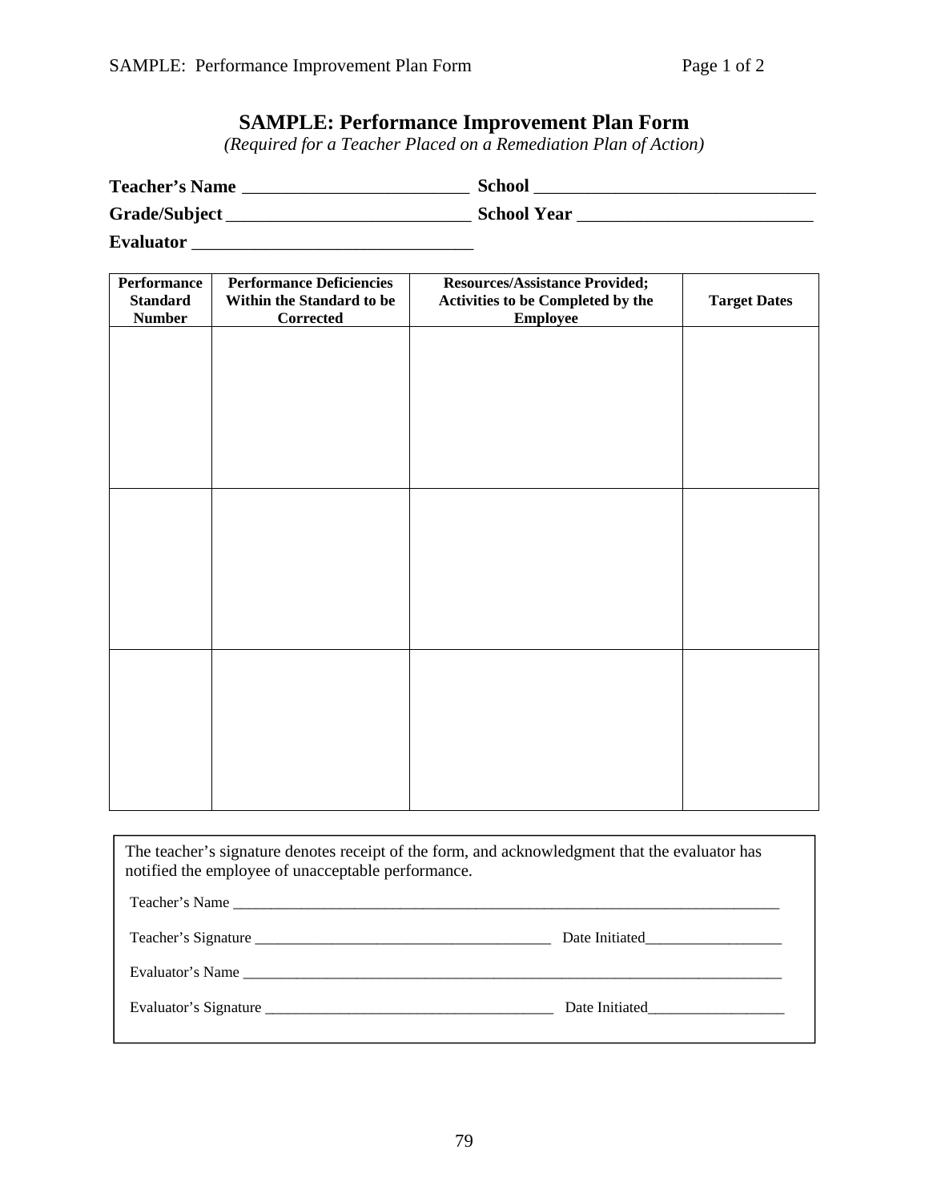# SAMPLE: Performance Improvement Plan Form

*(Required for a Teacher Placed on a Remediation Plan of Action)*

**Teacher's Name** _________________________ **School** _______________________________

**Grade/Subject** ___________________________ **School Year** __________________________

**Evaluator** _______________________________

| Performance Standard Number | Performance Deficiencies Within the Standard to be Corrected | Resources/Assistance Provided; Activities to be Completed by the Employee | Target Dates |
|---|---|---|---|
| | | | |
| | | | |
| | | | |

The teacher's signature denotes receipt of the form, and acknowledgment that the evaluator has notified the employee of unacceptable performance.

Teacher's Name ___________________________________________________________________________

Teacher's Signature _______________________________________ Date Initiated__________________

Evaluator's Name _________________________________________________________________________

Evaluator's Signature ______________________________________ Date Initiated__________________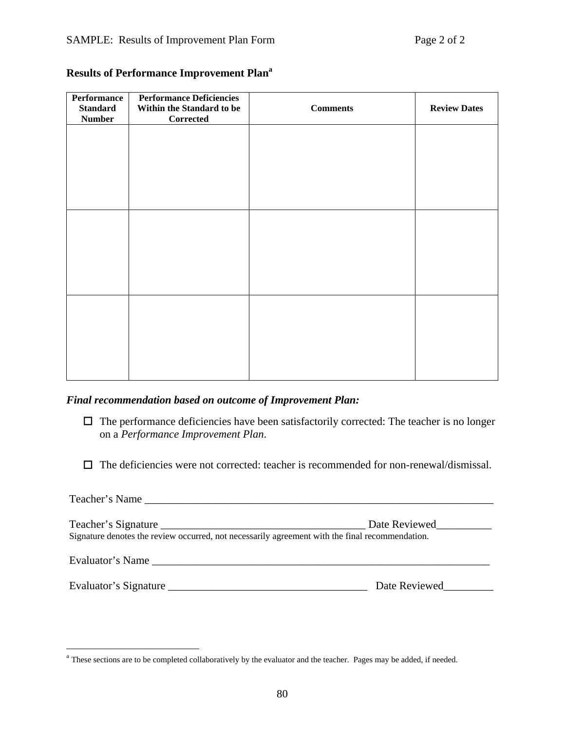SAMPLE: Results of Improvement Plan Form

**Results of Performance Improvement Plan**[a]

| Performance Standard Number | Performance Deficiencies Within the Standard to be Corrected | Comments | Review Dates |
|---|---|---|---|
| | | | |
| | | | |
| | | | |

***Final recommendation based on outcome of Improvement Plan:***

- ☐ The performance deficiencies have been satisfactorily corrected: The teacher is no longer on a *Performance Improvement Plan*.

- ☐ The deficiencies were not corrected: teacher is recommended for non-renewal/dismissal.

Teacher's Name ________________________________________________________________

Teacher's Signature ____________________________________ Date Reviewed__________

Signature denotes the review occurred, not necessarily agreement with the final recommendation.

Evaluator's Name ______________________________________________________________

Evaluator's Signature ___________________________________ Date Reviewed_________

---

[a] These sections are to be completed collaboratively by the evaluator and the teacher. Pages may be added, if needed.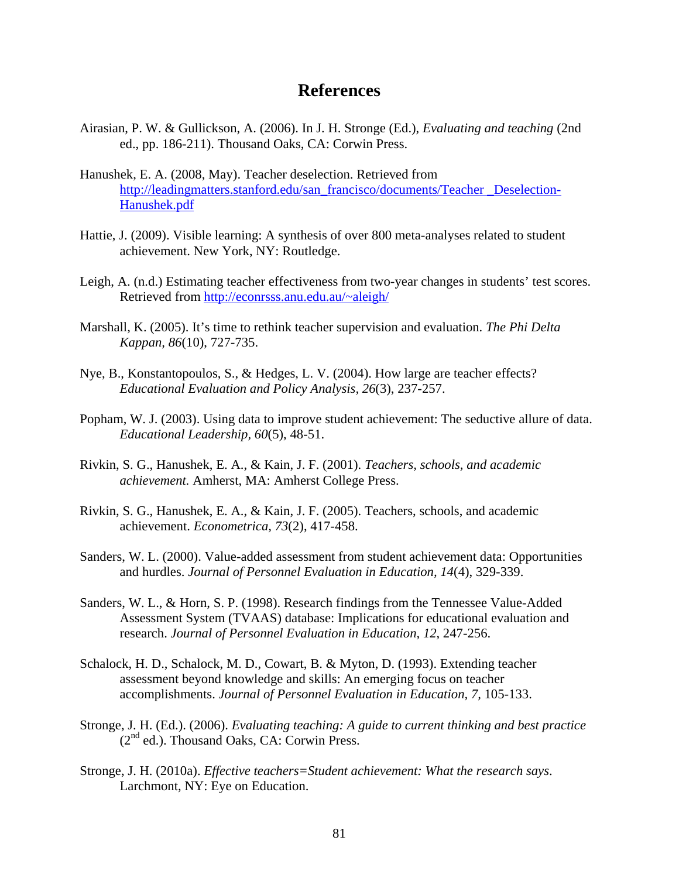# References

Airasian, P. W. & Gullickson, A. (2006). In J. H. Stronge (Ed.), *Evaluating and teaching* (2nd ed., pp. 186-211). Thousand Oaks, CA: Corwin Press.

Hanushek, E. A. (2008, May). Teacher deselection. Retrieved from http://leadingmatters.stanford.edu/san_francisco/documents/Teacher _Deselection-Hanushek.pdf

Hattie, J. (2009). Visible learning: A synthesis of over 800 meta-analyses related to student achievement. New York, NY: Routledge.

Leigh, A. (n.d.) Estimating teacher effectiveness from two-year changes in students' test scores. Retrieved from http://econrsss.anu.edu.au/~aleigh/

Marshall, K. (2005). It's time to rethink teacher supervision and evaluation. *The Phi Delta Kappan, 86*(10), 727-735.

Nye, B., Konstantopoulos, S., & Hedges, L. V. (2004). How large are teacher effects? *Educational Evaluation and Policy Analysis, 26*(3), 237-257.

Popham, W. J. (2003). Using data to improve student achievement: The seductive allure of data. *Educational Leadership, 60*(5), 48-51.

Rivkin, S. G., Hanushek, E. A., & Kain, J. F. (2001). *Teachers, schools, and academic achievement.* Amherst, MA: Amherst College Press.

Rivkin, S. G., Hanushek, E. A., & Kain, J. F. (2005). Teachers, schools, and academic achievement. *Econometrica, 73*(2), 417-458.

Sanders, W. L. (2000). Value-added assessment from student achievement data: Opportunities and hurdles. *Journal of Personnel Evaluation in Education, 14*(4), 329-339.

Sanders, W. L., & Horn, S. P. (1998). Research findings from the Tennessee Value-Added Assessment System (TVAAS) database: Implications for educational evaluation and research. *Journal of Personnel Evaluation in Education, 12*, 247-256.

Schalock, H. D., Schalock, M. D., Cowart, B. & Myton, D. (1993). Extending teacher assessment beyond knowledge and skills: An emerging focus on teacher accomplishments. *Journal of Personnel Evaluation in Education, 7,* 105-133.

Stronge, J. H. (Ed.). (2006). *Evaluating teaching: A guide to current thinking and best practice* (2nd ed.). Thousand Oaks, CA: Corwin Press.

Stronge, J. H. (2010a). *Effective teachers=Student achievement: What the research says*. Larchmont, NY: Eye on Education.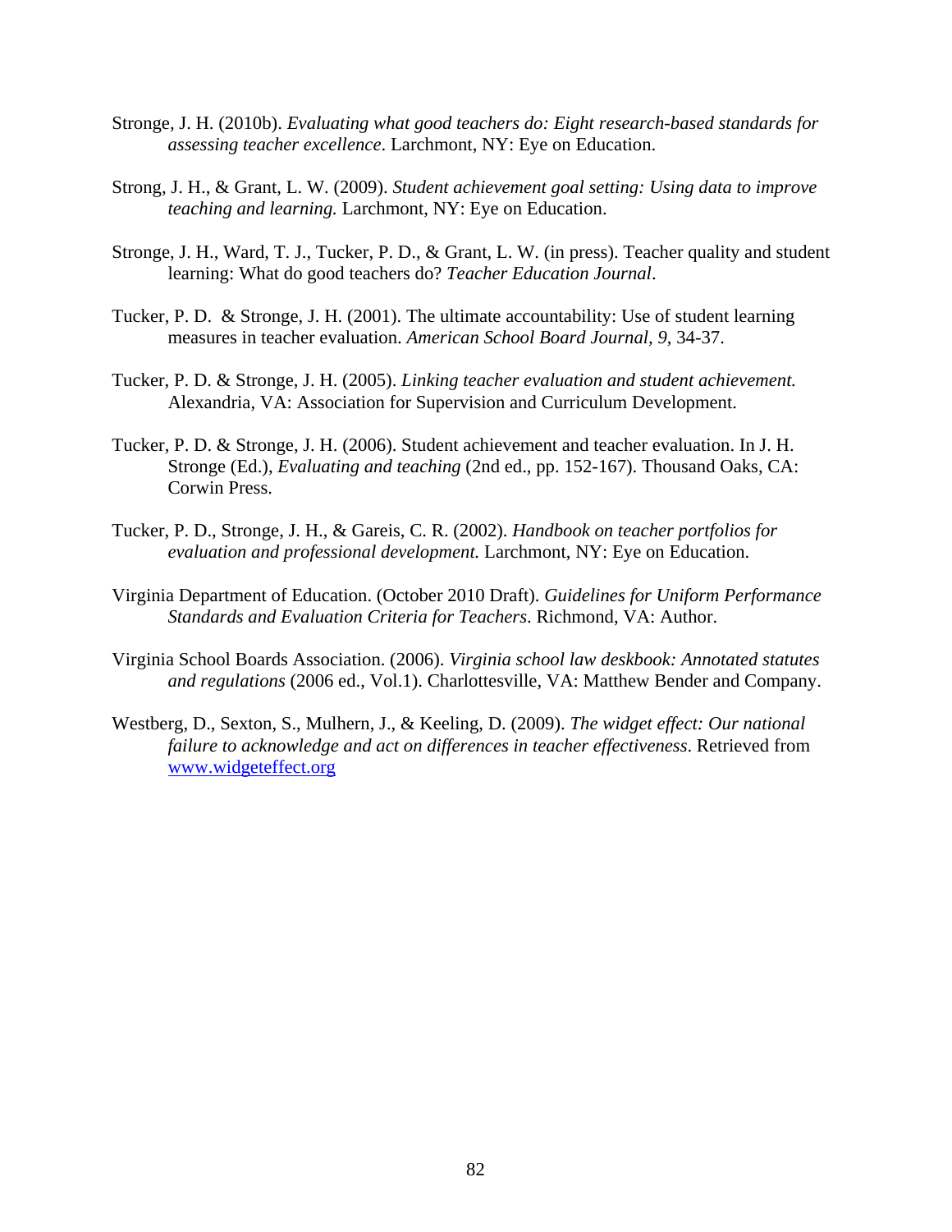Stronge, J. H. (2010b). *Evaluating what good teachers do: Eight research-based standards for assessing teacher excellence*. Larchmont, NY: Eye on Education.

Strong, J. H., & Grant, L. W. (2009). *Student achievement goal setting: Using data to improve teaching and learning.* Larchmont, NY: Eye on Education.

Stronge, J. H., Ward, T. J., Tucker, P. D., & Grant, L. W. (in press). Teacher quality and student learning: What do good teachers do? *Teacher Education Journal*.

Tucker, P. D. & Stronge, J. H. (2001). The ultimate accountability: Use of student learning measures in teacher evaluation. *American School Board Journal*, *9*, 34-37.

Tucker, P. D. & Stronge, J. H. (2005). *Linking teacher evaluation and student achievement.* Alexandria, VA: Association for Supervision and Curriculum Development.

Tucker, P. D. & Stronge, J. H. (2006). Student achievement and teacher evaluation. In J. H. Stronge (Ed.), *Evaluating and teaching* (2nd ed., pp. 152-167). Thousand Oaks, CA: Corwin Press.

Tucker, P. D., Stronge, J. H., & Gareis, C. R. (2002). *Handbook on teacher portfolios for evaluation and professional development.* Larchmont, NY: Eye on Education.

Virginia Department of Education. (October 2010 Draft). *Guidelines for Uniform Performance Standards and Evaluation Criteria for Teachers*. Richmond, VA: Author.

Virginia School Boards Association. (2006). *Virginia school law deskbook: Annotated statutes and regulations* (2006 ed., Vol.1). Charlottesville, VA: Matthew Bender and Company.

Westberg, D., Sexton, S., Mulhern, J., & Keeling, D. (2009). *The widget effect: Our national failure to acknowledge and act on differences in teacher effectiveness*. Retrieved from www.widgeteffect.org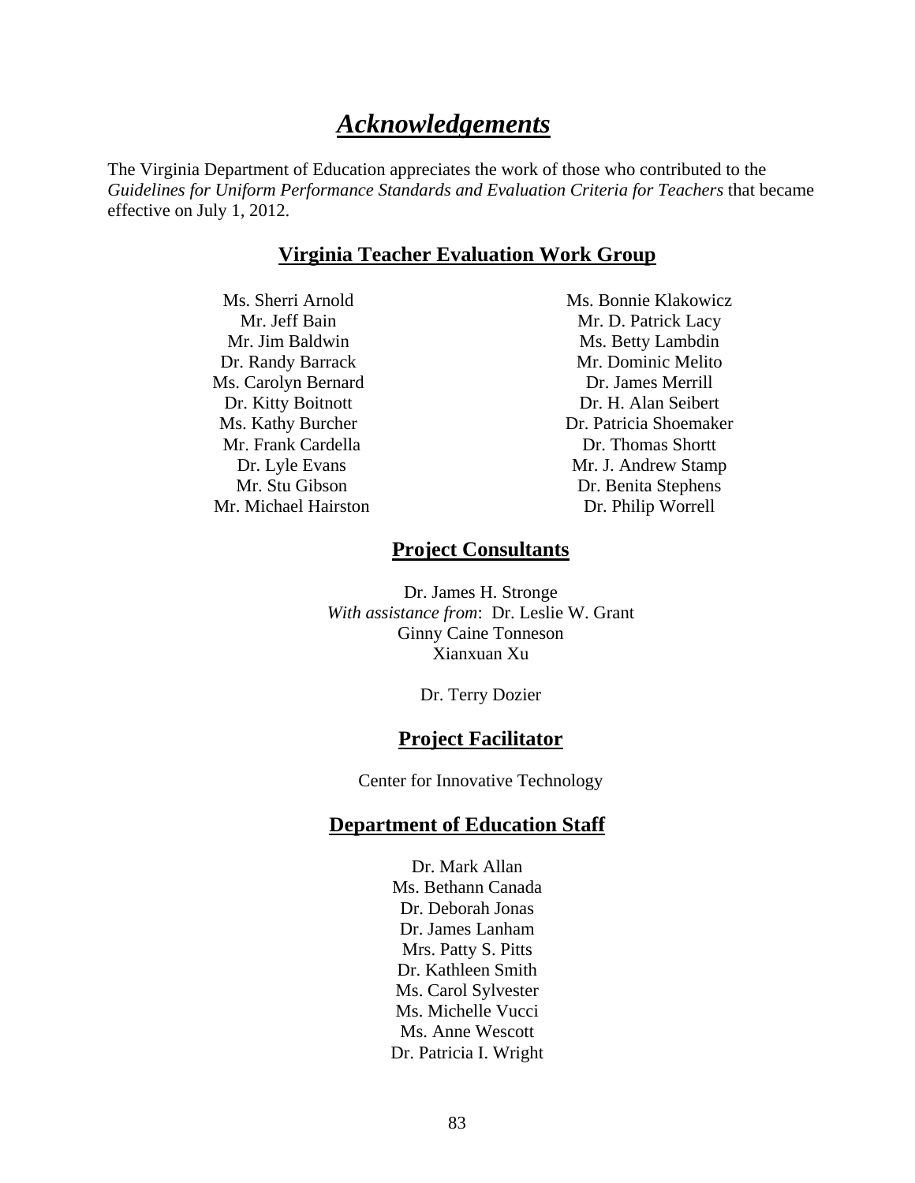# *Acknowledgements*

The Virginia Department of Education appreciates the work of those who contributed to the *Guidelines for Uniform Performance Standards and Evaluation Criteria for Teachers* that became effective on July 1, 2012.

## Virginia Teacher Evaluation Work Group

Ms. Sherri Arnold
Mr. Jeff Bain
Mr. Jim Baldwin
Dr. Randy Barrack
Ms. Carolyn Bernard
Dr. Kitty Boitnott
Ms. Kathy Burcher
Mr. Frank Cardella
Dr. Lyle Evans
Mr. Stu Gibson
Mr. Michael Hairston
Ms. Bonnie Klakowicz
Mr. D. Patrick Lacy
Ms. Betty Lambdin
Mr. Dominic Melito
Dr. James Merrill
Dr. H. Alan Seibert
Dr. Patricia Shoemaker
Dr. Thomas Shortt
Mr. J. Andrew Stamp
Dr. Benita Stephens
Dr. Philip Worrell

## Project Consultants

Dr. James H. Stronge
*With assistance from*: Dr. Leslie W. Grant
Ginny Caine Tonneson
Xianxuan Xu

Dr. Terry Dozier

## Project Facilitator

Center for Innovative Technology

## Department of Education Staff

Dr. Mark Allan
Ms. Bethann Canada
Dr. Deborah Jonas
Dr. James Lanham
Mrs. Patty S. Pitts
Dr. Kathleen Smith
Ms. Carol Sylvester
Ms. Michelle Vucci
Ms. Anne Wescott
Dr. Patricia I. Wright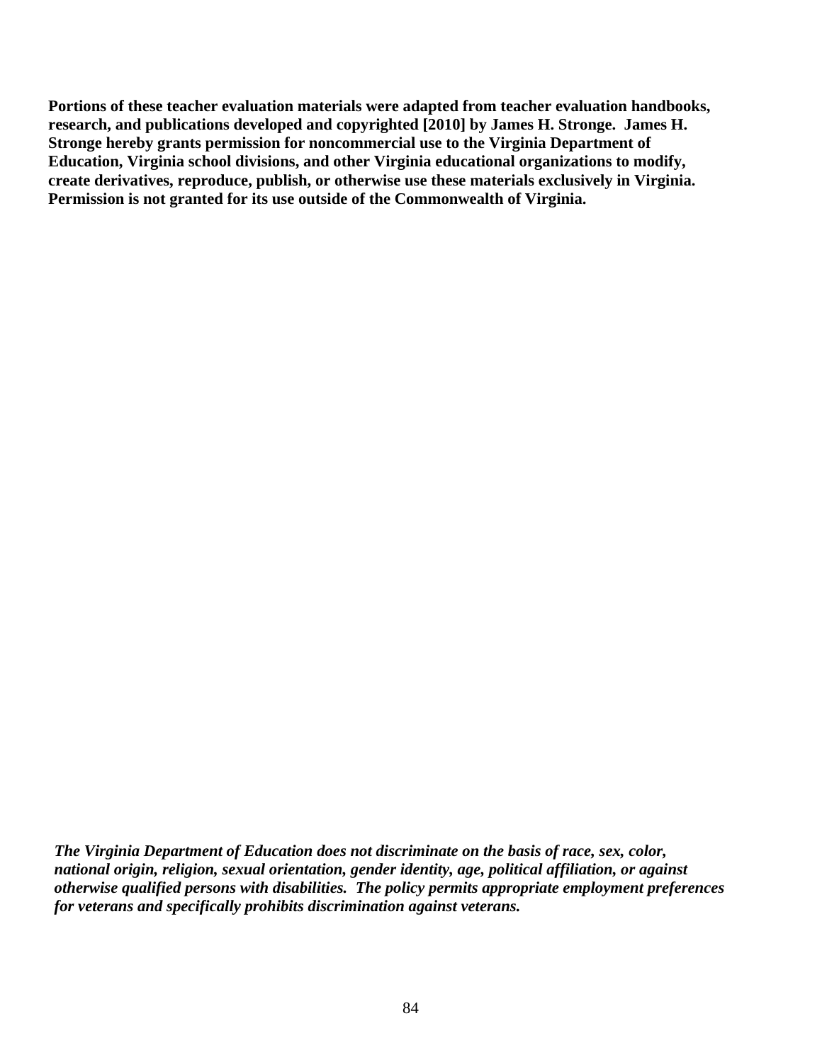**Portions of these teacher evaluation materials were adapted from teacher evaluation handbooks, research, and publications developed and copyrighted [2010] by James H. Stronge. James H. Stronge hereby grants permission for noncommercial use to the Virginia Department of Education, Virginia school divisions, and other Virginia educational organizations to modify, create derivatives, reproduce, publish, or otherwise use these materials exclusively in Virginia. Permission is not granted for its use outside of the Commonwealth of Virginia.**

***The Virginia Department of Education does not discriminate on the basis of race, sex, color, national origin, religion, sexual orientation, gender identity, age, political affiliation, or against otherwise qualified persons with disabilities. The policy permits appropriate employment preferences for veterans and specifically prohibits discrimination against veterans.***